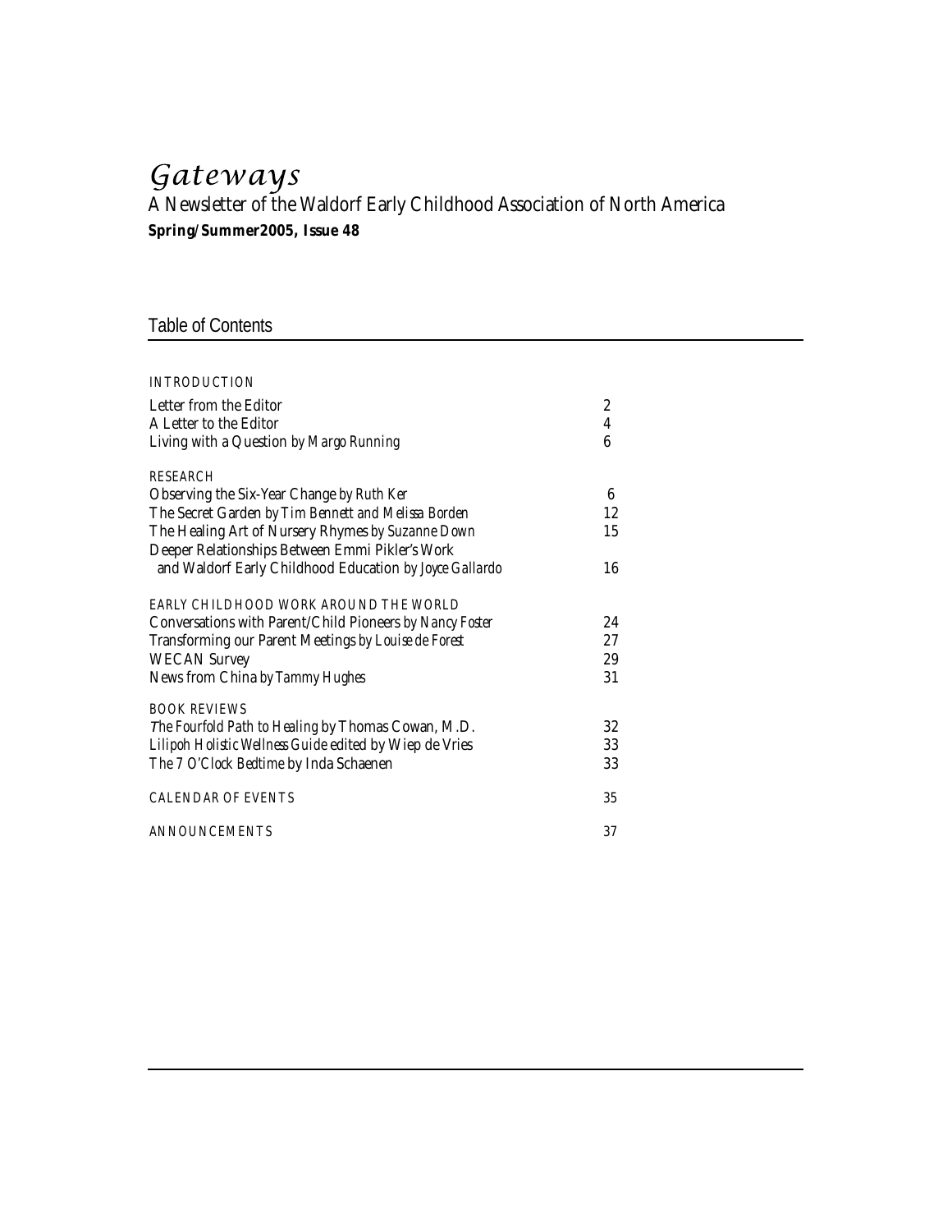# *Gateways*

A Newsletter of the Waldorf Early Childhood Association of North America

**Spring/Summer2005, Issue 48**

## Table of Contents

| | |
|---|---|
| INTRODUCTION | |
| Letter from the Editor | 2 |
| A Letter to the Editor | 4 |
| Living with a Question *by Margo Running* | 6 |
| RESEARCH | |
| Observing the Six-Year Change *by Ruth Ker* | 6 |
| The Secret Garden *by Tim Bennett and Melissa Borden* | 12 |
| The Healing Art of Nursery Rhymes *by Suzanne Down* | 15 |
| Deeper Relationships Between Emmi Pikler's Work and Waldorf Early Childhood Education *by Joyce Gallardo* | 16 |
| EARLY CHILDHOOD WORK AROUND THE WORLD | |
| Conversations with Parent/Child Pioneers *by Nancy Foster* | 24 |
| Transforming our Parent Meetings *by Louise de Forest* | 27 |
| WECAN Survey | 29 |
| News from China *by Tammy Hughes* | 31 |
| BOOK REVIEWS | |
| *The Fourfold Path to Healing* by Thomas Cowan, M.D. | 32 |
| *Lilipoh Holistic Wellness Guide* edited by Wiep de Vries | 33 |
| *The 7 O'Clock Bedtime* by Inda Schaenen | 33 |
| CALENDAR OF EVENTS | 35 |
| ANNOUNCEMENTS | 37 |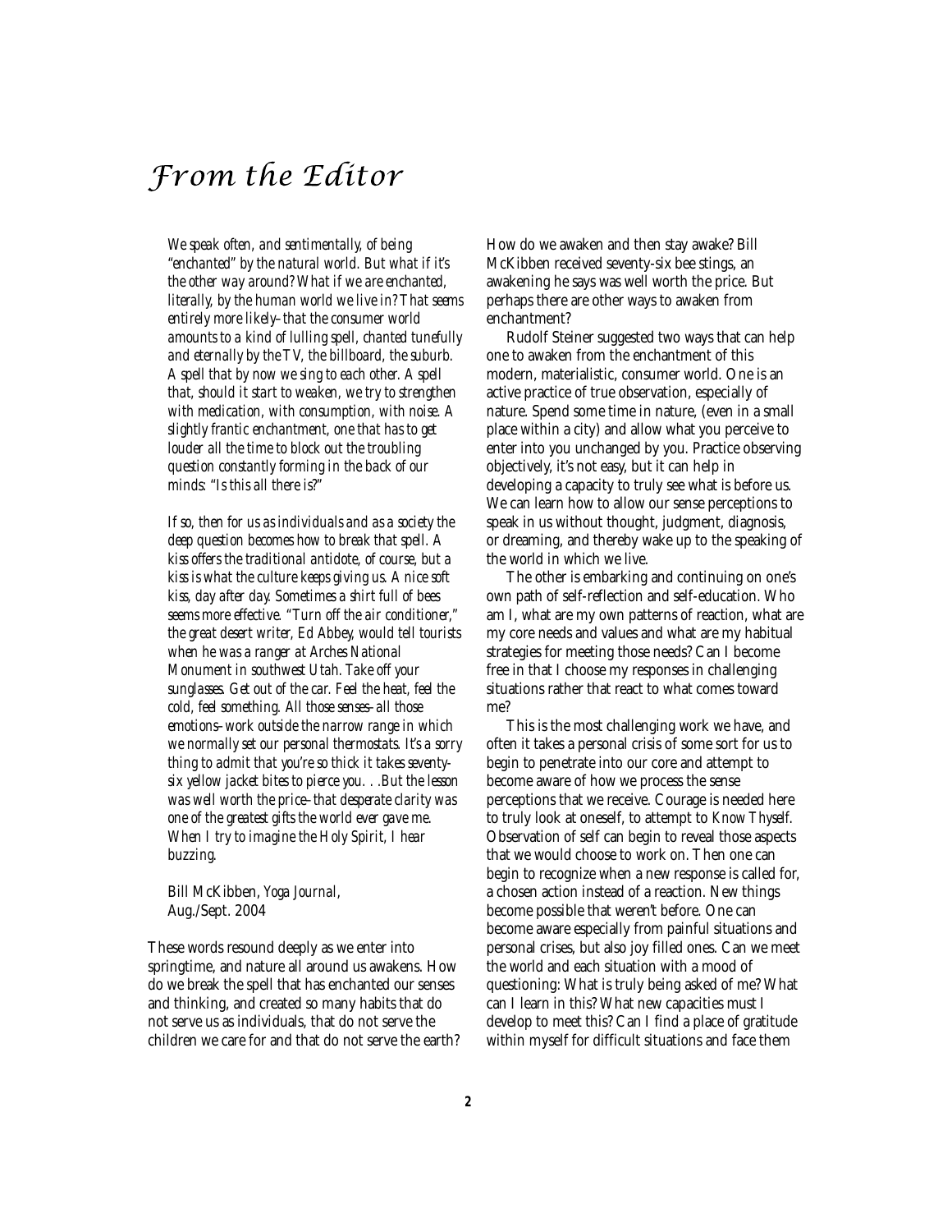# From the Editor

> *We speak often, and sentimentally, of being "enchanted" by the natural world. But what if it's the other way around? What if we are enchanted, literally, by the human world we live in? That seems entirely more likely–that the consumer world amounts to a kind of lulling spell, chanted tunefully and eternally by the TV, the billboard, the suburb. A spell that by now we sing to each other. A spell that, should it start to weaken, we try to strengthen with medication, with consumption, with noise. A slightly frantic enchantment, one that has to get louder all the time to block out the troubling question constantly forming in the back of our minds: "Is this all there is?"*
>
> *If so, then for us as individuals and as a society the deep question becomes how to break that spell. A kiss offers the traditional antidote, of course, but a kiss is what the culture keeps giving us. A nice soft kiss, day after day. Sometimes a shirt full of bees seems more effective. "Turn off the air conditioner," the great desert writer, Ed Abbey, would tell tourists when he was a ranger at Arches National Monument in southwest Utah. Take off your sunglasses. Get out of the car. Feel the heat, feel the cold, feel something. All those senses–all those emotions–work outside the narrow range in which we normally set our personal thermostats. It's a sorry thing to admit that you're so thick it takes seventy-six yellow jacket bites to pierce you. . .But the lesson was well worth the price–that desperate clarity was one of the greatest gifts the world ever gave me. When I try to imagine the Holy Spirit, I hear buzzing.*
>
> Bill McKibben, *Yoga Journal*, Aug./Sept. 2004

These words resound deeply as we enter into springtime, and nature all around us awakens. How do we break the spell that has enchanted our senses and thinking, and created so many habits that do not serve us as individuals, that do not serve the children we care for and that do not serve the earth? How do we awaken and then stay awake? Bill McKibben received seventy-six bee stings, an awakening he says was well worth the price. But perhaps there are other ways to awaken from enchantment?

Rudolf Steiner suggested two ways that can help one to awaken from the enchantment of this modern, materialistic, consumer world. One is an active practice of true observation, especially of nature. Spend some time in nature, (even in a small place within a city) and allow what you perceive to enter into you unchanged by you. Practice observing objectively, it's not easy, but it can help in developing a capacity to truly see what is before us. We can learn how to allow our sense perceptions to speak in us without thought, judgment, diagnosis, or dreaming, and thereby wake up to the speaking of the world in which we live.

The other is embarking and continuing on one's own path of self-reflection and self-education. Who am I, what are my own patterns of reaction, what are my core needs and values and what are my habitual strategies for meeting those needs? Can I become free in that I choose my responses in challenging situations rather that react to what comes toward me?

This is the most challenging work we have, and often it takes a personal crisis of some sort for us to begin to penetrate into our core and attempt to become aware of how we process the sense perceptions that we receive. Courage is needed here to truly look at oneself, to attempt to *Know Thyself*. Observation of self can begin to reveal those aspects that we would choose to work on. Then one can begin to recognize when a new response is called for, a chosen action instead of a reaction. New things become possible that weren't before. One can become aware especially from painful situations and personal crises, but also joy filled ones. Can we meet the world and each situation with a mood of questioning: What is truly being asked of me? What can I learn in this? What new capacities must I develop to meet this? Can I find a place of gratitude within myself for difficult situations and face them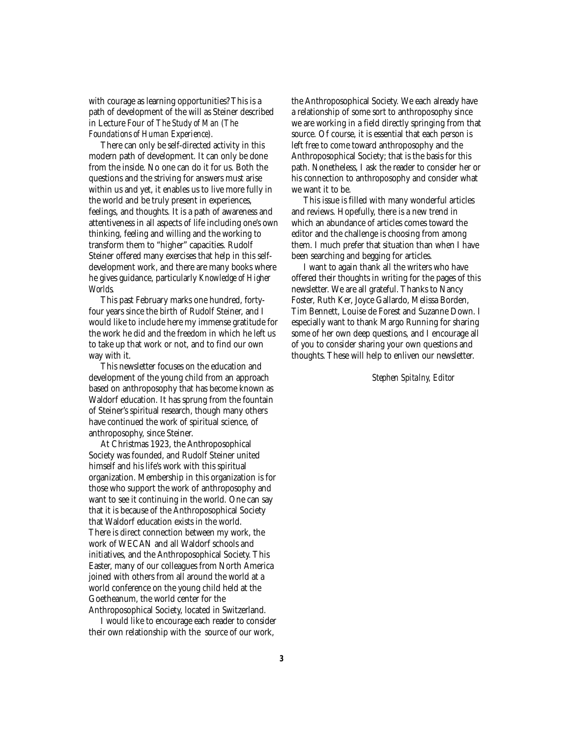with courage as learning opportunities? This is a path of development of the will as Steiner described in Lecture Four of *The Study of Man (The Foundations of Human Experience).*

There can only be self-directed activity in this modern path of development. It can only be done from the inside. No one can do it for us. Both the questions and the striving for answers must arise within us and yet, it enables us to live more fully in the world and be truly present in experiences, feelings, and thoughts. It is a path of awareness and attentiveness in all aspects of life including one's own thinking, feeling and willing and the working to transform them to "higher" capacities. Rudolf Steiner offered many exercises that help in this self-development work, and there are many books where he gives guidance, particularly *Knowledge of Higher Worlds.*

This past February marks one hundred, forty-four years since the birth of Rudolf Steiner, and I would like to include here my immense gratitude for the work he did and the freedom in which he left us to take up that work or not, and to find our own way with it.

This newsletter focuses on the education and development of the young child from an approach based on anthroposophy that has become known as Waldorf education. It has sprung from the fountain of Steiner's spiritual research, though many others have continued the work of spiritual science, of anthroposophy, since Steiner.

At Christmas 1923, the Anthroposophical Society was founded, and Rudolf Steiner united himself and his life's work with this spiritual organization. Membership in this organization is for those who support the work of anthroposophy and want to see it continuing in the world. One can say that it is because of the Anthroposophical Society that Waldorf education exists in the world. There is direct connection between my work, the work of WECAN and all Waldorf schools and initiatives, and the Anthroposophical Society. This Easter, many of our colleagues from North America joined with others from all around the world at a world conference on the young child held at the Goetheanum, the world center for the Anthroposophical Society, located in Switzerland.

I would like to encourage each reader to consider their own relationship with the source of our work, the Anthroposophical Society. We each already have a relationship of some sort to anthroposophy since we are working in a field directly springing from that source. Of course, it is essential that each person is left free to come toward anthroposophy and the Anthroposophical Society; that is the basis for this path. Nonetheless, I ask the reader to consider her or his connection to anthroposophy and consider what we want it to be.

This issue is filled with many wonderful articles and reviews. Hopefully, there is a new trend in which an abundance of articles comes toward the editor and the challenge is choosing from among them. I much prefer that situation than when I have been searching and begging for articles.

I want to again thank all the writers who have offered their thoughts in writing for the pages of this newsletter. We are all grateful. Thanks to Nancy Foster, Ruth Ker, Joyce Gallardo, Melissa Borden, Tim Bennett, Louise de Forest and Suzanne Down. I especially want to thank Margo Running for sharing some of her own deep questions, and I encourage all of you to consider sharing your own questions and thoughts. These will help to enliven our newsletter.

*Stephen Spitalny, Editor*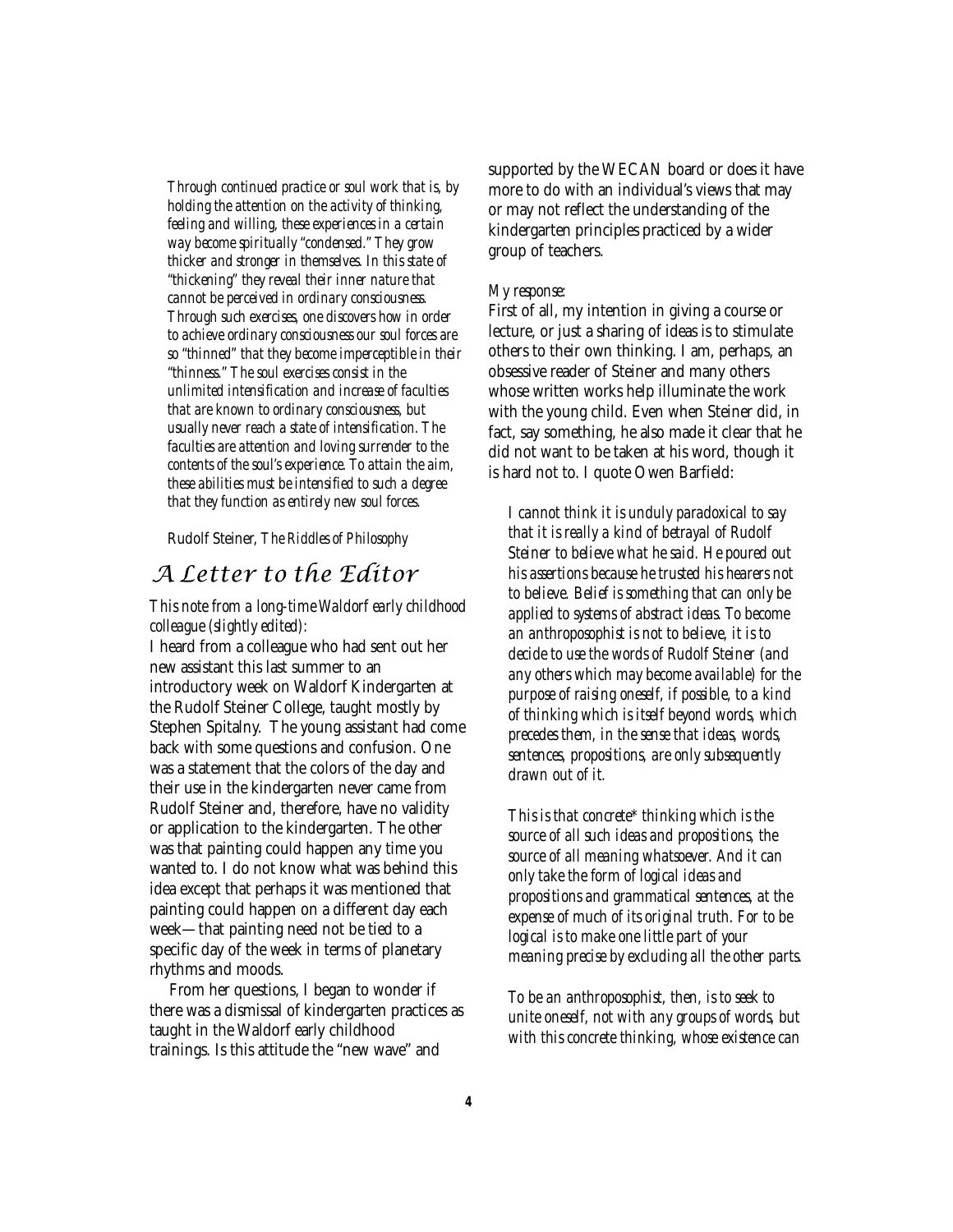*Through continued practice or soul work that is, by holding the attention on the activity of thinking, feeling and willing, these experiences in a certain way become spiritually "condensed." They grow thicker and stronger in themselves. In this state of "thickening" they reveal their inner nature that cannot be perceived in ordinary consciousness. Through such exercises, one discovers how in order to achieve ordinary consciousness our soul forces are so "thinned" that they become imperceptible in their "thinness." The soul exercises consist in the unlimited intensification and increase of faculties that are known to ordinary consciousness, but usually never reach a state of intensification. The faculties are attention and loving surrender to the contents of the soul's experience. To attain the aim, these abilities must be intensified to such a degree that they function as entirely new soul forces.*

Rudolf Steiner, *The Riddles of Philosophy*

# A Letter to the Editor

*This note from a long-time Waldorf early childhood colleague (slightly edited):*

I heard from a colleague who had sent out her new assistant this last summer to an introductory week on Waldorf Kindergarten at the Rudolf Steiner College, taught mostly by Stephen Spitalny. The young assistant had come back with some questions and confusion. One was a statement that the colors of the day and their use in the kindergarten never came from Rudolf Steiner and, therefore, have no validity or application to the kindergarten. The other was that painting could happen any time you wanted to. I do not know what was behind this idea except that perhaps it was mentioned that painting could happen on a different day each week—that painting need not be tied to a specific day of the week in terms of planetary rhythms and moods.

From her questions, I began to wonder if there was a dismissal of kindergarten practices as taught in the Waldorf early childhood trainings. Is this attitude the "new wave" and supported by the WECAN board or does it have more to do with an individual's views that may or may not reflect the understanding of the kindergarten principles practiced by a wider group of teachers.

*My response:*

First of all, my intention in giving a course or lecture, or just a sharing of ideas is to stimulate others to their own thinking. I am, perhaps, an obsessive reader of Steiner and many others whose written works help illuminate the work with the young child. Even when Steiner did, in fact, say something, he also made it clear that he did not want to be taken at his word, though it is hard not to. I quote Owen Barfield:

*I cannot think it is unduly paradoxical to say that it is really a kind of betrayal of Rudolf Steiner to believe what he said. He poured out his assertions because he trusted his hearers not to believe. Belief is something that can only be applied to systems of abstract ideas. To become an anthroposophist is not to believe, it is to decide to use the words of Rudolf Steiner (and any others which may become available) for the purpose of raising oneself, if possible, to a kind of thinking which is itself beyond words, which precedes them, in the sense that ideas, words, sentences, propositions, are only subsequently drawn out of it.*

*This is that concrete\* thinking which is the source of all such ideas and propositions, the source of all meaning whatsoever. And it can only take the form of logical ideas and propositions and grammatical sentences, at the expense of much of its original truth. For to be logical is to make one little part of your meaning precise by excluding all the other parts.*

*To be an anthroposophist, then, is to seek to unite oneself, not with any groups of words, but with this concrete thinking, whose existence can*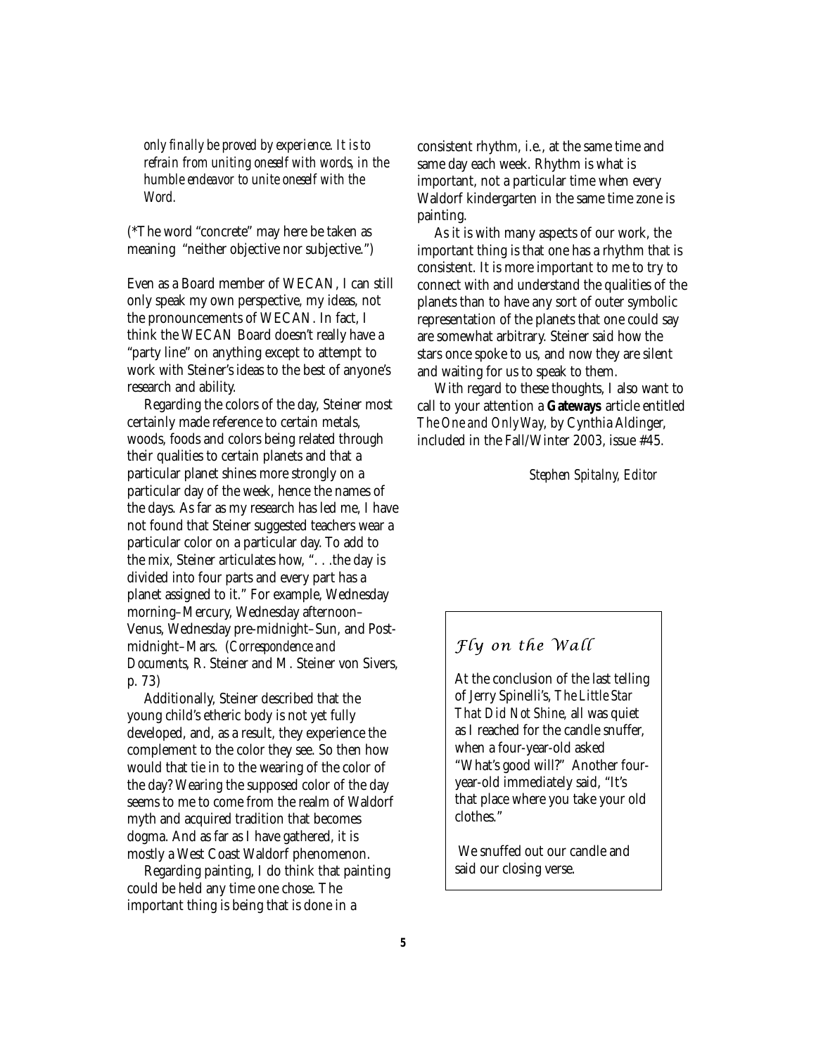*only finally be proved by experience. It is to refrain from uniting oneself with words, in the humble endeavor to unite oneself with the Word.*

(*The word "concrete" may here be taken as meaning "neither objective nor subjective.")

Even as a Board member of WECAN, I can still only speak my own perspective, my ideas, not the pronouncements of WECAN. In fact, I think the WECAN Board doesn't really have a "party line" on anything except to attempt to work with Steiner's ideas to the best of anyone's research and ability.

Regarding the colors of the day, Steiner most certainly made reference to certain metals, woods, foods and colors being related through their qualities to certain planets and that a particular planet shines more strongly on a particular day of the week, hence the names of the days. As far as my research has led me, I have not found that Steiner suggested teachers wear a particular color on a particular day. To add to the mix, Steiner articulates how, ". . .the day is divided into four parts and every part has a planet assigned to it." For example, Wednesday morning–Mercury, Wednesday afternoon–Venus, Wednesday pre-midnight–Sun, and Post-midnight–Mars. (*Correspondence and Documents*, R. Steiner and M. Steiner von Sivers, p. 73)

Additionally, Steiner described that the young child's etheric body is not yet fully developed, and, as a result, they experience the complement to the color they see. So then how would that tie in to the wearing of the color of the day? Wearing the supposed color of the day seems to me to come from the realm of Waldorf myth and acquired tradition that becomes dogma. And as far as I have gathered, it is mostly a West Coast Waldorf phenomenon.

Regarding painting, I do think that painting could be held any time one chose. The important thing is being that is done in a consistent rhythm, i.e., at the same time and same day each week. Rhythm is what is important, not a particular time when every Waldorf kindergarten in the same time zone is painting.

As it is with many aspects of our work, the important thing is that one has a rhythm that is consistent. It is more important to me to try to connect with and understand the qualities of the planets than to have any sort of outer symbolic representation of the planets that one could say are somewhat arbitrary. Steiner said how the stars once spoke to us, and now they are silent and waiting for us to speak to them.

With regard to these thoughts, I also want to call to your attention a **Gateways** article entitled *The One and Only Way*, by Cynthia Aldinger, included in the Fall/Winter 2003, issue #45.

*Stephen Spitalny, Editor*

## *Fly on the Wall*

At the conclusion of the last telling of Jerry Spinelli's, *The Little Star That Did Not Shine*, all was quiet as I reached for the candle snuffer, when a four-year-old asked "What's good will?" Another four-year-old immediately said, "It's that place where you take your old clothes."

We snuffed out our candle and said our closing verse.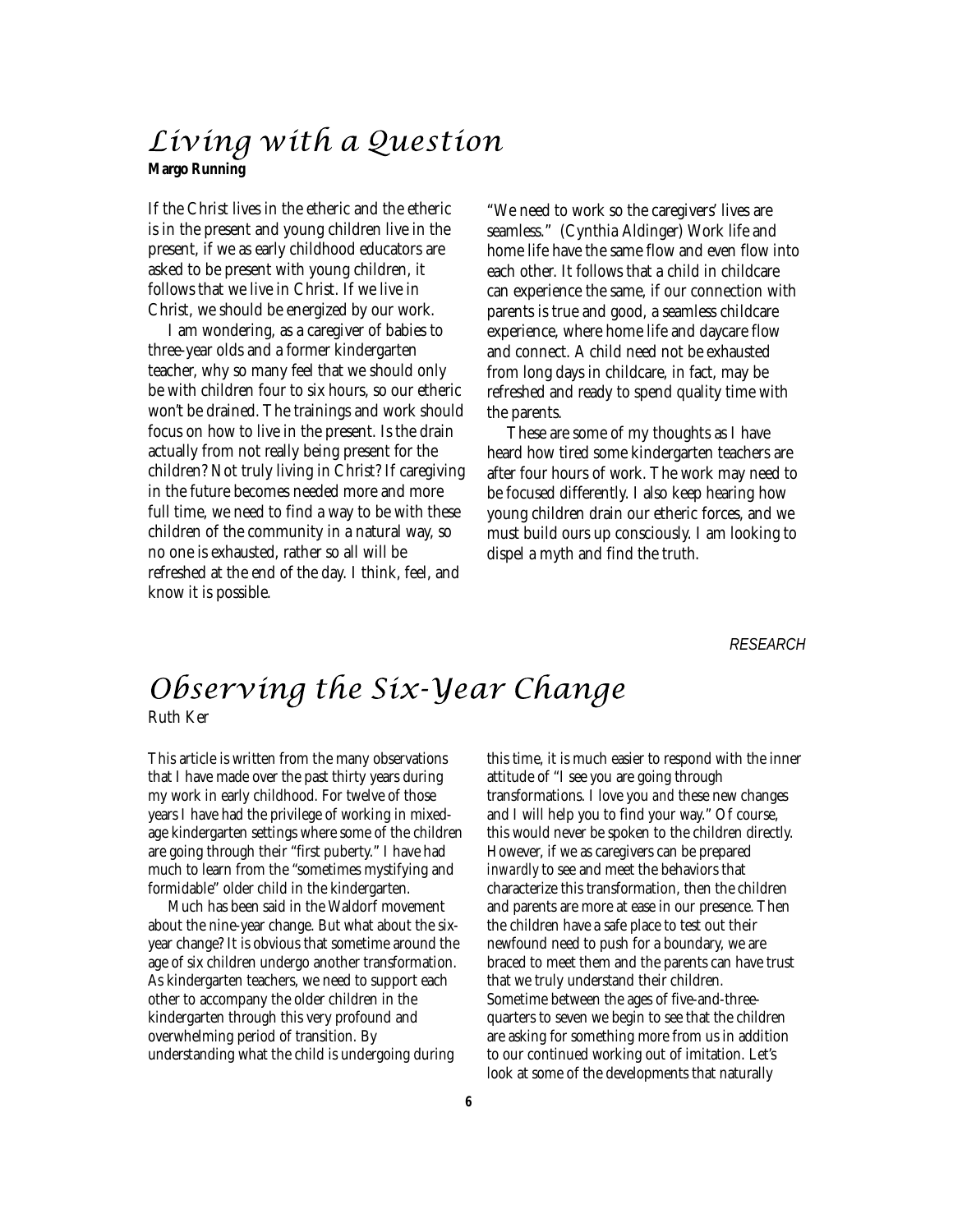# Living with a Question

**Margo Running**

If the Christ lives in the etheric and the etheric is in the present and young children live in the present, if we as early childhood educators are asked to be present with young children, it follows that we live in Christ. If we live in Christ, we should be energized by our work.

I am wondering, as a caregiver of babies to three-year olds and a former kindergarten teacher, why so many feel that we should only be with children four to six hours, so our etheric won't be drained. The trainings and work should focus on how to live in the present. Is the drain actually from not really being present for the children? Not truly living in Christ? If caregiving in the future becomes needed more and more full time, we need to find a way to be with these children of the community in a natural way, so no one is exhausted, rather so all will be refreshed at the end of the day. I think, feel, and know it is possible.

"We need to work so the caregivers' lives are seamless." (Cynthia Aldinger) Work life and home life have the same flow and even flow into each other. It follows that a child in childcare can experience the same, if our connection with parents is true and good, a seamless childcare experience, where home life and daycare flow and connect. A child need not be exhausted from long days in childcare, in fact, may be refreshed and ready to spend quality time with the parents.

These are some of my thoughts as I have heard how tired some kindergarten teachers are after four hours of work. The work may need to be focused differently. I also keep hearing how young children drain our etheric forces, and we must build ours up consciously. I am looking to dispel a myth and find the truth.

*RESEARCH*

# Observing the Six-Year Change

Ruth Ker

This article is written from the many observations that I have made over the past thirty years during my work in early childhood. For twelve of those years I have had the privilege of working in mixed-age kindergarten settings where some of the children are going through their "first puberty." I have had much to learn from the "sometimes mystifying and formidable" older child in the kindergarten.

Much has been said in the Waldorf movement about the nine-year change. But what about the six-year change? It is obvious that sometime around the age of six children undergo another transformation. As kindergarten teachers, we need to support each other to accompany the older children in the kindergarten through this very profound and overwhelming period of transition. By understanding what the child is undergoing during this time, it is much easier to respond with the inner attitude of "I see you are going through transformations. I love you *and* these new changes and I will help you to find your way." Of course, this would never be spoken to the children directly. However, if we as caregivers can be prepared *inwardly* to see and meet the behaviors that characterize this transformation, then the children and parents are more at ease in our presence. Then the children have a safe place to test out their newfound need to push for a boundary, we are braced to meet them and the parents can have trust that we truly understand their children.

Sometime between the ages of five-and-three-quarters to seven we begin to see that the children are asking for something more from us in addition to our continued working out of imitation. Let's look at some of the developments that naturally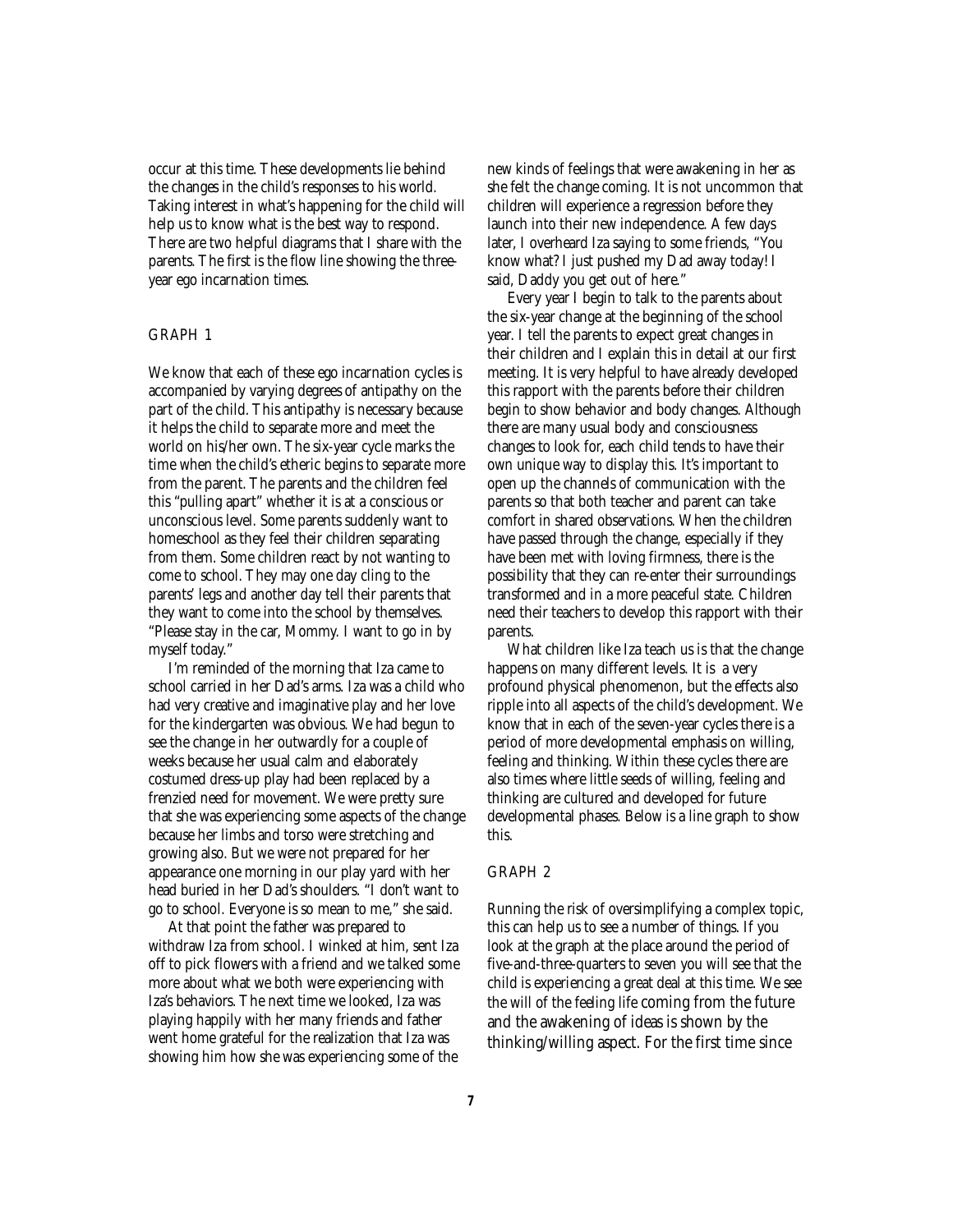occur at this time. These developments lie behind the changes in the child's responses to his world. Taking interest in what's happening for the child will help us to know what is the best way to respond. There are two helpful diagrams that I share with the parents. The first is the flow line showing the three-year ego incarnation times.

GRAPH 1

We know that each of these ego incarnation cycles is accompanied by varying degrees of antipathy on the part of the child. This antipathy is necessary because it helps the child to separate more and meet the world on his/her own. The six-year cycle marks the time when the child's etheric begins to separate more from the parent. The parents and the children feel this "pulling apart" whether it is at a conscious or unconscious level. Some parents suddenly want to homeschool as they feel their children separating from them. Some children react by not wanting to come to school. They may one day cling to the parents' legs and another day tell their parents that they want to come into the school by themselves. "Please stay in the car, Mommy. I want to go in by myself today."

I'm reminded of the morning that Iza came to school carried in her Dad's arms. Iza was a child who had very creative and imaginative play and her love for the kindergarten was obvious. We had begun to see the change in her outwardly for a couple of weeks because her usual calm and elaborately costumed dress-up play had been replaced by a frenzied need for movement. We were pretty sure that she was experiencing some aspects of the change because her limbs and torso were stretching and growing also. But we were not prepared for her appearance one morning in our play yard with her head buried in her Dad's shoulders. "I don't want to go to school. Everyone is so mean to me," she said.

At that point the father was prepared to withdraw Iza from school. I winked at him, sent Iza off to pick flowers with a friend and we talked some more about what we both were experiencing with Iza's behaviors. The next time we looked, Iza was playing happily with her many friends and father went home grateful for the realization that Iza was showing him how she was experiencing some of the new kinds of feelings that were awakening in her as she felt the change coming. It is not uncommon that children will experience a regression before they launch into their new independence. A few days later, I overheard Iza saying to some friends, "You know what? I just pushed my Dad away today! I said, Daddy you get out of here."

Every year I begin to talk to the parents about the six-year change at the beginning of the school year. I tell the parents to expect great changes in their children and I explain this in detail at our first meeting. It is very helpful to have already developed this rapport with the parents before their children begin to show behavior and body changes. Although there are many usual body and consciousness changes to look for, each child tends to have their own unique way to display this. It's important to open up the channels of communication with the parents so that both teacher and parent can take comfort in shared observations. When the children have passed through the change, especially if they have been met with loving firmness, there is the possibility that they can re-enter their surroundings transformed and in a more peaceful state. Children need their teachers to develop this rapport with their parents.

What children like Iza teach us is that the change happens on many different levels. It is a very profound physical phenomenon, but the effects also ripple into all aspects of the child's development. We know that in each of the seven-year cycles there is a period of more developmental emphasis on willing, feeling and thinking. Within these cycles there are also times where little seeds of willing, feeling and thinking are cultured and developed for future developmental phases. Below is a line graph to show this.

GRAPH 2

Running the risk of oversimplifying a complex topic, this can help us to see a number of things. If you look at the graph at the place around the period of five-and-three-quarters to seven you will see that the child is experiencing a great deal at this time. We see the will of the feeling life coming from the future and the awakening of ideas is shown by the thinking/willing aspect. For the first time since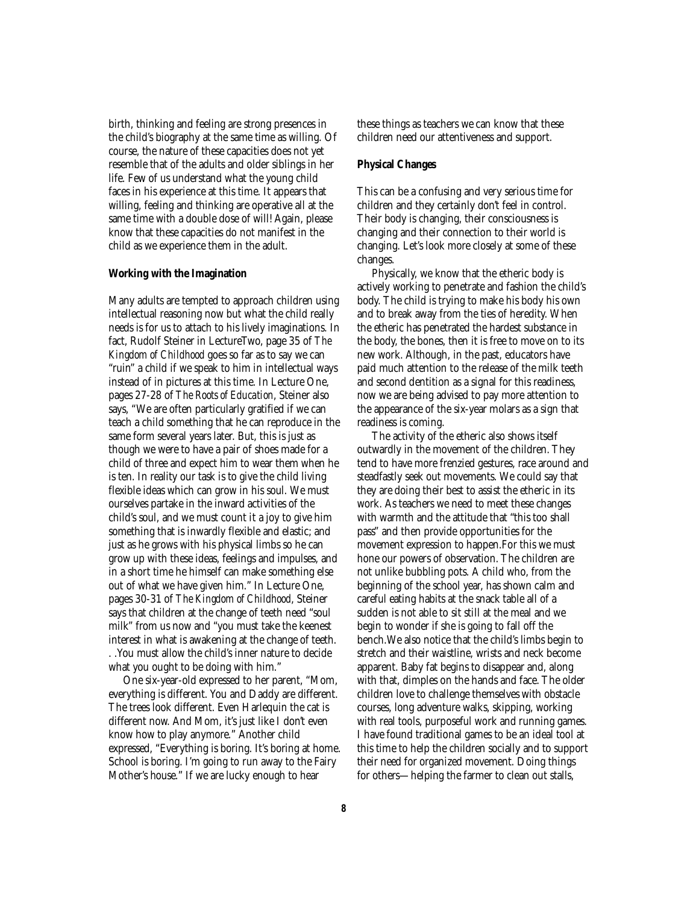birth, thinking and feeling are strong presences in the child's biography at the same time as willing. Of course, the nature of these capacities does not yet resemble that of the adults and older siblings in her life. Few of us understand what the young child faces in his experience at this time. It appears that willing, feeling and thinking are operative all at the same time with a double dose of will! Again, please know that these capacities do not manifest in the child as we experience them in the adult.

**Working with the Imagination**

Many adults are tempted to approach children using intellectual reasoning now but what the child really needs is for us to attach to his lively imaginations. In fact, Rudolf Steiner in LectureTwo, page 35 of *The Kingdom of Childhood* goes so far as to say we can "ruin" a child if we speak to him in intellectual ways instead of in pictures at this time. In Lecture One, pages 27-28 of *The Roots of Education*, Steiner also says, "We are often particularly gratified if we can teach a child something that he can reproduce in the same form several years later. But, this is just as though we were to have a pair of shoes made for a child of three and expect him to wear them when he is ten. In reality our task is to give the child living flexible ideas which can grow in his soul. We must ourselves partake in the inward activities of the child's soul, and we must count it a joy to give him something that is inwardly flexible and elastic; and just as he grows with his physical limbs so he can grow up with these ideas, feelings and impulses, and in a short time he himself can make something else out of what we have given him." In Lecture One, pages 30-31 of *The Kingdom of Childhood*, Steiner says that children at the change of teeth need "soul milk" from us now and "you must take the keenest interest in what is awakening at the change of teeth. . .You must allow the child's inner nature to decide what you ought to be doing with him."

One six-year-old expressed to her parent, "Mom, everything is different. You and Daddy are different. The trees look different. Even Harlequin the cat is different now. And Mom, it's just like I don't even know how to play anymore." Another child expressed, "Everything is boring. It's boring at home. School is boring. I'm going to run away to the Fairy Mother's house." If we are lucky enough to hear these things as teachers we can know that these children need our attentiveness and support.

**Physical Changes**

This can be a confusing and very serious time for children and they certainly don't feel in control. Their body is changing, their consciousness is changing and their connection to their world is changing. Let's look more closely at some of these changes.

Physically, we know that the etheric body is actively working to penetrate and fashion the child's body. The child is trying to make his body his own and to break away from the ties of heredity. When the etheric has penetrated the hardest substance in the body, the bones, then it is free to move on to its new work. Although, in the past, educators have paid much attention to the release of the milk teeth and second dentition as a signal for this readiness, now we are being advised to pay more attention to the appearance of the six-year molars as a sign that readiness is coming.

The activity of the etheric also shows itself outwardly in the movement of the children. They tend to have more frenzied gestures, race around and steadfastly seek out movements. We could say that they are doing their best to assist the etheric in its work. As teachers we need to meet these changes with warmth and the attitude that "this too shall pass" and then provide opportunities for the movement expression to happen.For this we must hone our powers of observation. The children are not unlike bubbling pots. A child who, from the beginning of the school year, has shown calm and careful eating habits at the snack table all of a sudden is not able to sit still at the meal and we begin to wonder if she is going to fall off the bench.We also notice that the child's limbs begin to stretch and their waistline, wrists and neck become apparent. Baby fat begins to disappear and, along with that, dimples on the hands and face. The older children love to challenge themselves with obstacle courses, long adventure walks, skipping, working with real tools, purposeful work and running games. I have found traditional games to be an ideal tool at this time to help the children socially and to support their need for organized movement. Doing things for others—helping the farmer to clean out stalls,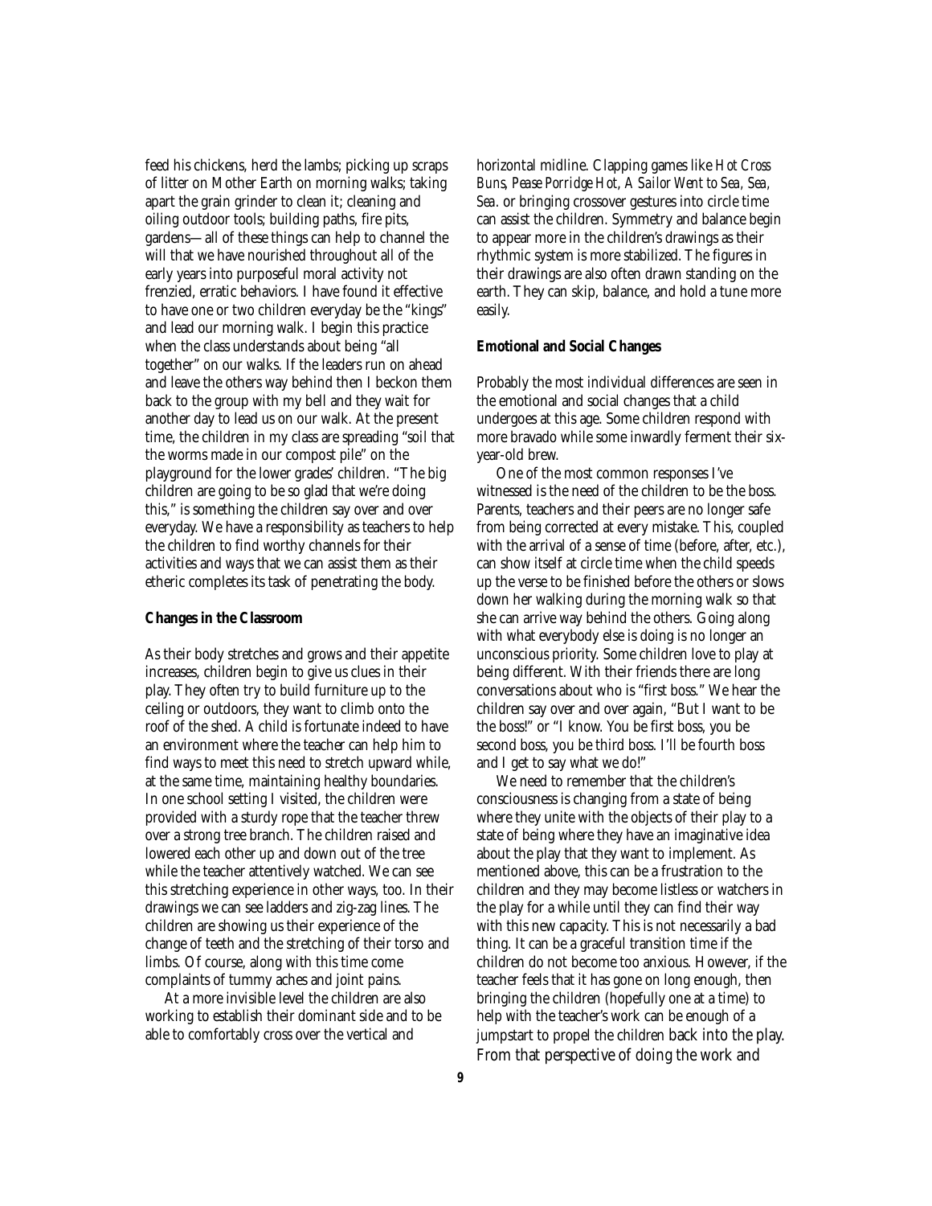feed his chickens, herd the lambs; picking up scraps of litter on Mother Earth on morning walks; taking apart the grain grinder to clean it; cleaning and oiling outdoor tools; building paths, fire pits, gardens—all of these things can help to channel the will that we have nourished throughout all of the early years into purposeful moral activity not frenzied, erratic behaviors. I have found it effective to have one or two children everyday be the "kings" and lead our morning walk. I begin this practice when the class understands about being "all together" on our walks. If the leaders run on ahead and leave the others way behind then I beckon them back to the group with my bell and they wait for another day to lead us on our walk. At the present time, the children in my class are spreading "soil that the worms made in our compost pile" on the playground for the lower grades' children. "The big children are going to be so glad that we're doing this," is something the children say over and over everyday. We have a responsibility as teachers to help the children to find worthy channels for their activities and ways that we can assist them as their etheric completes its task of penetrating the body.

**Changes in the Classroom**

As their body stretches and grows and their appetite increases, children begin to give us clues in their play. They often try to build furniture up to the ceiling or outdoors, they want to climb onto the roof of the shed. A child is fortunate indeed to have an environment where the teacher can help him to find ways to meet this need to stretch upward while, at the same time, maintaining healthy boundaries. In one school setting I visited, the children were provided with a sturdy rope that the teacher threw over a strong tree branch. The children raised and lowered each other up and down out of the tree while the teacher attentively watched. We can see this stretching experience in other ways, too. In their drawings we can see ladders and zig-zag lines. The children are showing us their experience of the change of teeth and the stretching of their torso and limbs. Of course, along with this time come complaints of tummy aches and joint pains.

At a more invisible level the children are also working to establish their dominant side and to be able to comfortably cross over the vertical and horizontal midline. Clapping games like *Hot Cross Buns*, *Pease Porridge Hot*, *A Sailor Went to Sea, Sea, Sea*. or bringing crossover gestures into circle time can assist the children. Symmetry and balance begin to appear more in the children's drawings as their rhythmic system is more stabilized. The figures in their drawings are also often drawn standing on the earth. They can skip, balance, and hold a tune more easily.

**Emotional and Social Changes**

Probably the most individual differences are seen in the emotional and social changes that a child undergoes at this age. Some children respond with more bravado while some inwardly ferment their six-year-old brew.

One of the most common responses I've witnessed is the need of the children to be the boss. Parents, teachers and their peers are no longer safe from being corrected at every mistake. This, coupled with the arrival of a sense of time (before, after, etc.), can show itself at circle time when the child speeds up the verse to be finished before the others or slows down her walking during the morning walk so that she can arrive way behind the others. Going along with what everybody else is doing is no longer an unconscious priority. Some children love to play at being different. With their friends there are long conversations about who is "first boss." We hear the children say over and over again, "But I want to be the boss!" or "I know. You be first boss, you be second boss, you be third boss. I'll be fourth boss and I get to say what we do!"

We need to remember that the children's consciousness is changing from a state of being where they unite with the objects of their play to a state of being where they have an imaginative idea about the play that they want to implement. As mentioned above, this can be a frustration to the children and they may become listless or watchers in the play for a while until they can find their way with this new capacity. This is not necessarily a bad thing. It can be a graceful transition time if the children do not become too anxious. However, if the teacher feels that it has gone on long enough, then bringing the children (hopefully one at a time) to help with the teacher's work can be enough of a jumpstart to propel the children back into the play. From that perspective of doing the work and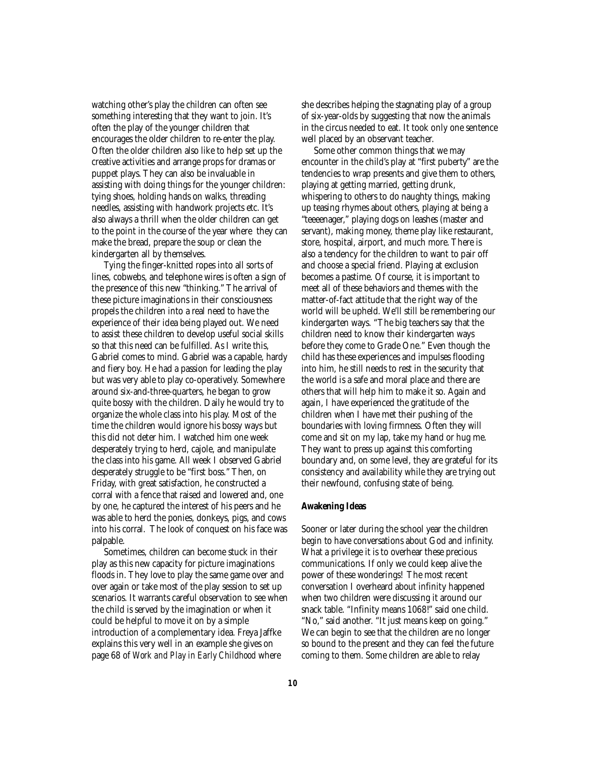watching other's play the children can often see something interesting that they want to join. It's often the play of the younger children that encourages the older children to re-enter the play. Often the older children also like to help set up the creative activities and arrange props for dramas or puppet plays. They can also be invaluable in assisting with doing things for the younger children: tying shoes, holding hands on walks, threading needles, assisting with handwork projects etc. It's also always a thrill when the older children can get to the point in the course of the year where they can make the bread, prepare the soup or clean the kindergarten all by themselves.

Tying the finger-knitted ropes into all sorts of lines, cobwebs, and telephone wires is often a sign of the presence of this new "thinking." The arrival of these picture imaginations in their consciousness propels the children into a real need to have the experience of their idea being played out. We need to assist these children to develop useful social skills so that this need can be fulfilled. As I write this, Gabriel comes to mind. Gabriel was a capable, hardy and fiery boy. He had a passion for leading the play but was very able to play co-operatively. Somewhere around six-and-three-quarters, he began to grow quite bossy with the children. Daily he would try to organize the whole class into his play. Most of the time the children would ignore his bossy ways but this did not deter him. I watched him one week desperately trying to herd, cajole, and manipulate the class into his game. All week I observed Gabriel desperately struggle to be "first boss." Then, on Friday, with great satisfaction, he constructed a corral with a fence that raised and lowered and, one by one, he captured the interest of his peers and he was able to herd the ponies, donkeys, pigs, and cows into his corral. The look of conquest on his face was palpable.

Sometimes, children can become stuck in their play as this new capacity for picture imaginations floods in. They love to play the same game over and over again or take most of the play session to set up scenarios. It warrants careful observation to see when the child is served by the imagination or when it could be helpful to move it on by a simple introduction of a complementary idea. Freya Jaffke explains this very well in an example she gives on page 68 of *Work and Play in Early Childhood* where she describes helping the stagnating play of a group of six-year-olds by suggesting that now the animals in the circus needed to eat. It took only one sentence well placed by an observant teacher.

Some other common things that we may encounter in the child's play at "first puberty" are the tendencies to wrap presents and give them to others, playing at getting married, getting drunk, whispering to others to do naughty things, making up teasing rhymes about others, playing at being a "teeeenager," playing dogs on leashes (master and servant), making money, theme play like restaurant, store, hospital, airport, and much more. There is also a tendency for the children to want to pair off and choose a special friend. Playing at exclusion becomes a pastime. Of course, it is important to meet all of these behaviors and themes with the matter-of-fact attitude that the right way of the world will be upheld. We'll still be remembering our kindergarten ways. "The big teachers say that the children need to know their kindergarten ways before they come to Grade One." Even though the child has these experiences and impulses flooding into him, he still needs to rest in the security that the world is a safe and moral place and there are others that will help him to make it so. Again and again, I have experienced the gratitude of the children when I have met their pushing of the boundaries with loving firmness. Often they will come and sit on my lap, take my hand or hug me. They want to press up against this comforting boundary and, on some level, they are grateful for its consistency and availability while they are trying out their newfound, confusing state of being.

**Awakening Ideas**

Sooner or later during the school year the children begin to have conversations about God and infinity. What a privilege it is to overhear these precious communications. If only we could keep alive the power of these wonderings! The most recent conversation I overheard about infinity happened when two children were discussing it around our snack table. "Infinity means 1068!" said one child. "No," said another. "It just means keep on going." We can begin to see that the children are no longer so bound to the present and they can feel the future coming to them. Some children are able to relay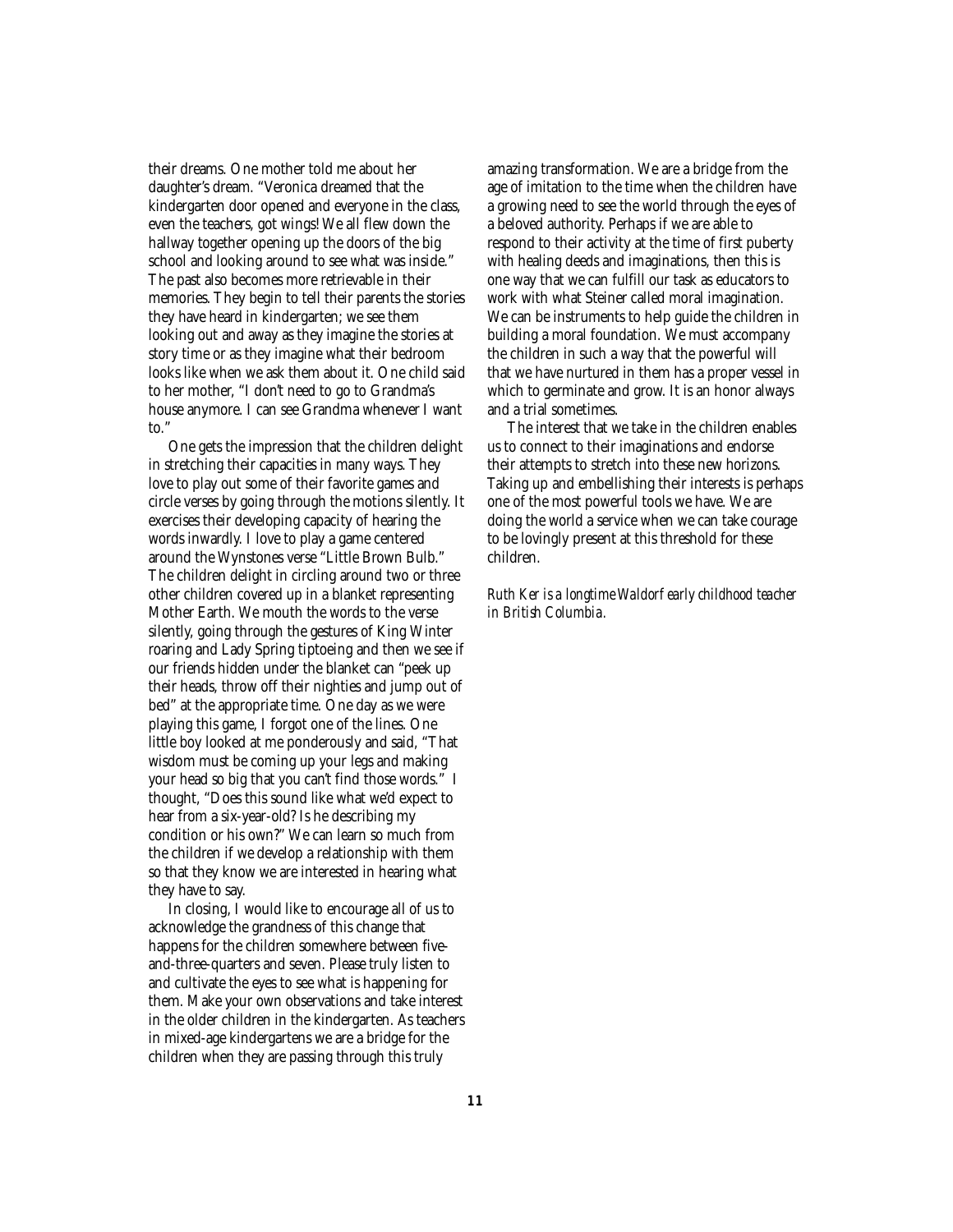their dreams. One mother told me about her daughter's dream. "Veronica dreamed that the kindergarten door opened and everyone in the class, even the teachers, got wings! We all flew down the hallway together opening up the doors of the big school and looking around to see what was inside." The past also becomes more retrievable in their memories. They begin to tell their parents the stories they have heard in kindergarten; we see them looking out and away as they imagine the stories at story time or as they imagine what their bedroom looks like when we ask them about it. One child said to her mother, "I don't need to go to Grandma's house anymore. I can see Grandma whenever I want to."

One gets the impression that the children delight in stretching their capacities in many ways. They love to play out some of their favorite games and circle verses by going through the motions silently. It exercises their developing capacity of hearing the words inwardly. I love to play a game centered around the Wynstones verse "Little Brown Bulb." The children delight in circling around two or three other children covered up in a blanket representing Mother Earth. We mouth the words to the verse silently, going through the gestures of King Winter roaring and Lady Spring tiptoeing and then we see if our friends hidden under the blanket can "peek up their heads, throw off their nighties and jump out of bed" at the appropriate time. One day as we were playing this game, I forgot one of the lines. One little boy looked at me ponderously and said, "That wisdom must be coming up your legs and making your head so big that you can't find those words." I thought, "Does this sound like what we'd expect to hear from a six-year-old? Is he describing my condition or his own?" We can learn so much from the children if we develop a relationship with them so that they know we are interested in hearing what they have to say.

In closing, I would like to encourage all of us to acknowledge the grandness of this change that happens for the children somewhere between five-and-three-quarters and seven. Please truly listen to and cultivate the eyes to see what is happening for them. Make your own observations and take interest in the older children in the kindergarten. As teachers in mixed-age kindergartens we are a bridge for the children when they are passing through this truly amazing transformation. We are a bridge from the age of imitation to the time when the children have a growing need to see the world through the eyes of a beloved authority. Perhaps if we are able to respond to their activity at the time of first puberty with healing deeds and imaginations, then this is one way that we can fulfill our task as educators to work with what Steiner called moral imagination. We can be instruments to help guide the children in building a moral foundation. We must accompany the children in such a way that the powerful will that we have nurtured in them has a proper vessel in which to germinate and grow. It is an honor always and a trial sometimes.

The interest that we take in the children enables us to connect to their imaginations and endorse their attempts to stretch into these new horizons. Taking up and embellishing their interests is perhaps one of the most powerful tools we have. We are doing the world a service when we can take courage to be lovingly present at this threshold for these children.

*Ruth Ker is a longtime Waldorf early childhood teacher in British Columbia.*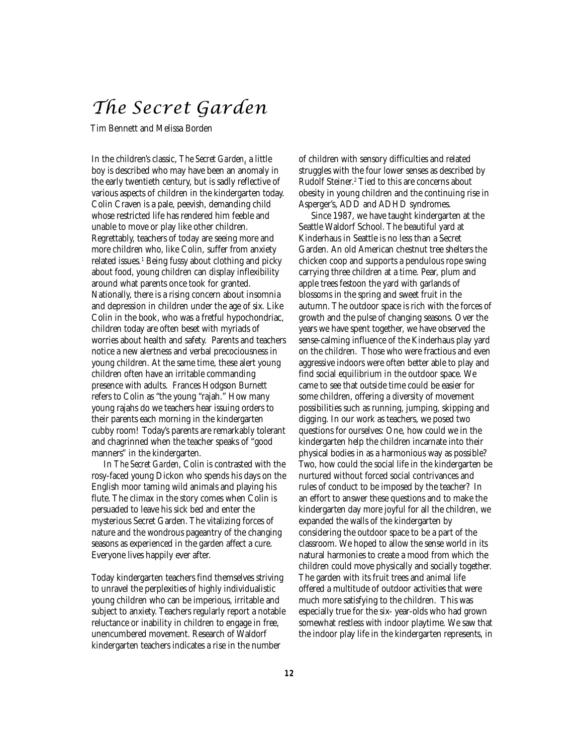# *The Secret Garden*

Tim Bennett and Melissa Borden

In the children's classic, *The Secret Garden*, a little boy is described who may have been an anomaly in the early twentieth century, but is sadly reflective of various aspects of children in the kindergarten today. Colin Craven is a pale, peevish, demanding child whose restricted life has rendered him feeble and unable to move or play like other children. Regrettably, teachers of today are seeing more and more children who, like Colin, suffer from anxiety related issues.[1] Being fussy about clothing and picky about food, young children can display inflexibility around what parents once took for granted. Nationally, there is a rising concern about insomnia and depression in children under the age of six. Like Colin in the book, who was a fretful hypochondriac, children today are often beset with myriads of worries about health and safety. Parents and teachers notice a new alertness and verbal precociousness in young children. At the same time, these alert young children often have an irritable commanding presence with adults. Frances Hodgson Burnett refers to Colin as "the young "rajah." How many young rajahs do we teachers hear issuing orders to their parents each morning in the kindergarten cubby room! Today's parents are remarkably tolerant and chagrinned when the teacher speaks of "good manners" in the kindergarten.

In *The Secret Garden*, Colin is contrasted with the rosy-faced young Dickon who spends his days on the English moor taming wild animals and playing his flute. The climax in the story comes when Colin is persuaded to leave his sick bed and enter the mysterious Secret Garden. The vitalizing forces of nature and the wondrous pageantry of the changing seasons as experienced in the garden affect a cure. Everyone lives happily ever after.

Today kindergarten teachers find themselves striving to unravel the perplexities of highly individualistic young children who can be imperious, irritable and subject to anxiety. Teachers regularly report a notable reluctance or inability in children to engage in free, unencumbered movement. Research of Waldorf kindergarten teachers indicates a rise in the number of children with sensory difficulties and related struggles with the four lower senses as described by Rudolf Steiner.[2] Tied to this are concerns about obesity in young children and the continuing rise in Asperger's, ADD and ADHD syndromes.

Since 1987, we have taught kindergarten at the Seattle Waldorf School. The beautiful yard at Kinderhaus in Seattle is no less than a Secret Garden. An old American chestnut tree shelters the chicken coop and supports a pendulous rope swing carrying three children at a time. Pear, plum and apple trees festoon the yard with garlands of blossoms in the spring and sweet fruit in the autumn. The outdoor space is rich with the forces of growth and the pulse of changing seasons. Over the years we have spent together, we have observed the sense-calming influence of the Kinderhaus play yard on the children. Those who were fractious and even aggressive indoors were often better able to play and find social equilibrium in the outdoor space. We came to see that outside time could be easier for some children, offering a diversity of movement possibilities such as running, jumping, skipping and digging. In our work as teachers, we posed two questions for ourselves: One, how could we in the kindergarten help the children incarnate into their physical bodies in as a harmonious way as possible? Two, how could the social life in the kindergarten be nurtured without forced social contrivances and rules of conduct to be imposed by the teacher? In an effort to answer these questions and to make the kindergarten day more joyful for all the children, we expanded the walls of the kindergarten by considering the outdoor space to be a part of the classroom. We hoped to allow the sense world in its natural harmonies to create a mood from which the children could move physically and socially together. The garden with its fruit trees and animal life offered a multitude of outdoor activities that were much more satisfying to the children. This was especially true for the six- year-olds who had grown somewhat restless with indoor playtime. We saw that the indoor play life in the kindergarten represents, in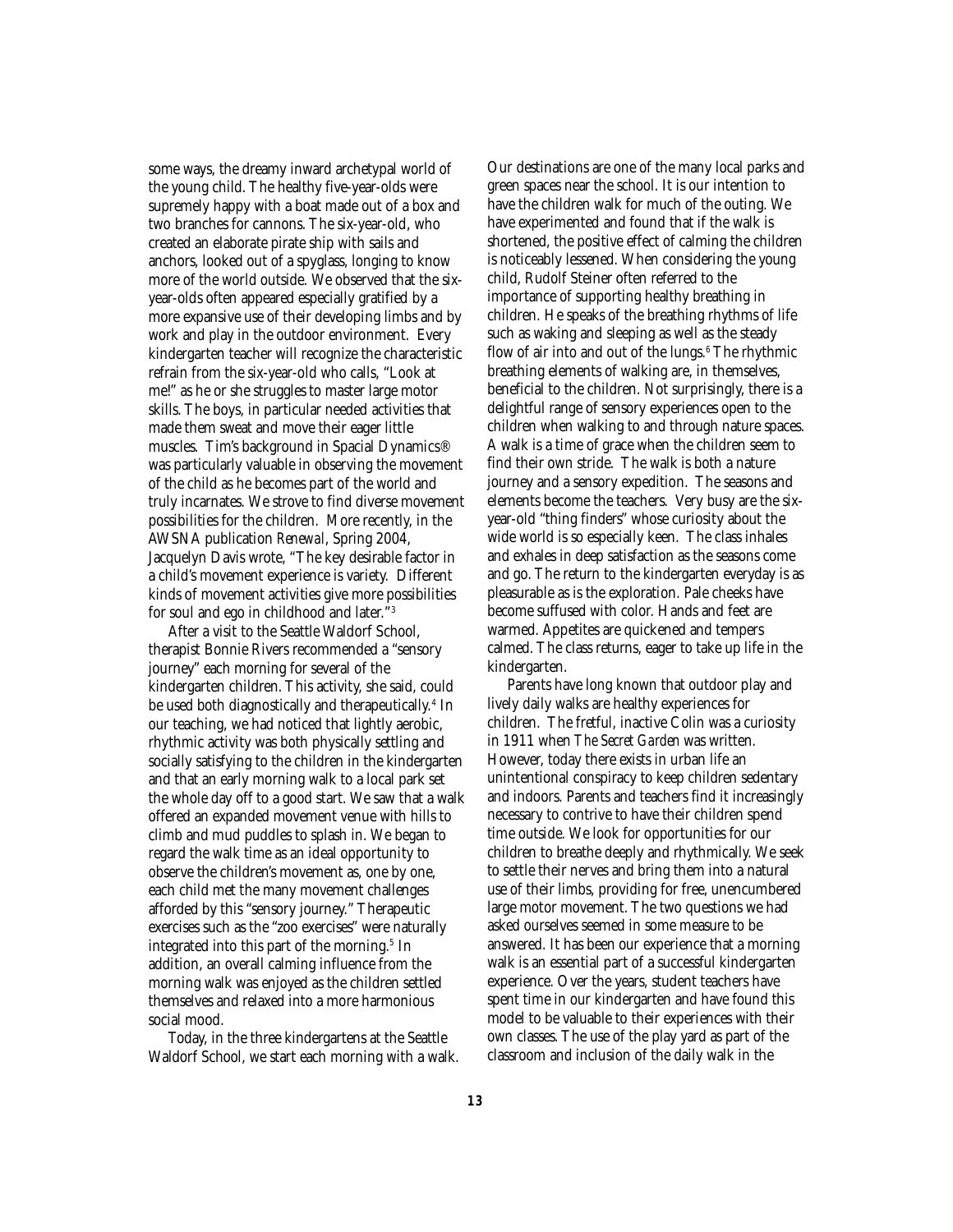some ways, the dreamy inward archetypal world of the young child. The healthy five-year-olds were supremely happy with a boat made out of a box and two branches for cannons. The six-year-old, who created an elaborate pirate ship with sails and anchors, looked out of a spyglass, longing to know more of the world outside. We observed that the six-year-olds often appeared especially gratified by a more expansive use of their developing limbs and by work and play in the outdoor environment. Every kindergarten teacher will recognize the characteristic refrain from the six-year-old who calls, "Look at me!" as he or she struggles to master large motor skills. The boys, in particular needed activities that made them sweat and move their eager little muscles. Tim's background in Spacial Dynamics® was particularly valuable in observing the movement of the child as he becomes part of the world and truly incarnates. We strove to find diverse movement possibilities for the children. More recently, in the AWSNA publication *Renewal*, Spring 2004, Jacquelyn Davis wrote, "The key desirable factor in a child's movement experience is variety. Different kinds of movement activities give more possibilities for soul and ego in childhood and later."[3]

After a visit to the Seattle Waldorf School, therapist Bonnie Rivers recommended a "sensory journey" each morning for several of the kindergarten children. This activity, she said, could be used both diagnostically and therapeutically.[4] In our teaching, we had noticed that lightly aerobic, rhythmic activity was both physically settling and socially satisfying to the children in the kindergarten and that an early morning walk to a local park set the whole day off to a good start. We saw that a walk offered an expanded movement venue with hills to climb and mud puddles to splash in. We began to regard the walk time as an ideal opportunity to observe the children's movement as, one by one, each child met the many movement challenges afforded by this "sensory journey." Therapeutic exercises such as the "zoo exercises" were naturally integrated into this part of the morning.[5] In addition, an overall calming influence from the morning walk was enjoyed as the children settled themselves and relaxed into a more harmonious social mood.

Today, in the three kindergartens at the Seattle Waldorf School, we start each morning with a walk. Our destinations are one of the many local parks and green spaces near the school. It is our intention to have the children walk for much of the outing. We have experimented and found that if the walk is shortened, the positive effect of calming the children is noticeably lessened. When considering the young child, Rudolf Steiner often referred to the importance of supporting healthy breathing in children. He speaks of the breathing rhythms of life such as waking and sleeping as well as the steady flow of air into and out of the lungs.[6] The rhythmic breathing elements of walking are, in themselves, beneficial to the children. Not surprisingly, there is a delightful range of sensory experiences open to the children when walking to and through nature spaces. A walk is a time of grace when the children seem to find their own stride. The walk is both a nature journey and a sensory expedition. The seasons and elements become the teachers. Very busy are the six-year-old "thing finders" whose curiosity about the wide world is so especially keen. The class inhales and exhales in deep satisfaction as the seasons come and go. The return to the kindergarten everyday is as pleasurable as is the exploration. Pale cheeks have become suffused with color. Hands and feet are warmed. Appetites are quickened and tempers calmed. The class returns, eager to take up life in the kindergarten.

Parents have long known that outdoor play and lively daily walks are healthy experiences for children. The fretful, inactive Colin was a curiosity in 1911 when *The Secret Garden* was written. However, today there exists in urban life an unintentional conspiracy to keep children sedentary and indoors. Parents and teachers find it increasingly necessary to contrive to have their children spend time outside. We look for opportunities for our children to breathe deeply and rhythmically. We seek to settle their nerves and bring them into a natural use of their limbs, providing for free, unencumbered large motor movement. The two questions we had asked ourselves seemed in some measure to be answered. It has been our experience that a morning walk is an essential part of a successful kindergarten experience. Over the years, student teachers have spent time in our kindergarten and have found this model to be valuable to their experiences with their own classes. The use of the play yard as part of the classroom and inclusion of the daily walk in the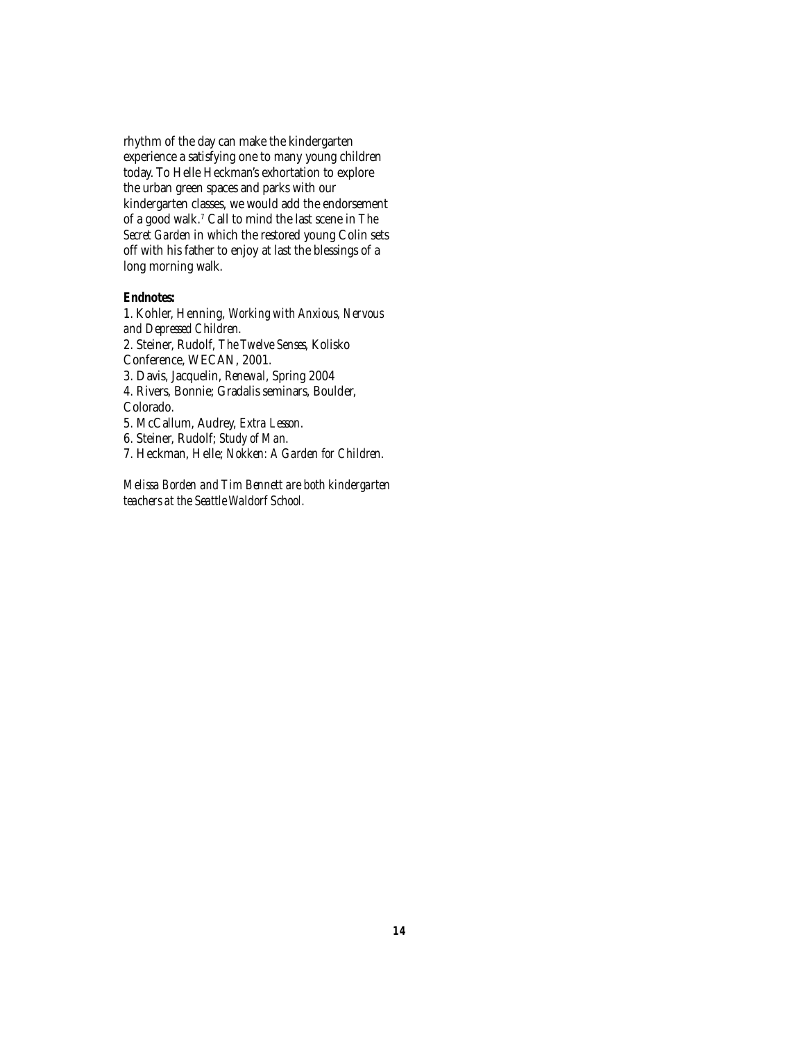rhythm of the day can make the kindergarten experience a satisfying one to many young children today. To Helle Heckman's exhortation to explore the urban green spaces and parks with our kindergarten classes, we would add the endorsement of a good walk.[7] Call to mind the last scene in *The Secret Garden* in which the restored young Colin sets off with his father to enjoy at last the blessings of a long morning walk.

**Endnotes:**

1. Kohler, Henning, *Working with Anxious, Nervous and Depressed Children*.
2. Steiner, Rudolf, *The Twelve Senses*, Kolisko Conference, WECAN, 2001.
3. Davis, Jacquelin, *Renewal*, Spring 2004
4. Rivers, Bonnie; Gradalis seminars, Boulder, Colorado.
5. McCallum, Audrey, *Extra Lesson*.
6. Steiner, Rudolf; *Study of Man*.
7. Heckman, Helle; *Nokken: A Garden for Children*.

*Melissa Borden and Tim Bennett are both kindergarten teachers at the Seattle Waldorf School.*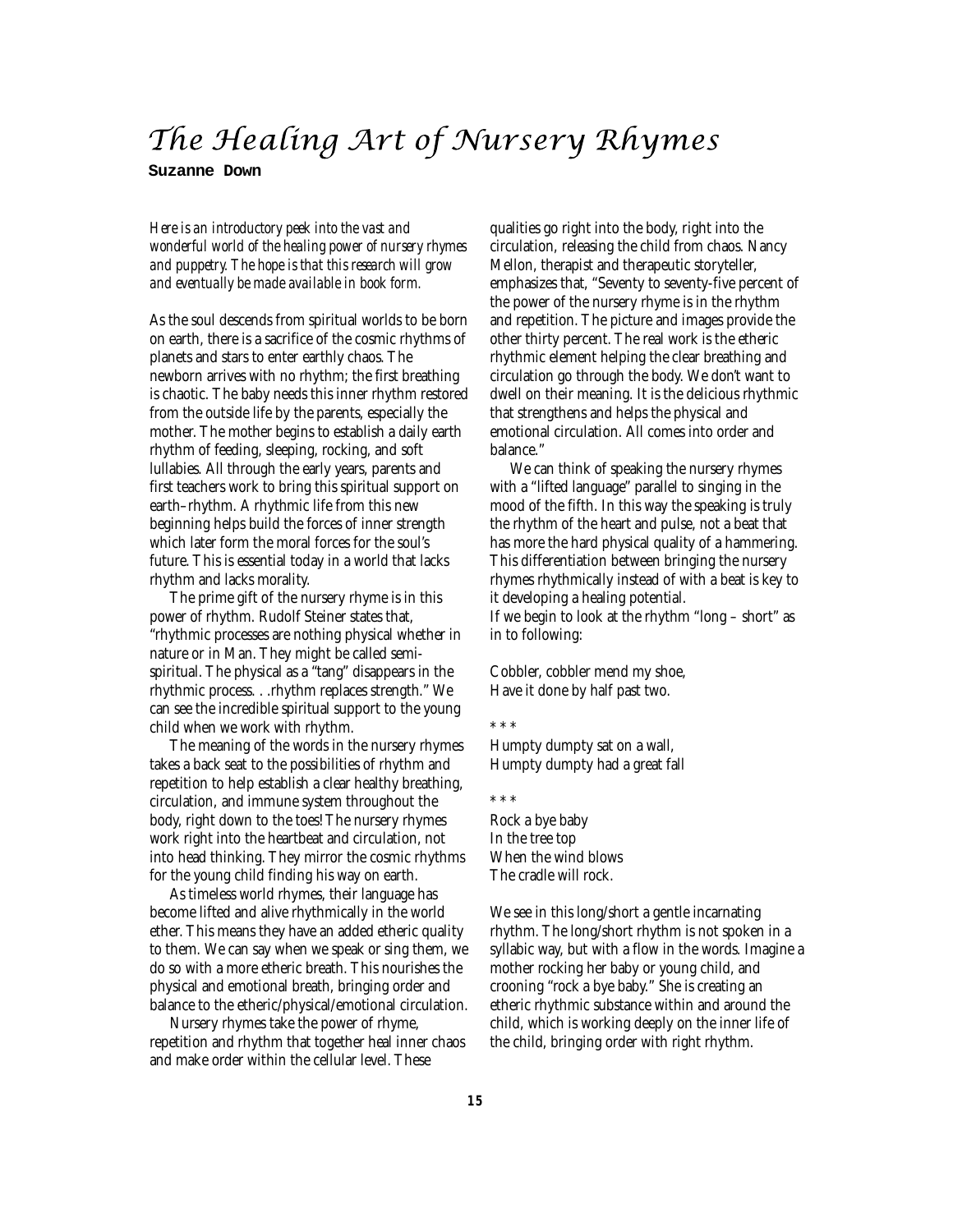# *The Healing Art of Nursery Rhymes*

**Suzanne Down**

*Here is an introductory peek into the vast and wonderful world of the healing power of nursery rhymes and puppetry. The hope is that this research will grow and eventually be made available in book form.*

As the soul descends from spiritual worlds to be born on earth, there is a sacrifice of the cosmic rhythms of planets and stars to enter earthly chaos. The newborn arrives with no rhythm; the first breathing is chaotic. The baby needs this inner rhythm restored from the outside life by the parents, especially the mother. The mother begins to establish a daily earth rhythm of feeding, sleeping, rocking, and soft lullabies. All through the early years, parents and first teachers work to bring this spiritual support on earth–rhythm. A rhythmic life from this new beginning helps build the forces of inner strength which later form the moral forces for the soul's future. This is essential today in a world that lacks rhythm and lacks morality.

The prime gift of the nursery rhyme is in this power of rhythm. Rudolf Steiner states that, "rhythmic processes are nothing physical whether in nature or in Man. They might be called semi-spiritual. The physical as a "tang" disappears in the rhythmic process. . .rhythm replaces strength." We can see the incredible spiritual support to the young child when we work with rhythm.

The meaning of the words in the nursery rhymes takes a back seat to the possibilities of rhythm and repetition to help establish a clear healthy breathing, circulation, and immune system throughout the body, right down to the toes! The nursery rhymes work right into the heartbeat and circulation, not into head thinking. They mirror the cosmic rhythms for the young child finding his way on earth.

As timeless world rhymes, their language has become lifted and alive rhythmically in the world ether. This means they have an added etheric quality to them. We can say when we speak or sing them, we do so with a more etheric breath. This nourishes the physical and emotional breath, bringing order and balance to the etheric/physical/emotional circulation.

Nursery rhymes take the power of rhyme, repetition and rhythm that together heal inner chaos and make order within the cellular level. These qualities go right into the body, right into the circulation, releasing the child from chaos. Nancy Mellon, therapist and therapeutic storyteller, emphasizes that, "Seventy to seventy-five percent of the power of the nursery rhyme is in the rhythm and repetition. The picture and images provide the other thirty percent. The real work is the etheric rhythmic element helping the clear breathing and circulation go through the body. We don't want to dwell on their meaning. It is the delicious rhythmic that strengthens and helps the physical and emotional circulation. All comes into order and balance."

We can think of speaking the nursery rhymes with a "lifted language" parallel to singing in the mood of the fifth. In this way the speaking is truly the rhythm of the heart and pulse, not a beat that has more the hard physical quality of a hammering. This differentiation between bringing the nursery rhymes rhythmically instead of with a beat is key to it developing a healing potential.

If we begin to look at the rhythm "long – short" as in to following:

Cobbler, cobbler mend my shoe,
Have it done by half past two.

\* \* \*

Humpty dumpty sat on a wall,
Humpty dumpty had a great fall

\* \* \*

Rock a bye baby
In the tree top
When the wind blows
The cradle will rock.

We see in this long/short a gentle incarnating rhythm. The long/short rhythm is not spoken in a syllabic way, but with a flow in the words. Imagine a mother rocking her baby or young child, and crooning "rock a bye baby." She is creating an etheric rhythmic substance within and around the child, which is working deeply on the inner life of the child, bringing order with right rhythm.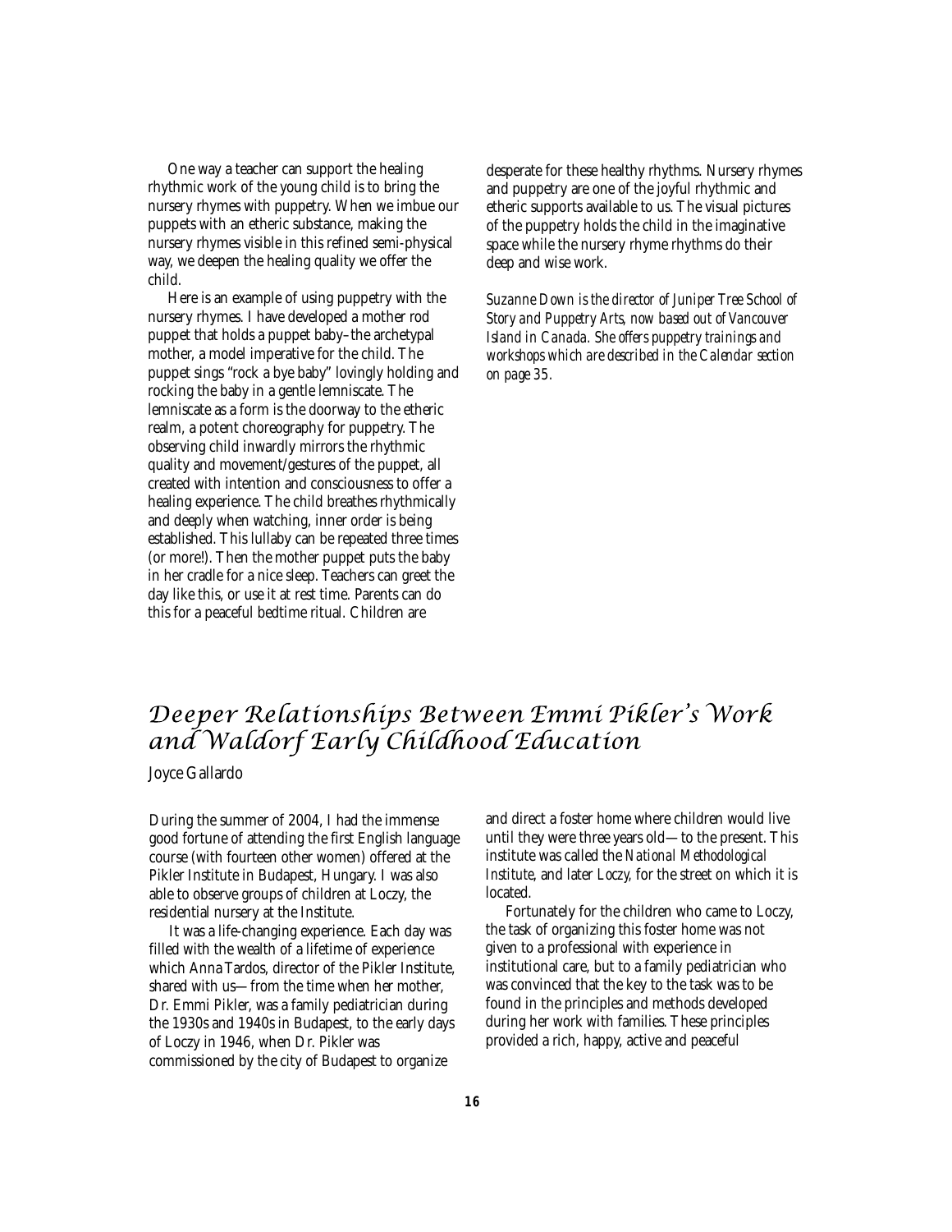One way a teacher can support the healing rhythmic work of the young child is to bring the nursery rhymes with puppetry. When we imbue our puppets with an etheric substance, making the nursery rhymes visible in this refined semi-physical way, we deepen the healing quality we offer the child.

Here is an example of using puppetry with the nursery rhymes. I have developed a mother rod puppet that holds a puppet baby–the archetypal mother, a model imperative for the child. The puppet sings "rock a bye baby" lovingly holding and rocking the baby in a gentle lemniscate. The lemniscate as a form is the doorway to the etheric realm, a potent choreography for puppetry. The observing child inwardly mirrors the rhythmic quality and movement/gestures of the puppet, all created with intention and consciousness to offer a healing experience. The child breathes rhythmically and deeply when watching, inner order is being established. This lullaby can be repeated three times (or more!). Then the mother puppet puts the baby in her cradle for a nice sleep. Teachers can greet the day like this, or use it at rest time. Parents can do this for a peaceful bedtime ritual. Children are desperate for these healthy rhythms. Nursery rhymes and puppetry are one of the joyful rhythmic and etheric supports available to us. The visual pictures of the puppetry holds the child in the imaginative space while the nursery rhyme rhythms do their deep and wise work.

*Suzanne Down is the director of Juniper Tree School of Story and Puppetry Arts, now based out of Vancouver Island in Canada. She offers puppetry trainings and workshops which are described in the Calendar section on page 35.*

## *Deeper Relationships Between Emmi Pikler's Work and Waldorf Early Childhood Education*

Joyce Gallardo

During the summer of 2004, I had the immense good fortune of attending the first English language course (with fourteen other women) offered at the Pikler Institute in Budapest, Hungary. I was also able to observe groups of children at Loczy, the residential nursery at the Institute.

It was a life-changing experience. Each day was filled with the wealth of a lifetime of experience which Anna Tardos, director of the Pikler Institute, shared with us—from the time when her mother, Dr. Emmi Pikler, was a family pediatrician during the 1930s and 1940s in Budapest, to the early days of Loczy in 1946, when Dr. Pikler was commissioned by the city of Budapest to organize and direct a foster home where children would live until they were three years old—to the present. This institute was called the *National Methodological Institute*, and later *Loczy*, for the street on which it is located.

Fortunately for the children who came to Loczy, the task of organizing this foster home was not given to a professional with experience in institutional care, but to a family pediatrician who was convinced that the key to the task was to be found in the principles and methods developed during her work with families. These principles provided a rich, happy, active and peaceful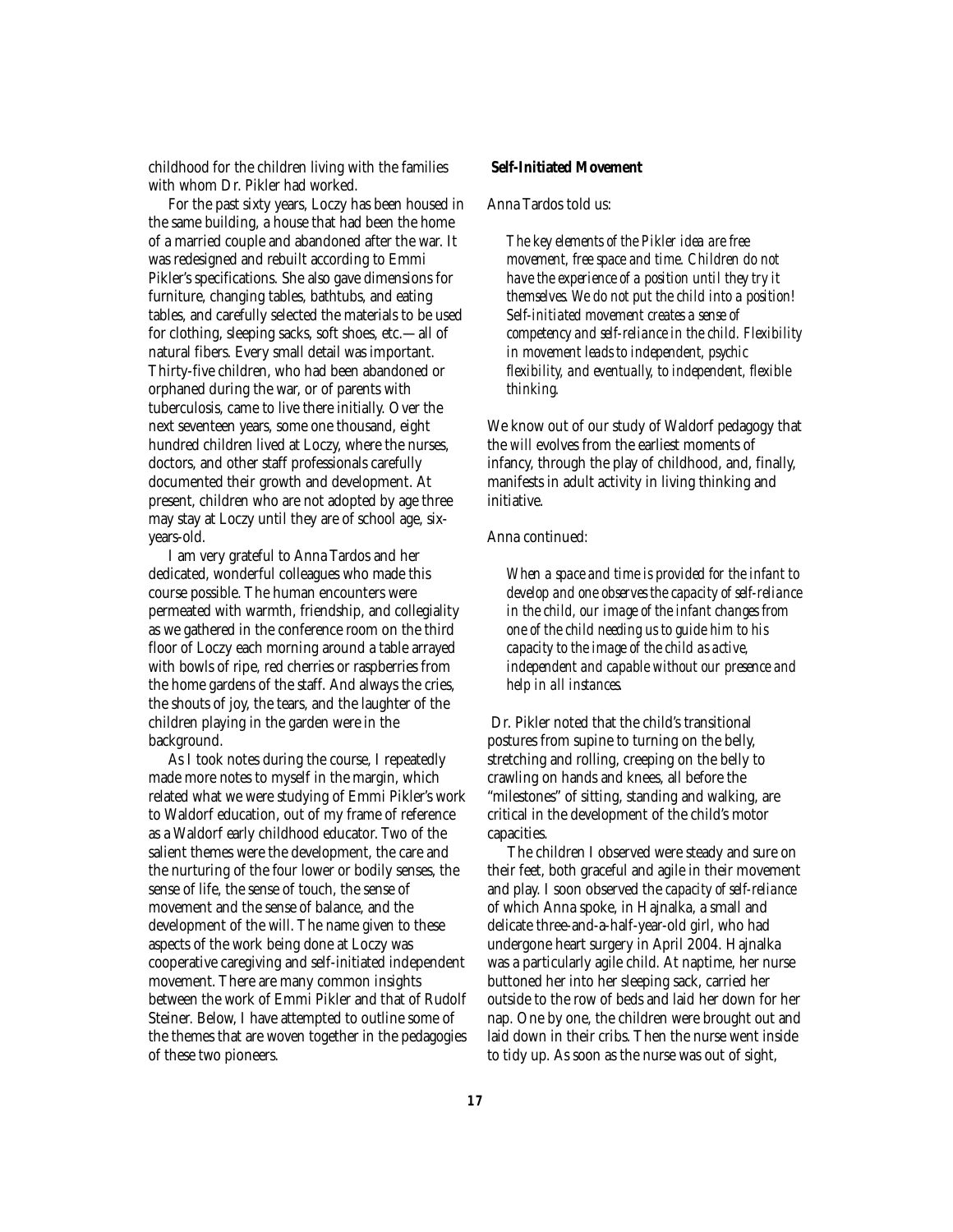childhood for the children living with the families with whom Dr. Pikler had worked.

For the past sixty years, Loczy has been housed in the same building, a house that had been the home of a married couple and abandoned after the war. It was redesigned and rebuilt according to Emmi Pikler's specifications. She also gave dimensions for furniture, changing tables, bathtubs, and eating tables, and carefully selected the materials to be used for clothing, sleeping sacks, soft shoes, etc.—all of natural fibers. Every small detail was important. Thirty-five children, who had been abandoned or orphaned during the war, or of parents with tuberculosis, came to live there initially. Over the next seventeen years, some one thousand, eight hundred children lived at Loczy, where the nurses, doctors, and other staff professionals carefully documented their growth and development. At present, children who are not adopted by age three may stay at Loczy until they are of school age, six-years-old.

I am very grateful to Anna Tardos and her dedicated, wonderful colleagues who made this course possible. The human encounters were permeated with warmth, friendship, and collegiality as we gathered in the conference room on the third floor of Loczy each morning around a table arrayed with bowls of ripe, red cherries or raspberries from the home gardens of the staff. And always the cries, the shouts of joy, the tears, and the laughter of the children playing in the garden were in the background.

As I took notes during the course, I repeatedly made more notes to myself in the margin, which related what we were studying of Emmi Pikler's work to Waldorf education, out of my frame of reference as a Waldorf early childhood educator. Two of the salient themes were the development, the care and the nurturing of the four lower or bodily senses, the sense of life, the sense of touch, the sense of movement and the sense of balance, and the development of the will. The name given to these aspects of the work being done at Loczy was cooperative caregiving and self-initiated independent movement. There are many common insights between the work of Emmi Pikler and that of Rudolf Steiner. Below, I have attempted to outline some of the themes that are woven together in the pedagogies of these two pioneers.

**Self-Initiated Movement**

Anna Tardos told us:

> *The key elements of the Pikler idea are free movement, free space and time. Children do not have the experience of a position until they try it themselves. We do not put the child into a position! Self-initiated movement creates a sense of competency and self-reliance in the child. Flexibility in movement leads to independent, psychic flexibility, and eventually, to independent, flexible thinking.*

We know out of our study of Waldorf pedagogy that the will evolves from the earliest moments of infancy, through the play of childhood, and, finally, manifests in adult activity in living thinking and initiative.

Anna continued:

> *When a space and time is provided for the infant to develop and one observes the capacity of self-reliance in the child, our image of the infant changes from one of the child needing us to guide him to his capacity to the image of the child as active, independent and capable without our presence and help in all instances.*

Dr. Pikler noted that the child's transitional postures from supine to turning on the belly, stretching and rolling, creeping on the belly to crawling on hands and knees, all before the "milestones" of sitting, standing and walking, are critical in the development of the child's motor capacities.

The children I observed were steady and sure on their feet, both graceful and agile in their movement and play. I soon observed the *capacity of self-reliance* of which Anna spoke, in Hajnalka, a small and delicate three-and-a-half-year-old girl, who had undergone heart surgery in April 2004. Hajnalka was a particularly agile child. At naptime, her nurse buttoned her into her sleeping sack, carried her outside to the row of beds and laid her down for her nap. One by one, the children were brought out and laid down in their cribs. Then the nurse went inside to tidy up. As soon as the nurse was out of sight,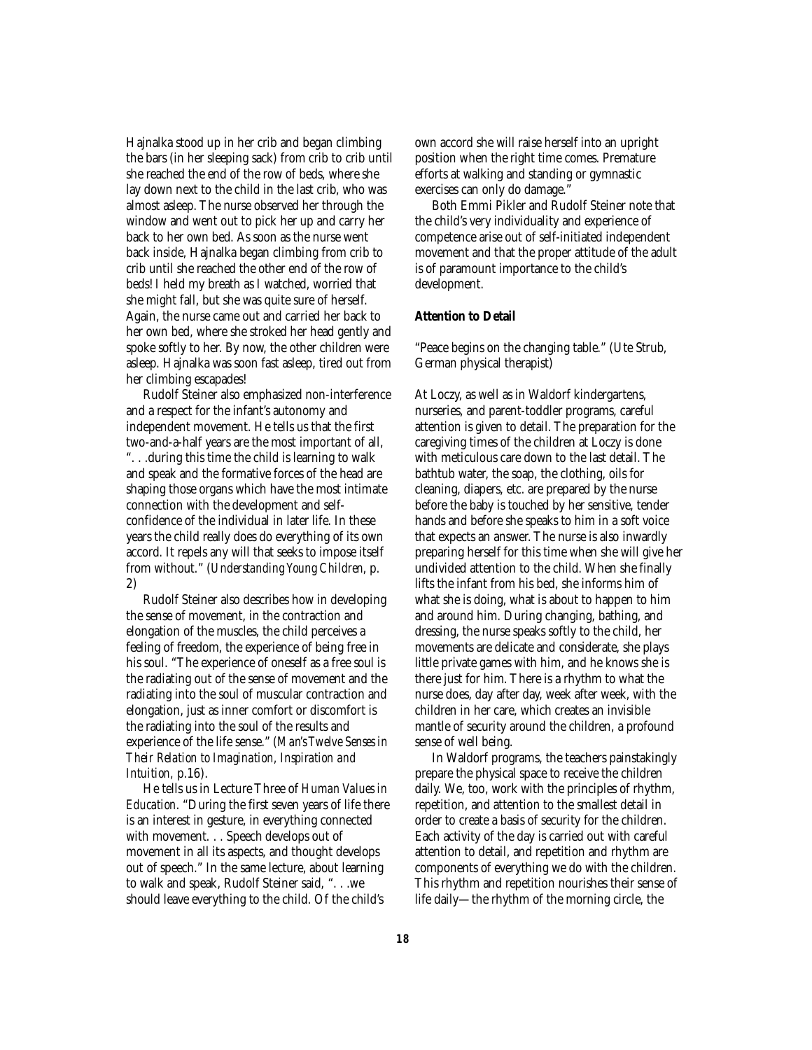Hajnalka stood up in her crib and began climbing the bars (in her sleeping sack) from crib to crib until she reached the end of the row of beds, where she lay down next to the child in the last crib, who was almost asleep. The nurse observed her through the window and went out to pick her up and carry her back to her own bed. As soon as the nurse went back inside, Hajnalka began climbing from crib to crib until she reached the other end of the row of beds! I held my breath as I watched, worried that she might fall, but she was quite sure of herself. Again, the nurse came out and carried her back to her own bed, where she stroked her head gently and spoke softly to her. By now, the other children were asleep. Hajnalka was soon fast asleep, tired out from her climbing escapades!

Rudolf Steiner also emphasized non-interference and a respect for the infant's autonomy and independent movement. He tells us that the first two-and-a-half years are the most important of all, ". . .during this time the child is learning to walk and speak and the formative forces of the head are shaping those organs which have the most intimate connection with the development and self-confidence of the individual in later life. In these years the child really does do everything of its own accord. It repels any will that seeks to impose itself from without." (*Understanding Young Children*, p. 2)

Rudolf Steiner also describes how in developing the sense of movement, in the contraction and elongation of the muscles, the child perceives a feeling of freedom, the experience of being free in his soul. "The experience of oneself as a free soul is the radiating out of the sense of movement and the radiating into the soul of muscular contraction and elongation, just as inner comfort or discomfort is the radiating into the soul of the results and experience of the life sense." (*Man's Twelve Senses in Their Relation to Imagination, Inspiration and Intuition,* p.16).

He tells us in Lecture Three of *Human Values in Education*. "During the first seven years of life there is an interest in gesture, in everything connected with movement. . . Speech develops out of movement in all its aspects, and thought develops out of speech." In the same lecture, about learning to walk and speak, Rudolf Steiner said, ". . .we should leave everything to the child. Of the child's own accord she will raise herself into an upright position when the right time comes. Premature efforts at walking and standing or gymnastic exercises can only do damage."

Both Emmi Pikler and Rudolf Steiner note that the child's very individuality and experience of competence arise out of self-initiated independent movement and that the proper attitude of the adult is of paramount importance to the child's development.

**Attention to Detail**

"Peace begins on the changing table." (Ute Strub, German physical therapist)

At Loczy, as well as in Waldorf kindergartens, nurseries, and parent-toddler programs, careful attention is given to detail. The preparation for the caregiving times of the children at Loczy is done with meticulous care down to the last detail. The bathtub water, the soap, the clothing, oils for cleaning, diapers, etc. are prepared by the nurse before the baby is touched by her sensitive, tender hands and before she speaks to him in a soft voice that expects an answer. The nurse is also inwardly preparing herself for this time when she will give her undivided attention to the child. When she finally lifts the infant from his bed, she informs him of what she is doing, what is about to happen to him and around him. During changing, bathing, and dressing, the nurse speaks softly to the child, her movements are delicate and considerate, she plays little private games with him, and he knows she is there just for him. There is a rhythm to what the nurse does, day after day, week after week, with the children in her care, which creates an invisible mantle of security around the children, a profound sense of well being.

In Waldorf programs, the teachers painstakingly prepare the physical space to receive the children daily. We, too, work with the principles of rhythm, repetition, and attention to the smallest detail in order to create a basis of security for the children. Each activity of the day is carried out with careful attention to detail, and repetition and rhythm are components of everything we do with the children. This rhythm and repetition nourishes their sense of life daily—the rhythm of the morning circle, the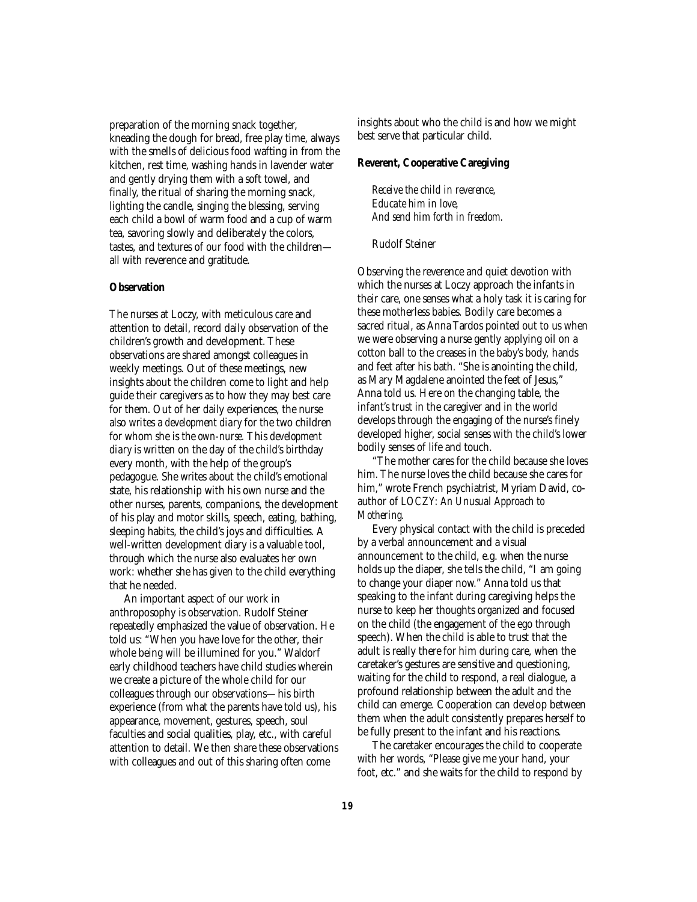preparation of the morning snack together, kneading the dough for bread, free play time, always with the smells of delicious food wafting in from the kitchen, rest time, washing hands in lavender water and gently drying them with a soft towel, and finally, the ritual of sharing the morning snack, lighting the candle, singing the blessing, serving each child a bowl of warm food and a cup of warm tea, savoring slowly and deliberately the colors, tastes, and textures of our food with the children—all with reverence and gratitude.

**Observation**

The nurses at Loczy, with meticulous care and attention to detail, record daily observation of the children's growth and development. These observations are shared amongst colleagues in weekly meetings. Out of these meetings, new insights about the children come to light and help guide their caregivers as to how they may best care for them. Out of her daily experiences, the nurse also writes a *development diary* for the two children for whom she is the *own-nurse*. This *development diary* is written on the day of the child's birthday every month, with the help of the group's pedagogue. She writes about the child's emotional state, his relationship with his own nurse and the other nurses, parents, companions, the development of his play and motor skills, speech, eating, bathing, sleeping habits, the child's joys and difficulties. A well-written development diary is a valuable tool, through which the nurse also evaluates her own work: whether she has given to the child everything that he needed.

An important aspect of our work in anthroposophy is observation. Rudolf Steiner repeatedly emphasized the value of observation. He told us: "When you have love for the other, their whole being will be illumined for you." Waldorf early childhood teachers have child studies wherein we create a picture of the whole child for our colleagues through our observations—his birth experience (from what the parents have told us), his appearance, movement, gestures, speech, soul faculties and social qualities, play, etc., with careful attention to detail. We then share these observations with colleagues and out of this sharing often come insights about who the child is and how we might best serve that particular child.

**Reverent, Cooperative Caregiving**

> *Receive the child in reverence,*
> *Educate him in love,*
> *And send him forth in freedom.*
>
> Rudolf Steiner

Observing the reverence and quiet devotion with which the nurses at Loczy approach the infants in their care, one senses what a holy task it is caring for these motherless babies. Bodily care becomes a sacred ritual, as Anna Tardos pointed out to us when we were observing a nurse gently applying oil on a cotton ball to the creases in the baby's body, hands and feet after his bath. "She is anointing the child, as Mary Magdalene anointed the feet of Jesus," Anna told us. Here on the changing table, the infant's trust in the caregiver and in the world develops through the engaging of the nurse's finely developed higher, social senses with the child's lower bodily senses of life and touch.

"The mother cares for the child because she loves him. The nurse loves the child because she cares for him," wrote French psychiatrist, Myriam David, co-author of LOCZY: *An Unusual Approach to Mothering*.

Every physical contact with the child is preceded by a verbal announcement and a visual announcement to the child, e.g. when the nurse holds up the diaper, she tells the child, "I am going to change your diaper now." Anna told us that speaking to the infant during caregiving helps the nurse to keep her thoughts organized and focused on the child (the engagement of the ego through speech). When the child is able to trust that the adult is really there for him during care, when the caretaker's gestures are sensitive and questioning, waiting for the child to respond, a real dialogue, a profound relationship between the adult and the child can emerge. Cooperation can develop between them when the adult consistently prepares herself to be fully present to the infant and his reactions.

The caretaker encourages the child to cooperate with her words, "Please give me your hand, your foot, etc." and she waits for the child to respond by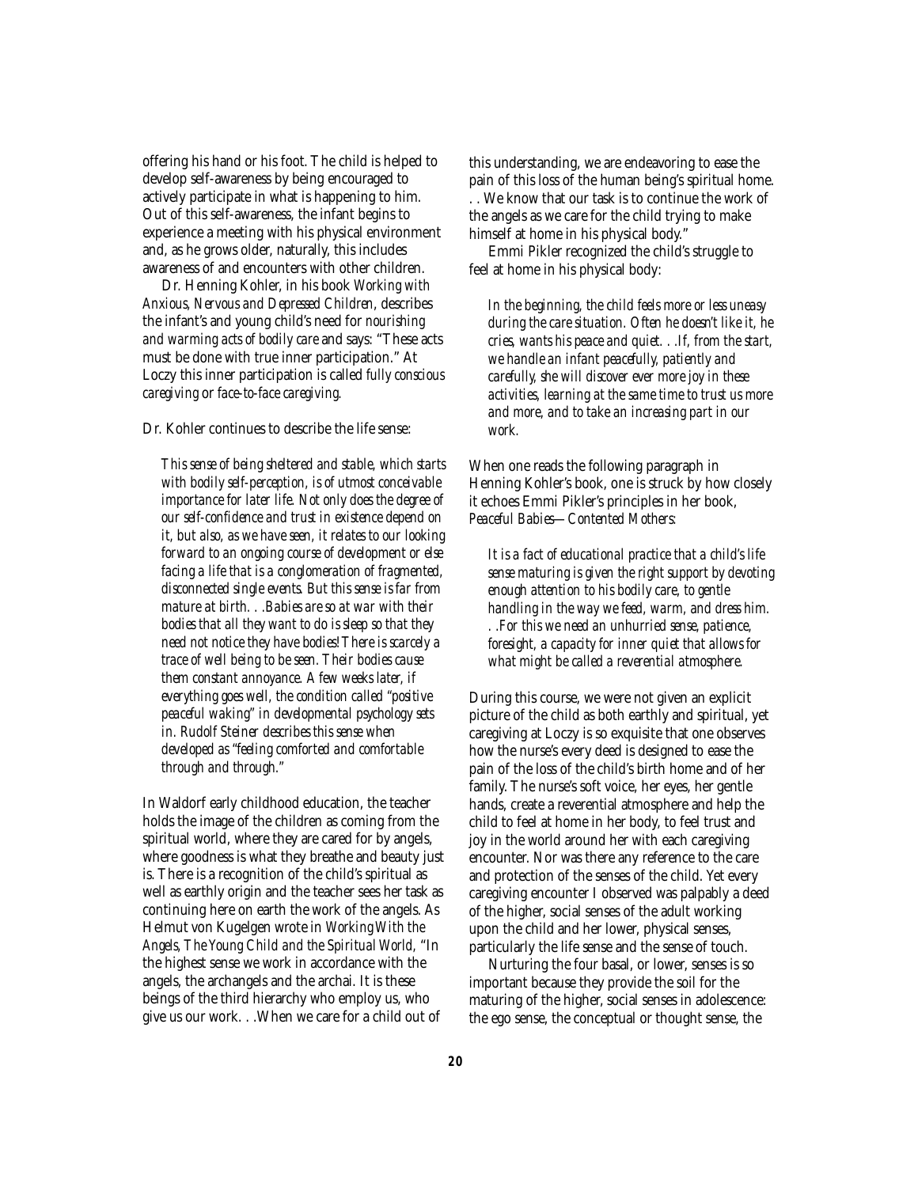offering his hand or his foot. The child is helped to develop self-awareness by being encouraged to actively participate in what is happening to him. Out of this self-awareness, the infant begins to experience a meeting with his physical environment and, as he grows older, naturally, this includes awareness of and encounters with other children.

Dr. Henning Kohler, in his book *Working with Anxious, Nervous and Depressed Children*, describes the infant's and young child's need for *nourishing and warming acts of bodily care* and says: "These acts must be done with true inner participation." At Loczy this inner participation is called *fully conscious caregiving* or *face-to-face caregiving*.

Dr. Kohler continues to describe the life sense:

> *This sense of being sheltered and stable, which starts with bodily self-perception, is of utmost conceivable importance for later life. Not only does the degree of our self-confidence and trust in existence depend on it, but also, as we have seen, it relates to our looking forward to an ongoing course of development or else facing a life that is a conglomeration of fragmented, disconnected single events. But this sense is far from mature at birth. . .Babies are so at war with their bodies that all they want to do is sleep so that they need not notice they have bodies! There is scarcely a trace of well being to be seen. Their bodies cause them constant annoyance. A few weeks later, if everything goes well, the condition called "positive peaceful waking" in developmental psychology sets in. Rudolf Steiner describes this sense when developed as "feeling comforted and comfortable through and through."*

In Waldorf early childhood education, the teacher holds the image of the children as coming from the spiritual world, where they are cared for by angels, where goodness is what they breathe and beauty just is. There is a recognition of the child's spiritual as well as earthly origin and the teacher sees her task as continuing here on earth the work of the angels. As Helmut von Kugelgen wrote in *Working With the Angels, The Young Child and the Spiritual World*, "In the highest sense we work in accordance with the angels, the archangels and the archai. It is these beings of the third hierarchy who employ us, who give us our work. . .When we care for a child out of this understanding, we are endeavoring to ease the pain of this loss of the human being's spiritual home. . . We know that our task is to continue the work of the angels as we care for the child trying to make himself at home in his physical body."

Emmi Pikler recognized the child's struggle to feel at home in his physical body:

> *In the beginning, the child feels more or less uneasy during the care situation. Often he doesn't like it, he cries, wants his peace and quiet. . .If, from the start, we handle an infant peacefully, patiently and carefully, she will discover ever more joy in these activities, learning at the same time to trust us more and more, and to take an increasing part in our work.*

When one reads the following paragraph in Henning Kohler's book, one is struck by how closely it echoes Emmi Pikler's principles in her book, *Peaceful Babies—Contented Mothers*:

> *It is a fact of educational practice that a child's life sense maturing is given the right support by devoting enough attention to his bodily care, to gentle handling in the way we feed, warm, and dress him. . .For this we need an unhurried sense, patience, foresight, a capacity for inner quiet that allows for what might be called a reverential atmosphere.*

During this course, we were not given an explicit picture of the child as both earthly and spiritual, yet caregiving at Loczy is so exquisite that one observes how the nurse's every deed is designed to ease the pain of the loss of the child's birth home and of her family. The nurse's soft voice, her eyes, her gentle hands, create a reverential atmosphere and help the child to feel at home in her body, to feel trust and joy in the world around her with each caregiving encounter. Nor was there any reference to the care and protection of the senses of the child. Yet every caregiving encounter I observed was palpably a deed of the higher, social senses of the adult working upon the child and her lower, physical senses, particularly the life sense and the sense of touch.

Nurturing the four basal, or lower, senses is so important because they provide the soil for the maturing of the higher, social senses in adolescence: the ego sense, the conceptual or thought sense, the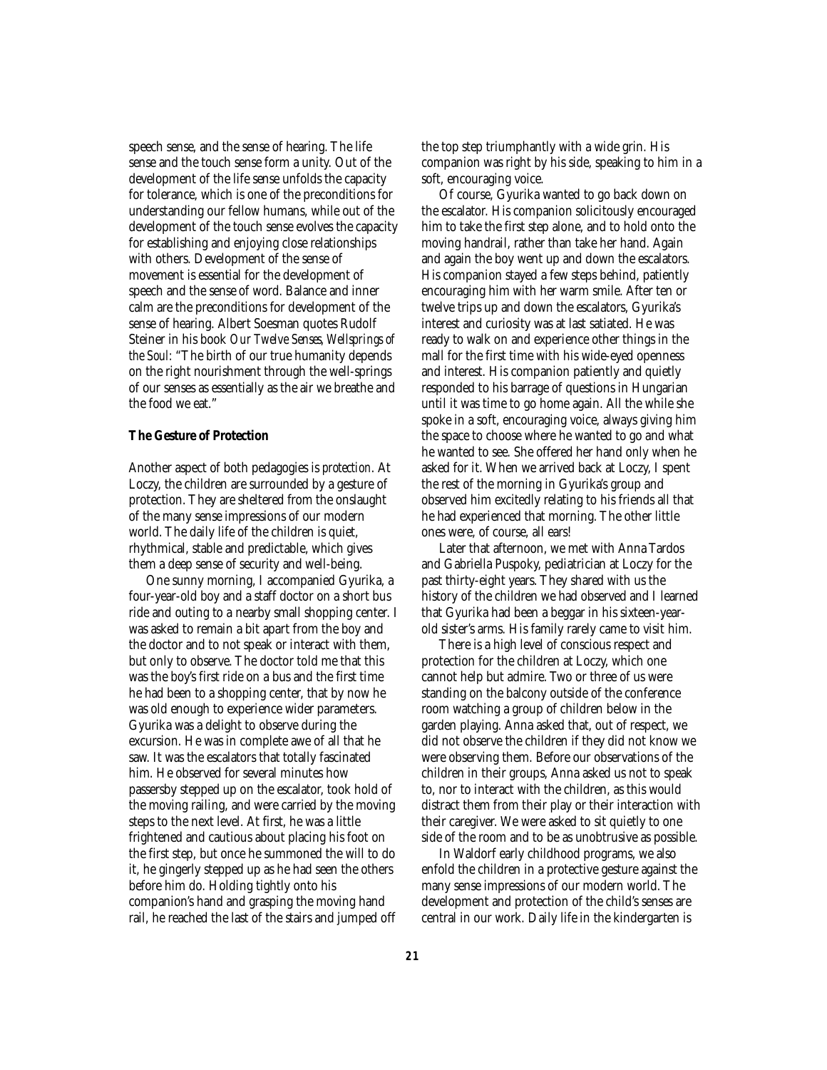speech sense, and the sense of hearing. The life sense and the touch sense form a unity. Out of the development of the life sense unfolds the capacity for tolerance, which is one of the preconditions for understanding our fellow humans, while out of the development of the touch sense evolves the capacity for establishing and enjoying close relationships with others. Development of the sense of movement is essential for the development of speech and the sense of word. Balance and inner calm are the preconditions for development of the sense of hearing. Albert Soesman quotes Rudolf Steiner in his book *Our Twelve Senses, Wellsprings of the Soul*: "The birth of our true humanity depends on the right nourishment through the well-springs of our senses as essentially as the air we breathe and the food we eat."

### The Gesture of Protection

Another aspect of both pedagogies is *protection*. At Loczy, the children are surrounded by a gesture of protection. They are sheltered from the onslaught of the many sense impressions of our modern world. The daily life of the children is quiet, rhythmical, stable and predictable, which gives them a deep sense of security and well-being.

One sunny morning, I accompanied Gyurika, a four-year-old boy and a staff doctor on a short bus ride and outing to a nearby small shopping center. I was asked to remain a bit apart from the boy and the doctor and to not speak or interact with them, but only to observe. The doctor told me that this was the boy's first ride on a bus and the first time he had been to a shopping center, that by now he was old enough to experience wider parameters. Gyurika was a delight to observe during the excursion. He was in complete awe of all that he saw. It was the escalators that totally fascinated him. He observed for several minutes how passersby stepped up on the escalator, took hold of the moving railing, and were carried by the moving steps to the next level. At first, he was a little frightened and cautious about placing his foot on the first step, but once he summoned the will to do it, he gingerly stepped up as he had seen the others before him do. Holding tightly onto his companion's hand and grasping the moving hand rail, he reached the last of the stairs and jumped off the top step triumphantly with a wide grin. His companion was right by his side, speaking to him in a soft, encouraging voice.

Of course, Gyurika wanted to go back down on the escalator. His companion solicitously encouraged him to take the first step alone, and to hold onto the moving handrail, rather than take her hand. Again and again the boy went up and down the escalators. His companion stayed a few steps behind, patiently encouraging him with her warm smile. After ten or twelve trips up and down the escalators, Gyurika's interest and curiosity was at last satiated. He was ready to walk on and experience other things in the mall for the first time with his wide-eyed openness and interest. His companion patiently and quietly responded to his barrage of questions in Hungarian until it was time to go home again. All the while she spoke in a soft, encouraging voice, always giving him the space to choose where he wanted to go and what he wanted to see. She offered her hand only when he asked for it. When we arrived back at Loczy, I spent the rest of the morning in Gyurika's group and observed him excitedly relating to his friends all that he had experienced that morning. The other little ones were, of course, all ears!

Later that afternoon, we met with Anna Tardos and Gabriella Puspoky, pediatrician at Loczy for the past thirty-eight years. They shared with us the history of the children we had observed and I learned that Gyurika had been a beggar in his sixteen-year-old sister's arms. His family rarely came to visit him.

There is a high level of conscious respect and protection for the children at Loczy, which one cannot help but admire. Two or three of us were standing on the balcony outside of the conference room watching a group of children below in the garden playing. Anna asked that, out of respect, we did not observe the children if they did not know we were observing them. Before our observations of the children in their groups, Anna asked us not to speak to, nor to interact with the children, as this would distract them from their play or their interaction with their caregiver. We were asked to sit quietly to one side of the room and to be as unobtrusive as possible.

In Waldorf early childhood programs, we also enfold the children in a protective gesture against the many sense impressions of our modern world. The development and protection of the child's senses are central in our work. Daily life in the kindergarten is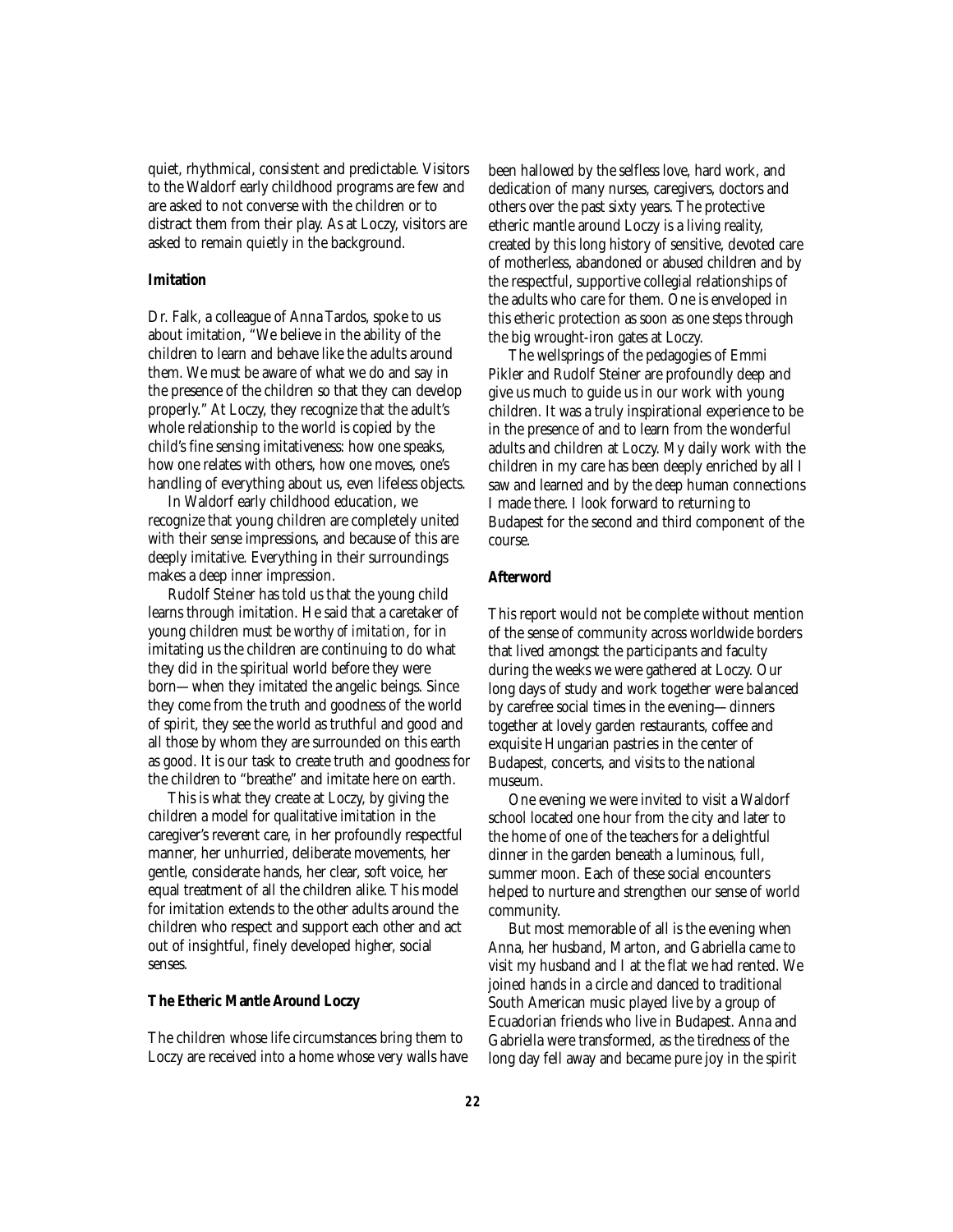quiet, rhythmical, consistent and predictable. Visitors to the Waldorf early childhood programs are few and are asked to not converse with the children or to distract them from their play. As at Loczy, visitors are asked to remain quietly in the background.

**Imitation**

Dr. Falk, a colleague of Anna Tardos, spoke to us about imitation, "We believe in the ability of the children to learn and behave like the adults around them. We must be aware of what we do and say in the presence of the children so that they can develop properly." At Loczy, they recognize that the adult's whole relationship to the world is copied by the child's fine sensing imitativeness: how one speaks, how one relates with others, how one moves, one's handling of everything about us, even lifeless objects.

In Waldorf early childhood education, we recognize that young children are completely united with their sense impressions, and because of this are deeply imitative. Everything in their surroundings makes a deep inner impression.

Rudolf Steiner has told us that the young child learns through imitation. He said that a caretaker of young children must be *worthy of imitation*, for in imitating us the children are continuing to do what they did in the spiritual world before they were born—when they imitated the angelic beings. Since they come from the truth and goodness of the world of spirit, they see the world as truthful and good and all those by whom they are surrounded on this earth as good. It is our task to create truth and goodness for the children to "breathe" and imitate here on earth.

This is what they create at Loczy, by giving the children a model for qualitative imitation in the caregiver's reverent care, in her profoundly respectful manner, her unhurried, deliberate movements, her gentle, considerate hands, her clear, soft voice, her equal treatment of all the children alike. This model for imitation extends to the other adults around the children who respect and support each other and act out of insightful, finely developed higher, social senses.

**The Etheric Mantle Around Loczy**

The children whose life circumstances bring them to Loczy are received into a home whose very walls have been hallowed by the selfless love, hard work, and dedication of many nurses, caregivers, doctors and others over the past sixty years. The protective etheric mantle around Loczy is a living reality, created by this long history of sensitive, devoted care of motherless, abandoned or abused children and by the respectful, supportive collegial relationships of the adults who care for them. One is enveloped in this etheric protection as soon as one steps through the big wrought-iron gates at Loczy.

The wellsprings of the pedagogies of Emmi Pikler and Rudolf Steiner are profoundly deep and give us much to guide us in our work with young children. It was a truly inspirational experience to be in the presence of and to learn from the wonderful adults and children at Loczy. My daily work with the children in my care has been deeply enriched by all I saw and learned and by the deep human connections I made there. I look forward to returning to Budapest for the second and third component of the course.

**Afterword**

This report would not be complete without mention of the sense of community across worldwide borders that lived amongst the participants and faculty during the weeks we were gathered at Loczy. Our long days of study and work together were balanced by carefree social times in the evening—dinners together at lovely garden restaurants, coffee and exquisite Hungarian pastries in the center of Budapest, concerts, and visits to the national museum.

One evening we were invited to visit a Waldorf school located one hour from the city and later to the home of one of the teachers for a delightful dinner in the garden beneath a luminous, full, summer moon. Each of these social encounters helped to nurture and strengthen our sense of world community.

But most memorable of all is the evening when Anna, her husband, Marton, and Gabriella came to visit my husband and I at the flat we had rented. We joined hands in a circle and danced to traditional South American music played live by a group of Ecuadorian friends who live in Budapest. Anna and Gabriella were transformed, as the tiredness of the long day fell away and became pure joy in the spirit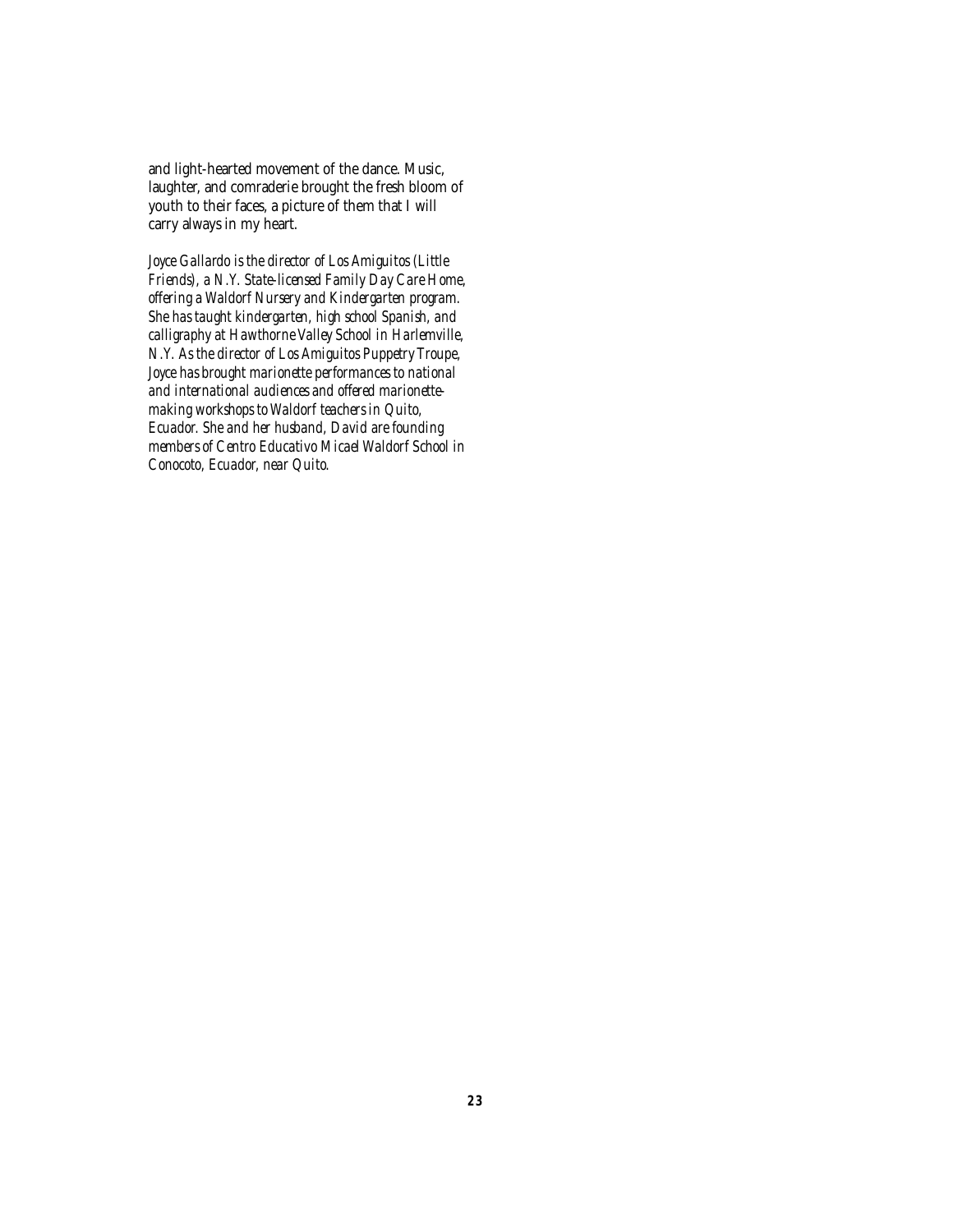and light-hearted movement of the dance. Music, laughter, and comraderie brought the fresh bloom of youth to their faces, a picture of them that I will carry always in my heart.

*Joyce Gallardo is the director of Los Amiguitos (Little Friends), a N.Y. State-licensed Family Day Care Home, offering a Waldorf Nursery and Kindergarten program. She has taught kindergarten, high school Spanish, and calligraphy at Hawthorne Valley School in Harlemville, N.Y. As the director of Los Amiguitos Puppetry Troupe, Joyce has brought marionette performances to national and international audiences and offered marionette-making workshops to Waldorf teachers in Quito, Ecuador. She and her husband, David are founding members of Centro Educativo Micael Waldorf School in Conocoto, Ecuador, near Quito.*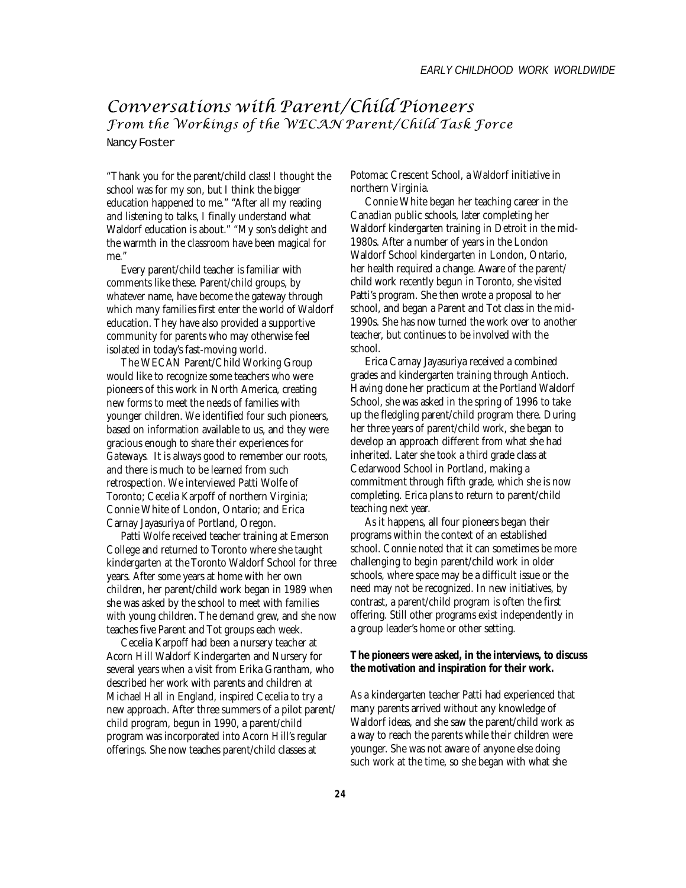# Conversations with Parent/Child Pioneers

## From the Workings of the WECAN Parent/Child Task Force

Nancy Foster

"Thank you for the parent/child class! I thought the school was for my son, but I think the bigger education happened to me." "After all my reading and listening to talks, I finally understand what Waldorf education is about." "My son's delight and the warmth in the classroom have been magical for me."

Every parent/child teacher is familiar with comments like these. Parent/child groups, by whatever name, have become the gateway through which many families first enter the world of Waldorf education. They have also provided a supportive community for parents who may otherwise feel isolated in today's fast-moving world.

The WECAN Parent/Child Working Group would like to recognize some teachers who were pioneers of this work in North America, creating new forms to meet the needs of families with younger children. We identified four such pioneers, based on information available to us, and they were gracious enough to share their experiences for *Gateways*. It is always good to remember our roots, and there is much to be learned from such retrospection. We interviewed Patti Wolfe of Toronto; Cecelia Karpoff of northern Virginia; Connie White of London, Ontario; and Erica Carnay Jayasuriya of Portland, Oregon.

Patti Wolfe received teacher training at Emerson College and returned to Toronto where she taught kindergarten at the Toronto Waldorf School for three years. After some years at home with her own children, her parent/child work began in 1989 when she was asked by the school to meet with families with young children. The demand grew, and she now teaches five Parent and Tot groups each week.

Cecelia Karpoff had been a nursery teacher at Acorn Hill Waldorf Kindergarten and Nursery for several years when a visit from Erika Grantham, who described her work with parents and children at Michael Hall in England, inspired Cecelia to try a new approach. After three summers of a pilot parent/child program, begun in 1990, a parent/child program was incorporated into Acorn Hill's regular offerings. She now teaches parent/child classes at Potomac Crescent School, a Waldorf initiative in northern Virginia.

Connie White began her teaching career in the Canadian public schools, later completing her Waldorf kindergarten training in Detroit in the mid-1980s. After a number of years in the London Waldorf School kindergarten in London, Ontario, her health required a change. Aware of the parent/child work recently begun in Toronto, she visited Patti's program. She then wrote a proposal to her school, and began a Parent and Tot class in the mid-1990s. She has now turned the work over to another teacher, but continues to be involved with the school.

Erica Carnay Jayasuriya received a combined grades and kindergarten training through Antioch. Having done her practicum at the Portland Waldorf School, she was asked in the spring of 1996 to take up the fledgling parent/child program there. During her three years of parent/child work, she began to develop an approach different from what she had inherited. Later she took a third grade class at Cedarwood School in Portland, making a commitment through fifth grade, which she is now completing. Erica plans to return to parent/child teaching next year.

As it happens, all four pioneers began their programs within the context of an established school. Connie noted that it can sometimes be more challenging to begin parent/child work in older schools, where space may be a difficult issue or the need may not be recognized. In new initiatives, by contrast, a parent/child program is often the first offering. Still other programs exist independently in a group leader's home or other setting.

**The pioneers were asked, in the interviews, to discuss the motivation and inspiration for their work.**

As a kindergarten teacher Patti had experienced that many parents arrived without any knowledge of Waldorf ideas, and she saw the parent/child work as a way to reach the parents while their children were younger. She was not aware of anyone else doing such work at the time, so she began with what she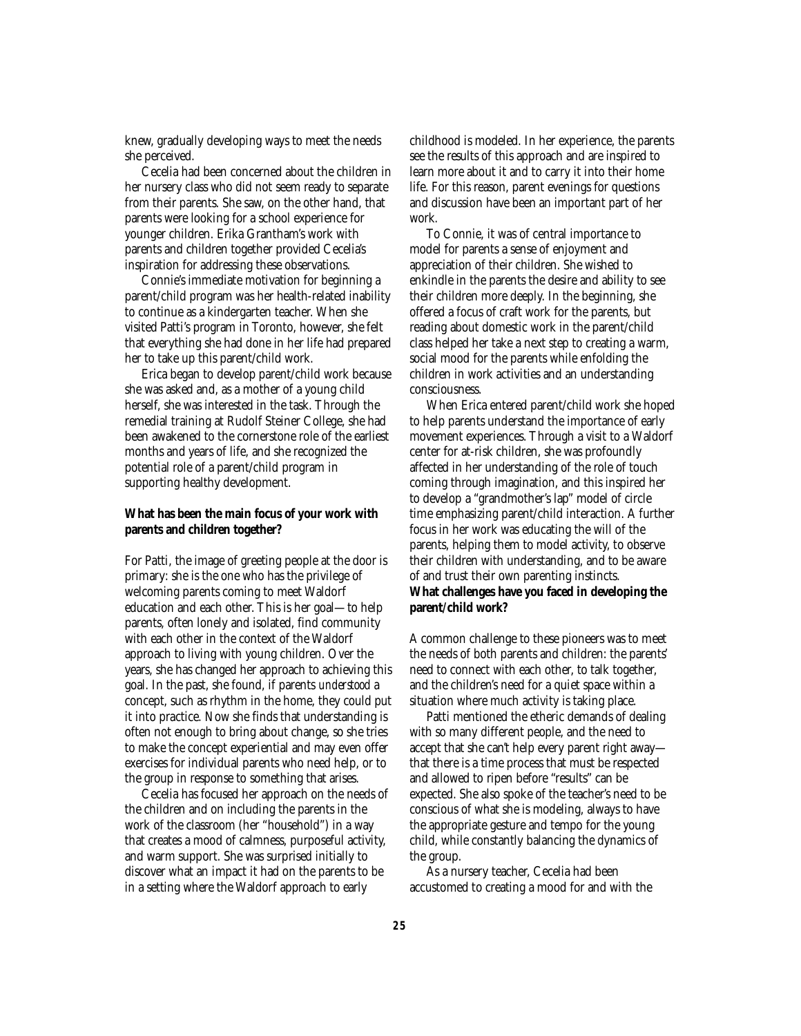knew, gradually developing ways to meet the needs she perceived.

Cecelia had been concerned about the children in her nursery class who did not seem ready to separate from their parents. She saw, on the other hand, that parents were looking for a school experience for younger children. Erika Grantham's work with parents and children together provided Cecelia's inspiration for addressing these observations.

Connie's immediate motivation for beginning a parent/child program was her health-related inability to continue as a kindergarten teacher. When she visited Patti's program in Toronto, however, she felt that everything she had done in her life had prepared her to take up this parent/child work.

Erica began to develop parent/child work because she was asked and, as a mother of a young child herself, she was interested in the task. Through the remedial training at Rudolf Steiner College, she had been awakened to the cornerstone role of the earliest months and years of life, and she recognized the potential role of a parent/child program in supporting healthy development.

**What has been the main focus of your work with parents and children together?**

For Patti, the image of greeting people at the door is primary: she is the one who has the privilege of welcoming parents coming to meet Waldorf education and each other. This is her goal—to help parents, often lonely and isolated, find community with each other in the context of the Waldorf approach to living with young children. Over the years, she has changed her approach to achieving this goal. In the past, she found, if parents *understood* a concept, such as rhythm in the home, they could put it into practice. Now she finds that understanding is often not enough to bring about change, so she tries to make the concept experiential and may even offer exercises for individual parents who need help, or to the group in response to something that arises.

Cecelia has focused her approach on the needs of the children and on including the parents in the work of the classroom (her "household") in a way that creates a mood of calmness, purposeful activity, and warm support. She was surprised initially to discover what an impact it had on the parents to be in a setting where the Waldorf approach to early childhood is modeled. In her experience, the parents see the results of this approach and are inspired to learn more about it and to carry it into their home life. For this reason, parent evenings for questions and discussion have been an important part of her work.

To Connie, it was of central importance to model for parents a sense of enjoyment and appreciation of their children. She wished to enkindle in the parents the desire and ability to see their children more deeply. In the beginning, she offered a focus of craft work for the parents, but reading about domestic work in the parent/child class helped her take a next step to creating a warm, social mood for the parents while enfolding the children in work activities and an understanding consciousness.

When Erica entered parent/child work she hoped to help parents understand the importance of early movement experiences. Through a visit to a Waldorf center for at-risk children, she was profoundly affected in her understanding of the role of touch coming through imagination, and this inspired her to develop a "grandmother's lap" model of circle time emphasizing parent/child interaction. A further focus in her work was educating the will of the parents, helping them to model activity, to observe their children with understanding, and to be aware of and trust their own parenting instincts.

**What challenges have you faced in developing the parent/child work?**

A common challenge to these pioneers was to meet the needs of both parents and children: the parents' need to connect with each other, to talk together, and the children's need for a quiet space within a situation where much activity is taking place.

Patti mentioned the etheric demands of dealing with so many different people, and the need to accept that she can't help every parent right away—that there is a time process that must be respected and allowed to ripen before "results" can be expected. She also spoke of the teacher's need to be conscious of what she is modeling, always to have the appropriate gesture and tempo for the young child, while constantly balancing the dynamics of the group.

As a nursery teacher, Cecelia had been accustomed to creating a mood for and with the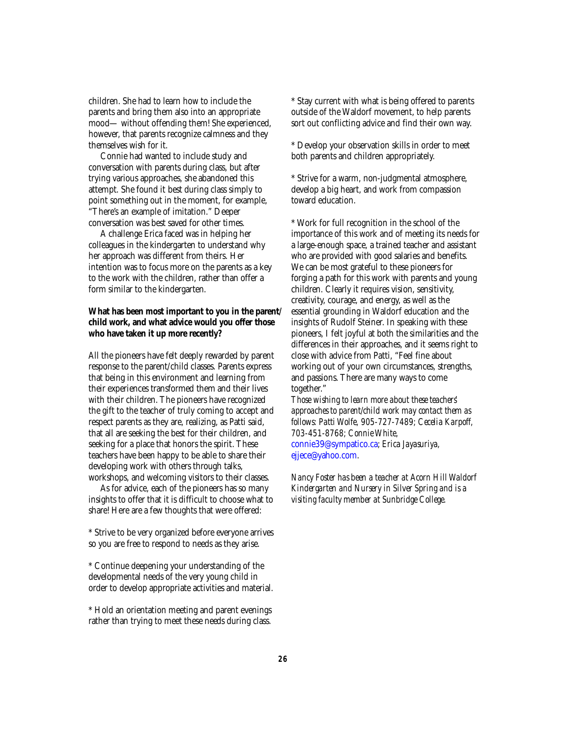children. She had to learn how to include the parents and bring them also into an appropriate mood— without offending them! She experienced, however, that parents recognize calmness and they themselves wish for it.

Connie had wanted to include study and conversation with parents during class, but after trying various approaches, she abandoned this attempt. She found it best during class simply to point something out in the moment, for example, "There's an example of imitation." Deeper conversation was best saved for other times.

A challenge Erica faced was in helping her colleagues in the kindergarten to understand why her approach was different from theirs. Her intention was to focus more on the parents as a key to the work with the children, rather than offer a form similar to the kindergarten.

**What has been most important to you in the parent/child work, and what advice would you offer those who have taken it up more recently?**

All the pioneers have felt deeply rewarded by parent response to the parent/child classes. Parents express that being in this environment and learning from their experiences transformed them and their lives with their children. The pioneers have recognized the gift to the teacher of truly coming to accept and respect parents as they are, realizing, as Patti said, that all are seeking the best for their children, and seeking for a place that honors the spirit. These teachers have been happy to be able to share their developing work with others through talks, workshops, and welcoming visitors to their classes.

As for advice, each of the pioneers has so many insights to offer that it is difficult to choose what to share! Here are a few thoughts that were offered:

* Strive to be very organized before everyone arrives so you are free to respond to needs as they arise.

* Continue deepening your understanding of the developmental needs of the very young child in order to develop appropriate activities and material.

* Hold an orientation meeting and parent evenings rather than trying to meet these needs during class.

* Stay current with what is being offered to parents outside of the Waldorf movement, to help parents sort out conflicting advice and find their own way.

* Develop your observation skills in order to meet both parents and children appropriately.

* Strive for a warm, non-judgmental atmosphere, develop a big heart, and work from compassion toward education.

* Work for full recognition in the school of the importance of this work and of meeting its needs for a large-enough space, a trained teacher and assistant who are provided with good salaries and benefits. We can be most grateful to these pioneers for forging a path for this work with parents and young children. Clearly it requires vision, sensitivity, creativity, courage, and energy, as well as the essential grounding in Waldorf education and the insights of Rudolf Steiner. In speaking with these pioneers, I felt joyful at both the similarities and the differences in their approaches, and it seems right to close with advice from Patti, "Feel fine about working out of your own circumstances, strengths, and passions. There are many ways to come together."

*Those wishing to learn more about these teachers' approaches to parent/child work may contact them as follows: Patti Wolfe, 905-727-7489; Cecelia Karpoff, 703-451-8768; Connie White,* connie39@sympatico.ca; *Erica Jayasuriya,* ejjece@yahoo.com.

*Nancy Foster has been a teacher at Acorn Hill Waldorf Kindergarten and Nursery in Silver Spring and is a visiting faculty member at Sunbridge College.*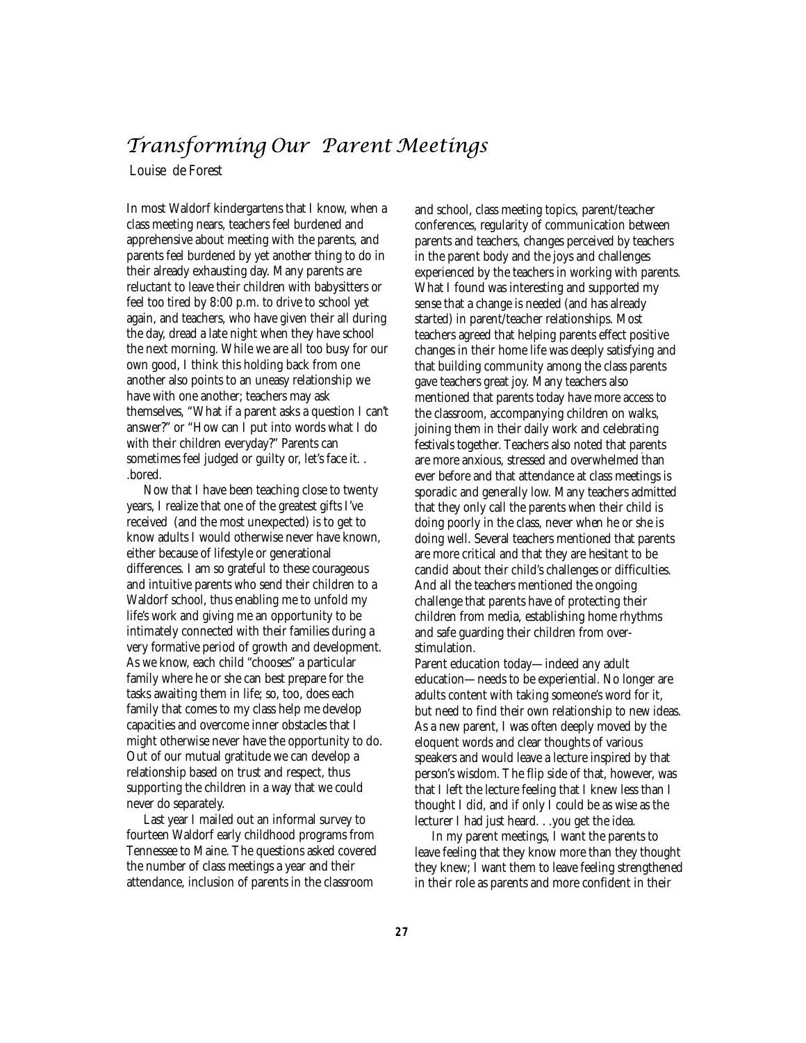# *Transforming Our Parent Meetings*

Louise de Forest

In most Waldorf kindergartens that I know, when a class meeting nears, teachers feel burdened and apprehensive about meeting with the parents, and parents feel burdened by yet another thing to do in their already exhausting day. Many parents are reluctant to leave their children with babysitters or feel too tired by 8:00 p.m. to drive to school yet again, and teachers, who have given their all during the day, dread a late night when they have school the next morning. While we are all too busy for our own good, I think this holding back from one another also points to an uneasy relationship we have with one another; teachers may ask themselves, "What if a parent asks a question I can't answer?" or "How can I put into words what I do with their children everyday?" Parents can sometimes feel judged or guilty or, let's face it. . .bored.

Now that I have been teaching close to twenty years, I realize that one of the greatest gifts I've received (and the most unexpected) is to get to know adults I would otherwise never have known, either because of lifestyle or generational differences. I am so grateful to these courageous and intuitive parents who send their children to a Waldorf school, thus enabling me to unfold my life's work and giving me an opportunity to be intimately connected with their families during a very formative period of growth and development. As we know, each child "chooses" a particular family where he or she can best prepare for the tasks awaiting them in life; so, too, does each family that comes to my class help me develop capacities and overcome inner obstacles that I might otherwise never have the opportunity to do. Out of our mutual gratitude we can develop a relationship based on trust and respect, thus supporting the children in a way that we could never do separately.

Last year I mailed out an informal survey to fourteen Waldorf early childhood programs from Tennessee to Maine. The questions asked covered the number of class meetings a year and their attendance, inclusion of parents in the classroom and school, class meeting topics, parent/teacher conferences, regularity of communication between parents and teachers, changes perceived by teachers in the parent body and the joys and challenges experienced by the teachers in working with parents. What I found was interesting and supported my sense that a change is needed (and has already started) in parent/teacher relationships. Most teachers agreed that helping parents effect positive changes in their home life was deeply satisfying and that building community among the class parents gave teachers great joy. Many teachers also mentioned that parents today have more access to the classroom, accompanying children on walks, joining them in their daily work and celebrating festivals together. Teachers also noted that parents are more anxious, stressed and overwhelmed than ever before and that attendance at class meetings is sporadic and generally low. Many teachers admitted that they only call the parents when their child is doing poorly in the class, never when he or she is doing well. Several teachers mentioned that parents are more critical and that they are hesitant to be candid about their child's challenges or difficulties. And all the teachers mentioned the ongoing challenge that parents have of protecting their children from media, establishing home rhythms and safe guarding their children from over-stimulation.

Parent education today—indeed any adult education—needs to be experiential. No longer are adults content with taking someone's word for it, but need to find their own relationship to new ideas. As a new parent, I was often deeply moved by the eloquent words and clear thoughts of various speakers and would leave a lecture inspired by that person's wisdom. The flip side of that, however, was that I left the lecture feeling that I knew less than I thought I did, and if only I could be as wise as the lecturer I had just heard. . .you get the idea.

In my parent meetings, I want the parents to leave feeling that they know more than they thought they knew; I want them to leave feeling strengthened in their role as parents and more confident in their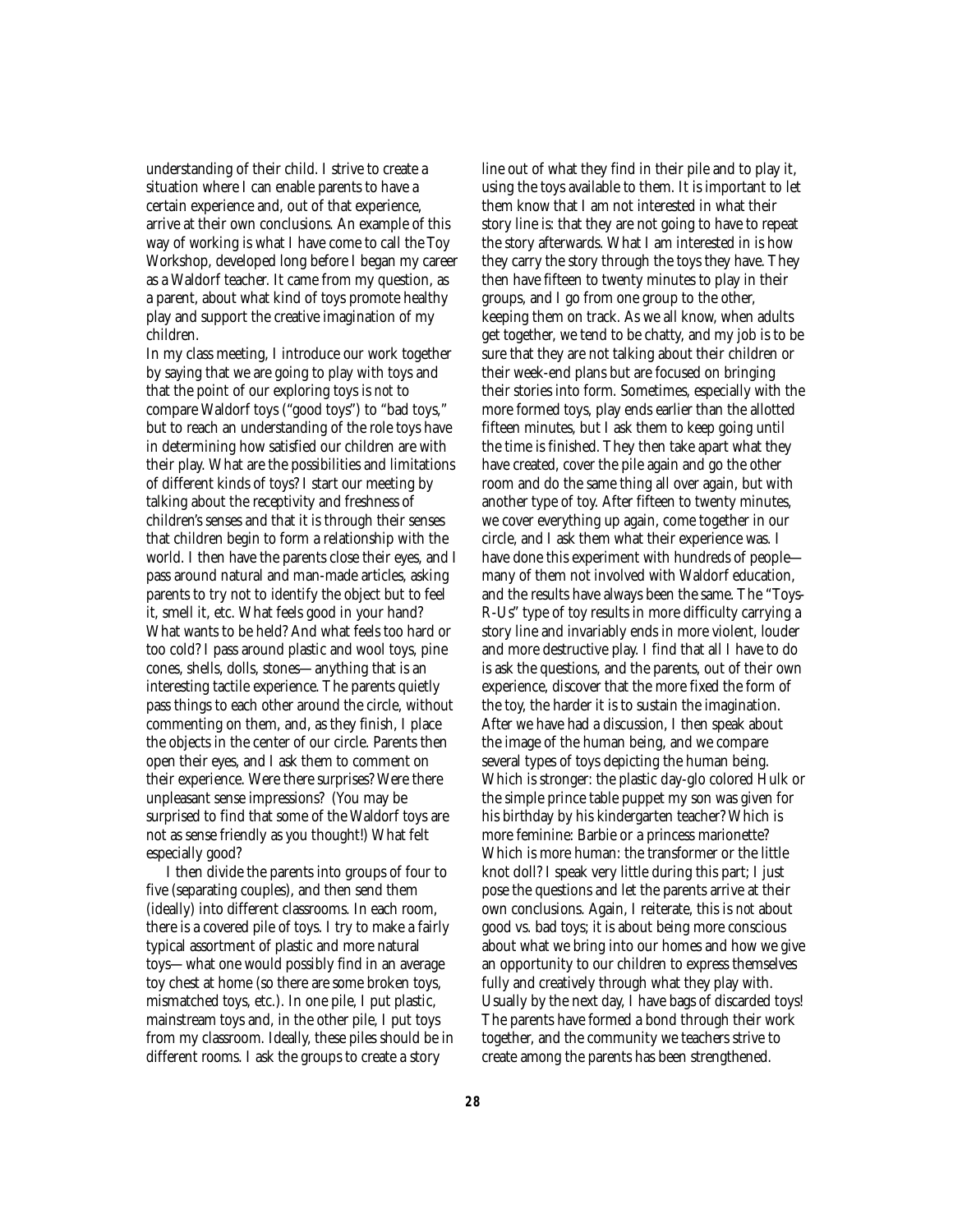understanding of their child. I strive to create a situation where I can enable parents to have a certain experience and, out of that experience, arrive at their own conclusions. An example of this way of working is what I have come to call the Toy Workshop, developed long before I began my career as a Waldorf teacher. It came from my question, as a parent, about what kind of toys promote healthy play and support the creative imagination of my children.

In my class meeting, I introduce our work together by saying that we are going to play with toys and that the point of our exploring toys is *not* to compare Waldorf toys ("good toys") to "bad toys," but to reach an understanding of the role toys have in determining how satisfied our children are with their play. What are the possibilities and limitations of different kinds of toys? I start our meeting by talking about the receptivity and freshness of children's senses and that it is through their senses that children begin to form a relationship with the world. I then have the parents close their eyes, and I pass around natural and man-made articles, asking parents to try not to identify the object but to feel it, smell it, etc. What feels good in your hand? What wants to be held? And what feels too hard or too cold? I pass around plastic and wool toys, pine cones, shells, dolls, stones—anything that is an interesting tactile experience. The parents quietly pass things to each other around the circle, without commenting on them, and, as they finish, I place the objects in the center of our circle. Parents then open their eyes, and I ask them to comment on their experience. Were there surprises? Were there unpleasant sense impressions? (You may be surprised to find that some of the Waldorf toys are not as sense friendly as you thought!) What felt especially good?

I then divide the parents into groups of four to five (separating couples), and then send them (ideally) into different classrooms. In each room, there is a covered pile of toys. I try to make a fairly typical assortment of plastic and more natural toys—what one would possibly find in an average toy chest at home (so there are some broken toys, mismatched toys, etc.). In one pile, I put plastic, mainstream toys and, in the other pile, I put toys from my classroom. Ideally, these piles should be in different rooms. I ask the groups to create a story line out of what they find in their pile and to play it, using the toys available to them. It is important to let them know that I am not interested in what their story line is: that they are not going to have to repeat the story afterwards. What I am interested in is how they carry the story through the toys they have. They then have fifteen to twenty minutes to play in their groups, and I go from one group to the other, keeping them on track. As we all know, when adults get together, we tend to be chatty, and my job is to be sure that they are not talking about their children or their week-end plans but are focused on bringing their stories into form. Sometimes, especially with the more formed toys, play ends earlier than the allotted fifteen minutes, but I ask them to keep going until the time is finished. They then take apart what they have created, cover the pile again and go the other room and do the same thing all over again, but with another type of toy. After fifteen to twenty minutes, we cover everything up again, come together in our circle, and I ask them what their experience was. I have done this experiment with hundreds of people—many of them not involved with Waldorf education, and the results have always been the same. The "Toys-R-Us" type of toy results in more difficulty carrying a story line and invariably ends in more violent, louder and more destructive play. I find that all I have to do is ask the questions, and the parents, out of their own experience, discover that the more fixed the form of the toy, the harder it is to sustain the imagination. After we have had a discussion, I then speak about the image of the human being, and we compare several types of toys depicting the human being. Which is stronger: the plastic day-glo colored Hulk or the simple prince table puppet my son was given for his birthday by his kindergarten teacher? Which is more feminine: Barbie or a princess marionette? Which is more human: the transformer or the little knot doll? I speak very little during this part; I just pose the questions and let the parents arrive at their own conclusions. Again, I reiterate, this is *not* about good vs. bad toys; it is about being more conscious about what we bring into our homes and how we give an opportunity to our children to express themselves fully and creatively through what they play with. Usually by the next day, I have bags of discarded toys! The parents have formed a bond through their work together, and the community we teachers strive to create among the parents has been strengthened.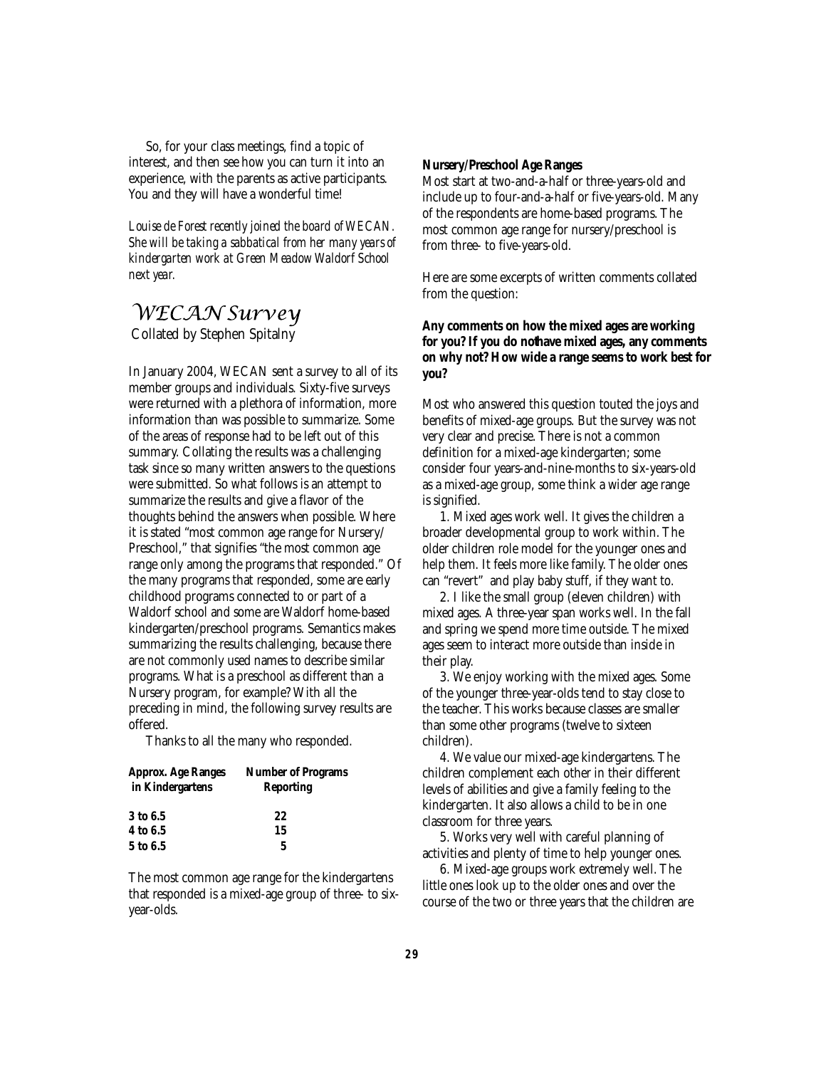So, for your class meetings, find a topic of interest, and then see how you can turn it into an experience, with the parents as active participants. You and they will have a wonderful time!

*Louise de Forest recently joined the board of WECAN. She will be taking a sabbatical from her many years of kindergarten work at Green Meadow Waldorf School next year.*

# WECAN Survey

Collated by Stephen Spitalny

In January 2004, WECAN sent a survey to all of its member groups and individuals. Sixty-five surveys were returned with a plethora of information, more information than was possible to summarize. Some of the areas of response had to be left out of this summary. Collating the results was a challenging task since so many written answers to the questions were submitted. So what follows is an attempt to summarize the results and give a flavor of the thoughts behind the answers when possible. Where it is stated "most common age range for Nursery/Preschool," that signifies "the most common age range only among the programs that responded." Of the many programs that responded, some are early childhood programs connected to or part of a Waldorf school and some are Waldorf home-based kindergarten/preschool programs. Semantics makes summarizing the results challenging, because there are not commonly used names to describe similar programs. What is a preschool as different than a Nursery program, for example? With all the preceding in mind, the following survey results are offered.

Thanks to all the many who responded.

| Approx. Age Ranges in Kindergartens | Number of Programs Reporting |
|---|---|
| 3 to 6.5 | 22 |
| 4 to 6.5 | 15 |
| 5 to 6.5 | 5 |

The most common age range for the kindergartens that responded is a mixed-age group of three- to six-year-olds.

**Nursery/Preschool Age Ranges**

Most start at two-and-a-half or three-years-old and include up to four-and-a-half or five-years-old. Many of the respondents are home-based programs. The most common age range for nursery/preschool is from three- to five-years-old.

Here are some excerpts of written comments collated from the question:

**Any comments on how the mixed ages are working for you? If you do not have mixed ages, any comments on why not? How wide a range seems to work best for you?**

Most who answered this question touted the joys and benefits of mixed-age groups. But the survey was not very clear and precise. There is not a common definition for a mixed-age kindergarten; some consider four years-and-nine-months to six-years-old as a mixed-age group, some think a wider age range is signified.

1. Mixed ages work well. It gives the children a broader developmental group to work within. The older children role model for the younger ones and help them. It feels more like family. The older ones can "revert" and play baby stuff, if they want to.

2. I like the small group (eleven children) with mixed ages. A three-year span works well. In the fall and spring we spend more time outside. The mixed ages seem to interact more outside than inside in their play.

3. We enjoy working with the mixed ages. Some of the younger three-year-olds tend to stay close to the teacher. This works because classes are smaller than some other programs (twelve to sixteen children).

4. We value our mixed-age kindergartens. The children complement each other in their different levels of abilities and give a family feeling to the kindergarten. It also allows a child to be in one classroom for three years.

5. Works very well with careful planning of activities and plenty of time to help younger ones.

6. Mixed-age groups work extremely well. The little ones look up to the older ones and over the course of the two or three years that the children are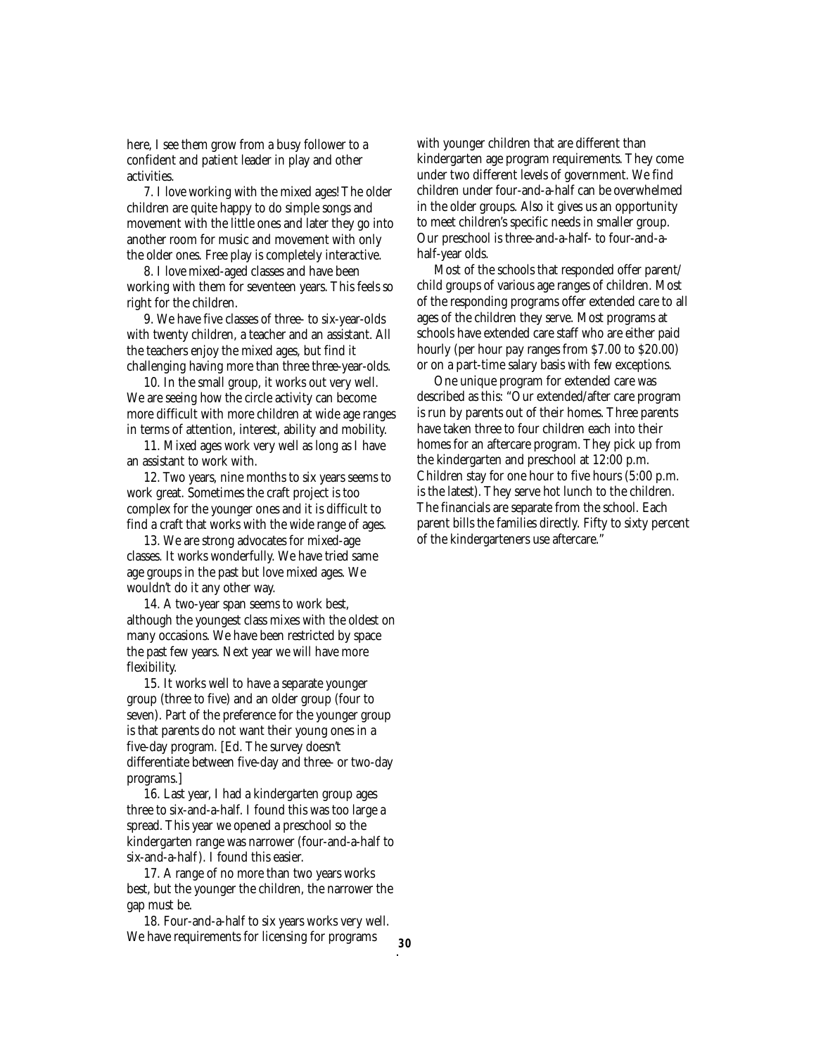here, I see them grow from a busy follower to a confident and patient leader in play and other activities.

7. I love working with the mixed ages! The older children are quite happy to do simple songs and movement with the little ones and later they go into another room for music and movement with only the older ones. Free play is completely interactive.

8. I love mixed-aged classes and have been working with them for seventeen years. This feels so right for the children.

9. We have five classes of three- to six-year-olds with twenty children, a teacher and an assistant. All the teachers enjoy the mixed ages, but find it challenging having more than three three-year-olds.

10. In the small group, it works out very well. We are seeing how the circle activity can become more difficult with more children at wide age ranges in terms of attention, interest, ability and mobility.

11. Mixed ages work very well as long as I have an assistant to work with.

12. Two years, nine months to six years seems to work great. Sometimes the craft project is too complex for the younger ones and it is difficult to find a craft that works with the wide range of ages.

13. We are strong advocates for mixed-age classes. It works wonderfully. We have tried same age groups in the past but love mixed ages. We wouldn't do it any other way.

14. A two-year span seems to work best, although the youngest class mixes with the oldest on many occasions. We have been restricted by space the past few years. Next year we will have more flexibility.

15. It works well to have a separate younger group (three to five) and an older group (four to seven). Part of the preference for the younger group is that parents do not want their young ones in a five-day program. [Ed. The survey doesn't differentiate between five-day and three- or two-day programs.]

16. Last year, I had a kindergarten group ages three to six-and-a-half. I found this was too large a spread. This year we opened a preschool so the kindergarten range was narrower (four-and-a-half to six-and-a-half). I found this easier.

17. A range of no more than two years works best, but the younger the children, the narrower the gap must be.

18. Four-and-a-half to six years works very well. We have requirements for licensing for programs with younger children that are different than kindergarten age program requirements. They come under two different levels of government. We find children under four-and-a-half can be overwhelmed in the older groups. Also it gives us an opportunity to meet children's specific needs in smaller group. Our preschool is three-and-a-half- to four-and-a-half-year olds.

Most of the schools that responded offer parent/child groups of various age ranges of children. Most of the responding programs offer extended care to all ages of the children they serve. Most programs at schools have extended care staff who are either paid hourly (per hour pay ranges from $7.00 to $20.00) or on a part-time salary basis with few exceptions.

One unique program for extended care was described as this: "Our extended/after care program is run by parents out of their homes. Three parents have taken three to four children each into their homes for an aftercare program. They pick up from the kindergarten and preschool at 12:00 p.m. Children stay for one hour to five hours (5:00 p.m. is the latest). They serve hot lunch to the children. The financials are separate from the school. Each parent bills the families directly. Fifty to sixty percent of the kindergarteners use aftercare."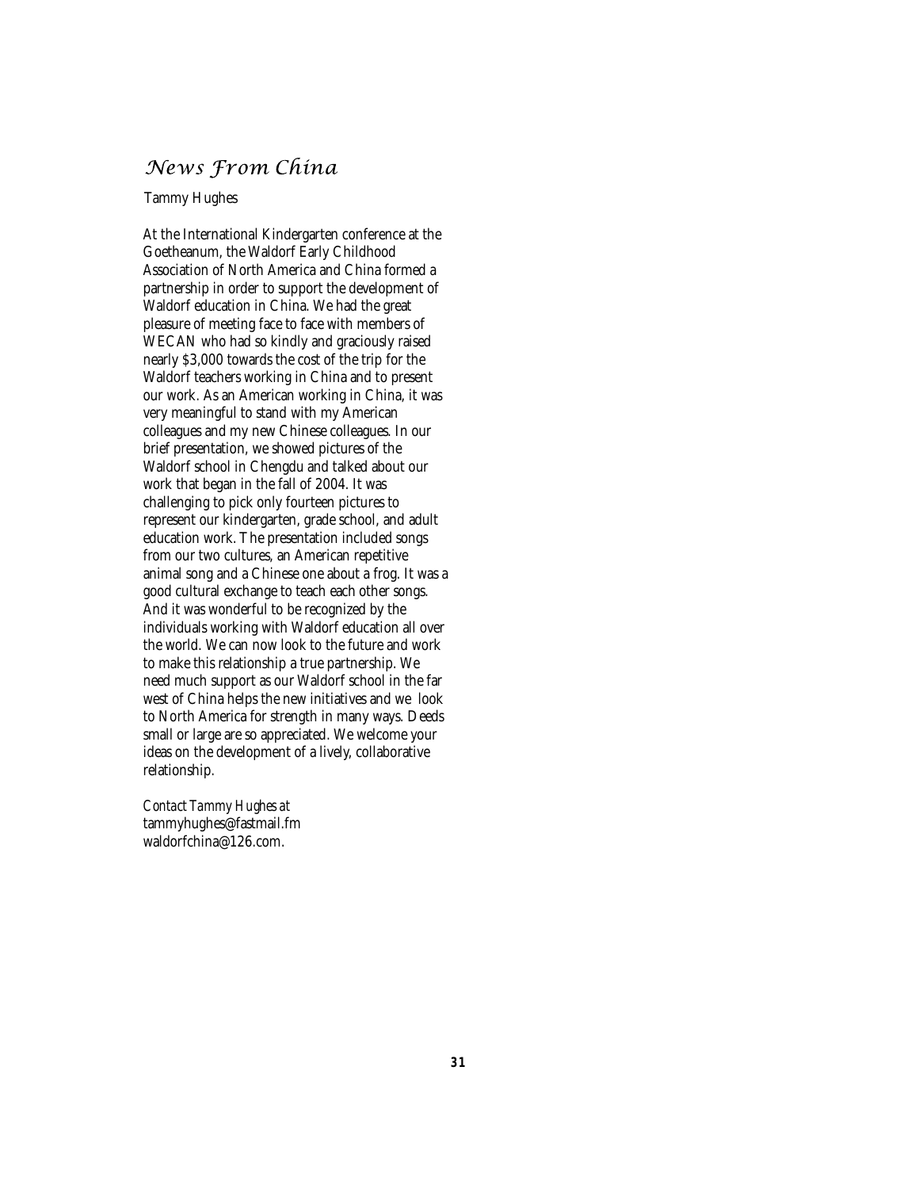# *News From China*

Tammy Hughes

At the International Kindergarten conference at the Goetheanum, the Waldorf Early Childhood Association of North America and China formed a partnership in order to support the development of Waldorf education in China. We had the great pleasure of meeting face to face with members of WECAN who had so kindly and graciously raised nearly $3,000 towards the cost of the trip for the Waldorf teachers working in China and to present our work. As an American working in China, it was very meaningful to stand with my American colleagues and my new Chinese colleagues. In our brief presentation, we showed pictures of the Waldorf school in Chengdu and talked about our work that began in the fall of 2004. It was challenging to pick only fourteen pictures to represent our kindergarten, grade school, and adult education work. The presentation included songs from our two cultures, an American repetitive animal song and a Chinese one about a frog. It was a good cultural exchange to teach each other songs. And it was wonderful to be recognized by the individuals working with Waldorf education all over the world. We can now look to the future and work to make this relationship a true partnership. We need much support as our Waldorf school in the far west of China helps the new initiatives and we look to North America for strength in many ways. Deeds small or large are so appreciated. We welcome your ideas on the development of a lively, collaborative relationship.

*Contact Tammy Hughes at*
tammyhughes@fastmail.fm
waldorfchina@126.com.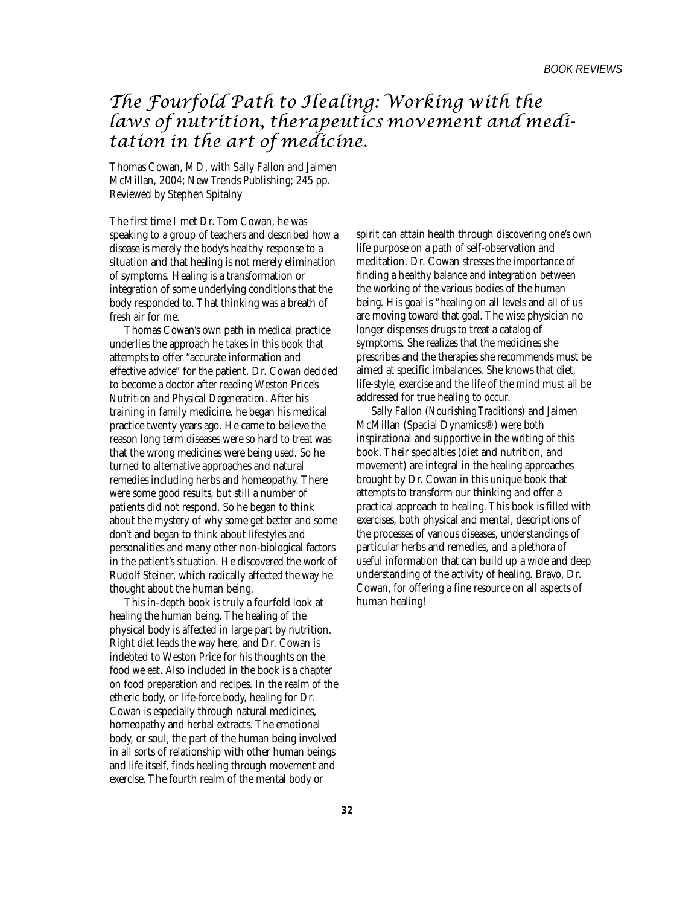# The Fourfold Path to Healing: Working with the laws of nutrition, therapeutics movement and meditation in the art of medicine.

Thomas Cowan, MD, with Sally Fallon and Jaimen McMillan, 2004; New Trends Publishing; 245 pp.
Reviewed by Stephen Spitalny

The first time I met Dr. Tom Cowan, he was speaking to a group of teachers and described how a disease is merely the body's healthy response to a situation and that healing is not merely elimination of symptoms. Healing is a transformation or integration of some underlying conditions that the body responded to. That thinking was a breath of fresh air for me.

Thomas Cowan's own path in medical practice underlies the approach he takes in this book that attempts to offer "accurate information and effective advice" for the patient. Dr. Cowan decided to become a doctor after reading Weston Price's *Nutrition and Physical Degeneration*. After his training in family medicine, he began his medical practice twenty years ago. He came to believe the reason long term diseases were so hard to treat was that the wrong medicines were being used. So he turned to alternative approaches and natural remedies including herbs and homeopathy. There were some good results, but still a number of patients did not respond. So he began to think about the mystery of why some get better and some don't and began to think about lifestyles and personalities and many other non-biological factors in the patient's situation. He discovered the work of Rudolf Steiner, which radically affected the way he thought about the human being.

This in-depth book is truly a fourfold look at healing the human being. The healing of the physical body is affected in large part by nutrition. Right diet leads the way here, and Dr. Cowan is indebted to Weston Price for his thoughts on the food we eat. Also included in the book is a chapter on food preparation and recipes. In the realm of the etheric body, or life-force body, healing for Dr. Cowan is especially through natural medicines, homeopathy and herbal extracts. The emotional body, or soul, the part of the human being involved in all sorts of relationship with other human beings and life itself, finds healing through movement and exercise. The fourth realm of the mental body or spirit can attain health through discovering one's own life purpose on a path of self-observation and meditation. Dr. Cowan stresses the importance of finding a healthy balance and integration between the working of the various bodies of the human being. His goal is "healing on all levels and all of us are moving toward that goal. The wise physician no longer dispenses drugs to treat a catalog of symptoms. She realizes that the medicines she prescribes and the therapies she recommends must be aimed at specific imbalances. She knows that diet, life-style, exercise and the life of the mind must all be addressed for true healing to occur.

Sally Fallon (*Nourishing Traditions*) and Jaimen McMillan (Spacial Dynamics®) were both inspirational and supportive in the writing of this book. Their specialties (diet and nutrition, and movement) are integral in the healing approaches brought by Dr. Cowan in this unique book that attempts to transform our thinking and offer a practical approach to healing. This book is filled with exercises, both physical and mental, descriptions of the processes of various diseases, understandings of particular herbs and remedies, and a plethora of useful information that can build up a wide and deep understanding of the activity of healing. Bravo, Dr. Cowan, for offering a fine resource on all aspects of human healing!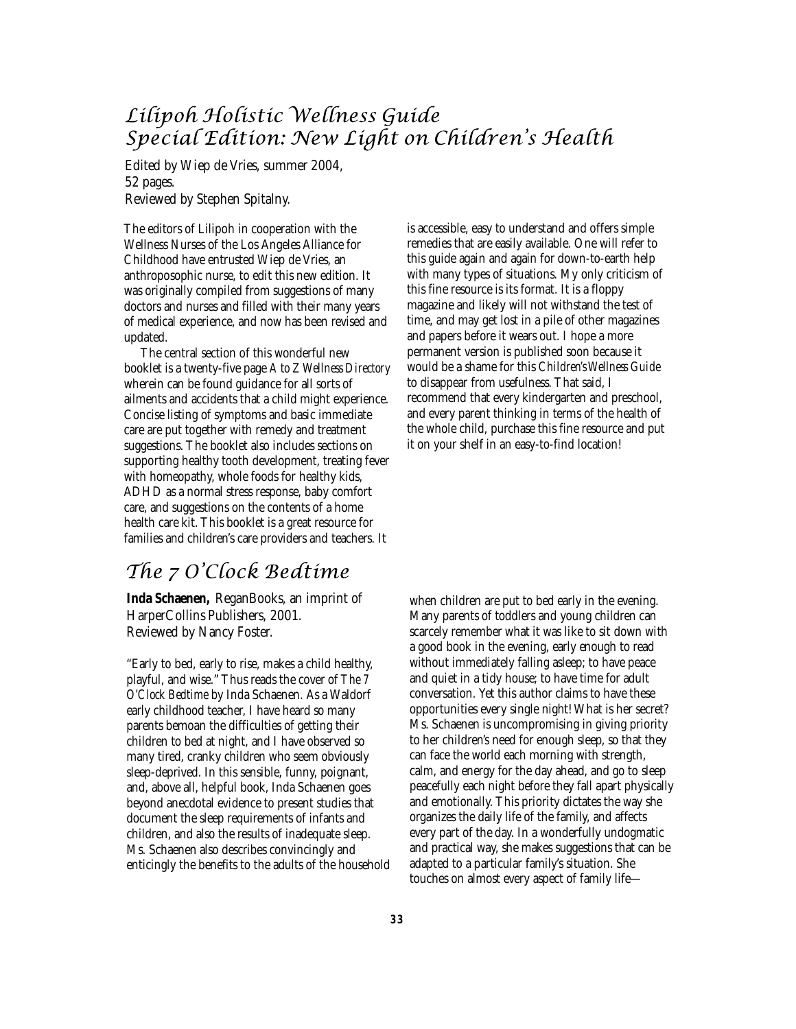## *Lilipoh Holistic Wellness Guide Special Edition: New Light on Children's Health*

Edited by Wiep de Vries, summer 2004,
52 pages.
Reviewed by Stephen Spitalny.

The editors of Lilipoh in cooperation with the Wellness Nurses of the Los Angeles Alliance for Childhood have entrusted Wiep de Vries, an anthroposophic nurse, to edit this new edition. It was originally compiled from suggestions of many doctors and nurses and filled with their many years of medical experience, and now has been revised and updated.

The central section of this wonderful new booklet is a twenty-five page *A to Z Wellness Directory* wherein can be found guidance for all sorts of ailments and accidents that a child might experience. Concise listing of symptoms and basic immediate care are put together with remedy and treatment suggestions. The booklet also includes sections on supporting healthy tooth development, treating fever with homeopathy, whole foods for healthy kids, ADHD as a normal stress response, baby comfort care, and suggestions on the contents of a home health care kit. This booklet is a great resource for families and children's care providers and teachers. It is accessible, easy to understand and offers simple remedies that are easily available. One will refer to this guide again and again for down-to-earth help with many types of situations. My only criticism of this fine resource is its format. It is a floppy magazine and likely will not withstand the test of time, and may get lost in a pile of other magazines and papers before it wears out. I hope a more permanent version is published soon because it would be a shame for this *Children's Wellness Guide* to disappear from usefulness. That said, I recommend that every kindergarten and preschool, and every parent thinking in terms of the health of the whole child, purchase this fine resource and put it on your shelf in an easy-to-find location!

## *The 7 O'Clock Bedtime*

**Inda Schaenen,** ReganBooks, an imprint of HarperCollins Publishers, 2001.
Reviewed by Nancy Foster.

"Early to bed, early to rise, makes a child healthy, playful, and wise." Thus reads the cover of *The 7 O'Clock Bedtime* by Inda Schaenen. As a Waldorf early childhood teacher, I have heard so many parents bemoan the difficulties of getting their children to bed at night, and I have observed so many tired, cranky children who seem obviously sleep-deprived. In this sensible, funny, poignant, and, above all, helpful book, Inda Schaenen goes beyond anecdotal evidence to present studies that document the sleep requirements of infants and children, and also the results of inadequate sleep. Ms. Schaenen also describes convincingly and enticingly the benefits to the adults of the household when children are put to bed early in the evening. Many parents of toddlers and young children can scarcely remember what it was like to sit down with a good book in the evening, early enough to read without immediately falling asleep; to have peace and quiet in a tidy house; to have time for adult conversation. Yet this author claims to have these opportunities every single night! What is her secret? Ms. Schaenen is uncompromising in giving priority to her children's need for enough sleep, so that they can face the world each morning with strength, calm, and energy for the day ahead, and go to sleep peacefully each night before they fall apart physically and emotionally. This priority dictates the way she organizes the daily life of the family, and affects every part of the day. In a wonderfully undogmatic and practical way, she makes suggestions that can be adapted to a particular family's situation. She touches on almost every aspect of family life—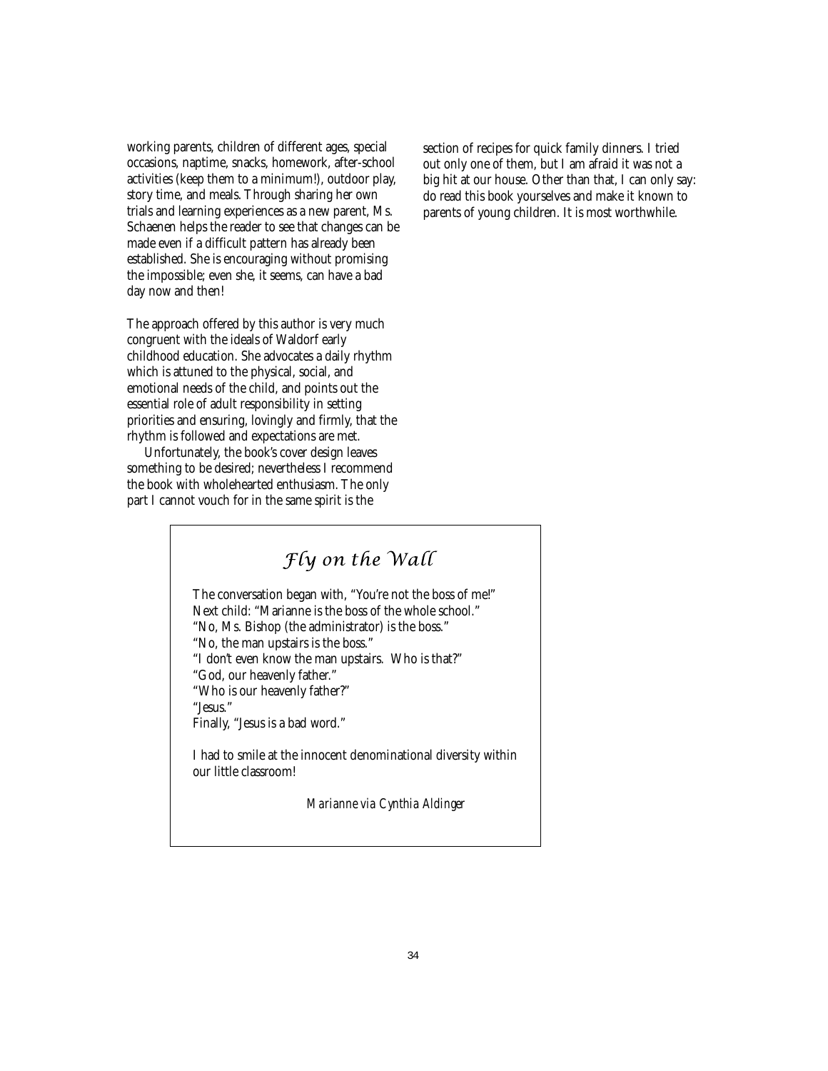working parents, children of different ages, special occasions, naptime, snacks, homework, after-school activities (keep them to a minimum!), outdoor play, story time, and meals. Through sharing her own trials and learning experiences as a new parent, Ms. Schaenen helps the reader to see that changes can be made even if a difficult pattern has already been established. She is encouraging without promising the impossible; even she, it seems, can have a bad day now and then!

The approach offered by this author is very much congruent with the ideals of Waldorf early childhood education. She advocates a daily rhythm which is attuned to the physical, social, and emotional needs of the child, and points out the essential role of adult responsibility in setting priorities and ensuring, lovingly and firmly, that the rhythm is followed and expectations are met.

Unfortunately, the book's cover design leaves something to be desired; nevertheless I recommend the book with wholehearted enthusiasm. The only part I cannot vouch for in the same spirit is the section of recipes for quick family dinners. I tried out only one of them, but I am afraid it was not a big hit at our house. Other than that, I can only say: do read this book yourselves and make it known to parents of young children. It is most worthwhile.

## *Fly on the Wall*

The conversation began with, "You're not the boss of me!"
Next child: "Marianne is the boss of the whole school."
"No, Ms. Bishop (the administrator) is the boss."
"No, the man upstairs is the boss."
"I don't even know the man upstairs. Who is that?"
"God, our heavenly father."
"Who is our heavenly father?"
"Jesus."
Finally, "Jesus is a bad word."

I had to smile at the innocent denominational diversity within our little classroom!

*Marianne via Cynthia Aldinger*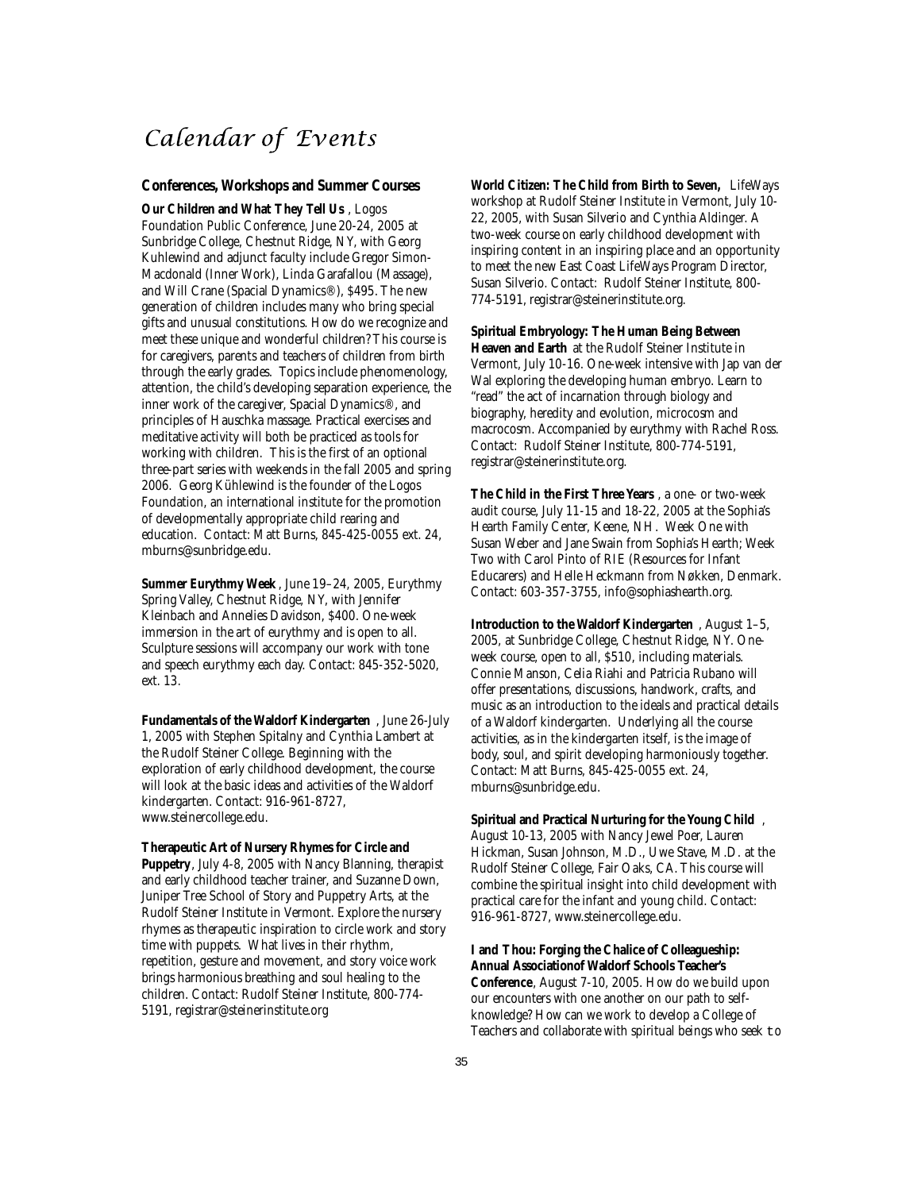# *Calendar of Events*

## Conferences, Workshops and Summer Courses

**Our Children and What They Tell Us**, Logos Foundation Public Conference, June 20-24, 2005 at Sunbridge College, Chestnut Ridge, NY, with Georg Kuhlewind and adjunct faculty include Gregor Simon-Macdonald (Inner Work), Linda Garafallou (Massage), and Will Crane (Spacial Dynamics®), $495. The new generation of children includes many who bring special gifts and unusual constitutions. How do we recognize and meet these unique and wonderful children? This course is for caregivers, parents and teachers of children from birth through the early grades. Topics include phenomenology, attention, the child's developing separation experience, the inner work of the caregiver, Spacial Dynamics®, and principles of Hauschka massage. Practical exercises and meditative activity will both be practiced as tools for working with children. This is the first of an optional three-part series with weekends in the fall 2005 and spring 2006. Georg Kühlewind is the founder of the Logos Foundation, an international institute for the promotion of developmentally appropriate child rearing and education. Contact: Matt Burns, 845-425-0055 ext. 24, mburns@sunbridge.edu.

**Summer Eurythmy Week**, June 19–24, 2005, Eurythmy Spring Valley, Chestnut Ridge, NY, with Jennifer Kleinbach and Annelies Davidson, $400. One-week immersion in the art of eurythmy and is open to all. Sculpture sessions will accompany our work with tone and speech eurythmy each day. Contact: 845-352-5020, ext. 13.

**Fundamentals of the Waldorf Kindergarten**, June 26-July 1, 2005 with Stephen Spitalny and Cynthia Lambert at the Rudolf Steiner College. Beginning with the exploration of early childhood development, the course will look at the basic ideas and activities of the Waldorf kindergarten. Contact: 916-961-8727, www.steinercollege.edu.

**Therapeutic Art of Nursery Rhymes for Circle and Puppetry**, July 4-8, 2005 with Nancy Blanning, therapist and early childhood teacher trainer, and Suzanne Down, Juniper Tree School of Story and Puppetry Arts, at the Rudolf Steiner Institute in Vermont. Explore the nursery rhymes as therapeutic inspiration to circle work and story time with puppets. What lives in their rhythm, repetition, gesture and movement, and story voice work brings harmonious breathing and soul healing to the children. Contact: Rudolf Steiner Institute, 800-774-5191, registrar@steinerinstitute.org

**World Citizen: The Child from Birth to Seven,** LifeWays workshop at Rudolf Steiner Institute in Vermont, July 10-22, 2005, with Susan Silverio and Cynthia Aldinger. A two-week course on early childhood development with inspiring content in an inspiring place and an opportunity to meet the new East Coast LifeWays Program Director, Susan Silverio. Contact: Rudolf Steiner Institute, 800-774-5191, registrar@steinerinstitute.org.

**Spiritual Embryology: The Human Being Between Heaven and Earth** at the Rudolf Steiner Institute in Vermont, July 10-16. One-week intensive with Jap van der Wal exploring the developing human embryo. Learn to "read" the act of incarnation through biology and biography, heredity and evolution, microcosm and macrocosm. Accompanied by eurythmy with Rachel Ross. Contact: Rudolf Steiner Institute, 800-774-5191, registrar@steinerinstitute.org.

**The Child in the First Three Years**, a one- or two-week audit course, July 11-15 and 18-22, 2005 at the Sophia's Hearth Family Center, Keene, NH. Week One with Susan Weber and Jane Swain from Sophia's Hearth; Week Two with Carol Pinto of RIE (Resources for Infant Educarers) and Helle Heckmann from Nøkken, Denmark. Contact: 603-357-3755, info@sophiashearth.org.

**Introduction to the Waldorf Kindergarten**, August 1–5, 2005, at Sunbridge College, Chestnut Ridge, NY. One-week course, open to all, $510, including materials. Connie Manson, Celia Riahi and Patricia Rubano will offer presentations, discussions, handwork, crafts, and music as an introduction to the ideals and practical details of a Waldorf kindergarten. Underlying all the course activities, as in the kindergarten itself, is the image of body, soul, and spirit developing harmoniously together. Contact: Matt Burns, 845-425-0055 ext. 24, mburns@sunbridge.edu.

**Spiritual and Practical Nurturing for the Young Child**, August 10-13, 2005 with Nancy Jewel Poer, Lauren Hickman, Susan Johnson, M.D., Uwe Stave, M.D. at the Rudolf Steiner College, Fair Oaks, CA. This course will combine the spiritual insight into child development with practical care for the infant and young child. Contact: 916-961-8727, www.steinercollege.edu.

**I and Thou: Forging the Chalice of Colleagueship: Annual Associationof Waldorf Schools Teacher's Conference**, August 7-10, 2005. How do we build upon our encounters with one another on our path to self-knowledge? How can we work to develop a College of Teachers and collaborate with spiritual beings who seek to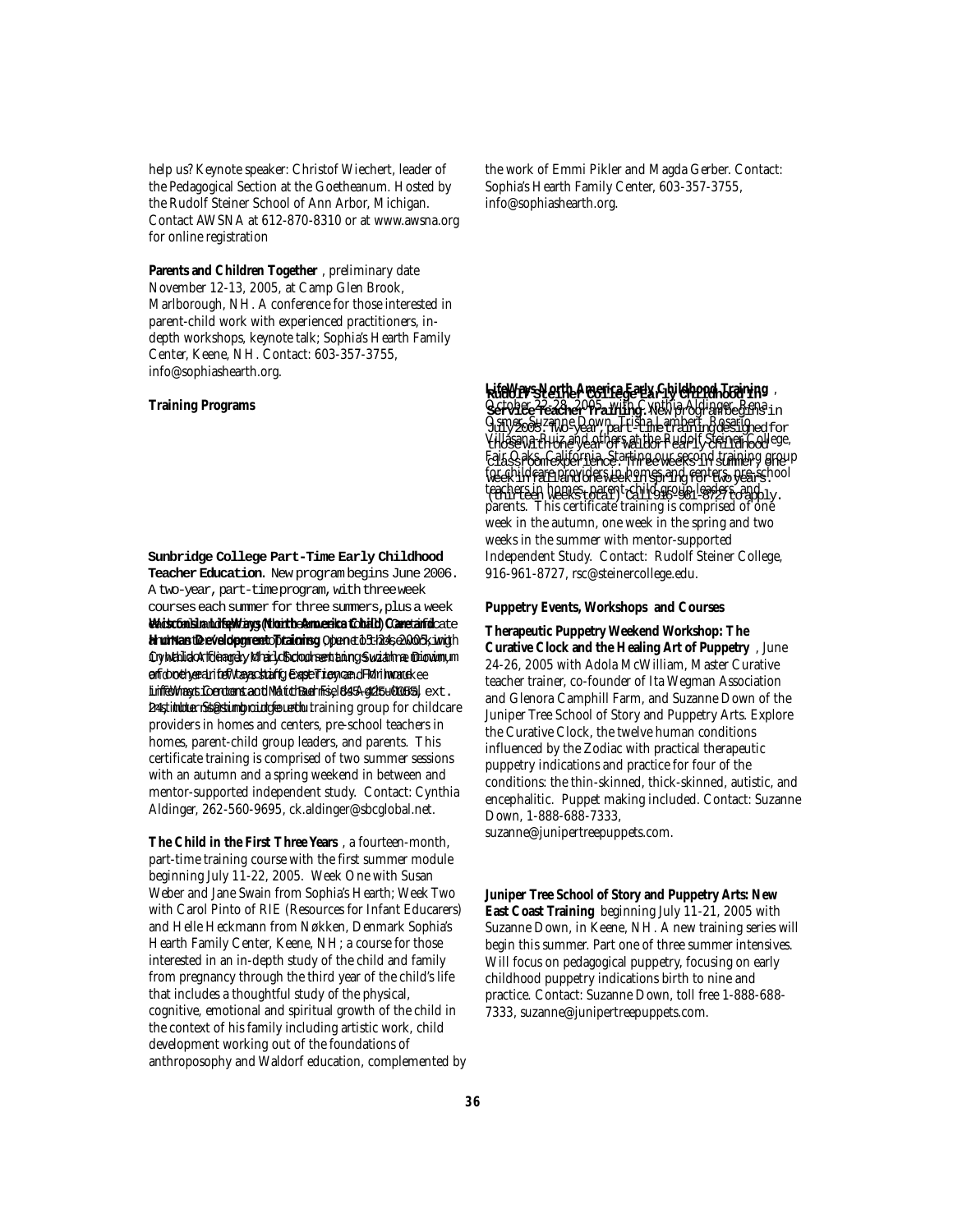help us? Keynote speaker: Christof Wiechert, leader of the Pedagogical Section at the Goetheanum. Hosted by the Rudolf Steiner School of Ann Arbor, Michigan. Contact AWSNA at 612-870-8310 or at www.awsna.org for online registration

**Parents and Children Together**, preliminary date November 12-13, 2005, at Camp Glen Brook, Marlborough, NH. A conference for those interested in parent-child work with experienced practitioners, in-depth workshops, keynote talk; Sophia's Hearth Family Center, Keene, NH. Contact: 603-357-3755, info@sophiashearth.org.

**Training Programs**

**Sunbridge College Part-Time Early Childhood Teacher Education.** New program begins June 2006. A two-year, part-time program, with three week courses each summer for three summers, plus a week each fall. Open to those with a minimum of one year of teaching experience. For information contact 845-425-0055, ext. 24, info@sunbridge.edu

**Wisconsin LifeWays (North America) Child Care and Human Development Training**, June 15-24, 2005, with Cynthia Aldinger, Mary O'Connell, Suzanne Down and others at the LifeWays Center at Milwaukee. Starting our fourth training group for childcare providers in homes and centers, pre-school teachers in homes, parent-child group leaders, and parents. This certificate training is comprised of two summer sessions with an autumn and a spring weekend in between and mentor-supported independent study. Contact: Cynthia Aldinger, 262-560-9695, ck.aldinger@sbcglobal.net.

**The Child in the First Three Years**, a fourteen-month, part-time training course with the first summer module beginning July 11-22, 2005. Week One with Susan Weber and Jane Swain from Sophia's Hearth; Week Two with Carol Pinto of RIE (Resources for Infant Educarers) and Helle Heckmann from Nøkken, Denmark Sophia's Hearth Family Center, Keene, NH; a course for those interested in an in-depth study of the child and family from pregnancy through the third year of the child's life that includes a thoughtful study of the physical, cognitive, emotional and spiritual growth of the child in the context of his family including artistic work, child development working out of the foundations of anthroposophy and Waldorf education, complemented by the work of Emmi Pikler and Magda Gerber. Contact: Sophia's Hearth Family Center, 603-357-3755, info@sophiashearth.org.

**Rudolf Steiner College Early Childhood In-Service Teacher Training.** New program begins in July 2005. Two-year, part-time training designed for those with one year of Waldorf early childhood classroom experience. Three weeks in summer, one week in fall and one week in spring for two years. (thirteen weeks total) Call 916-961-8727 to apply.

**LifeWays North America Early Childhood Training**, October 22-28, 2005, with Cynthia Aldinger, Rena Osmer, Suzanne Down, Trisha Lambert, Rosario Villasana-Ruiz and others at the Rudolf Steiner College, Fair Oaks, California. Starting our second training group for childcare providers in homes and centers, pre-school teachers in homes, parent-child group leaders, and parents. This certificate training is comprised of one week in the autumn, one week in the spring and two weeks in the summer with mentor-supported Independent Study. Contact: Rudolf Steiner College, 916-961-8727, rsc@steinercollege.edu.

**Puppetry Events, Workshops and Courses**

**Therapeutic Puppetry Weekend Workshop: The Curative Clock and the Healing Art of Puppetry**, June 24-26, 2005 with Adola McWilliam, Master Curative teacher trainer, co-founder of Ita Wegman Association and Glenora Camphill Farm, and Suzanne Down of the Juniper Tree School of Story and Puppetry Arts. Explore the Curative Clock, the twelve human conditions influenced by the Zodiac with practical therapeutic puppetry indications and practice for four of the conditions: the thin-skinned, thick-skinned, autistic, and encephalitic. Puppet making included. Contact: Suzanne Down, 1-888-688-7333, suzanne@junipertreepuppets.com.

**Juniper Tree School of Story and Puppetry Arts: New East Coast Training** beginning July 11-21, 2005 with Suzanne Down, in Keene, NH. A new training series will begin this summer. Part one of three summer intensives. Will focus on pedagogical puppetry, focusing on early childhood puppetry indications birth to nine and practice. Contact: Suzanne Down, toll free 1-888-688-7333, suzanne@junipertreepuppets.com.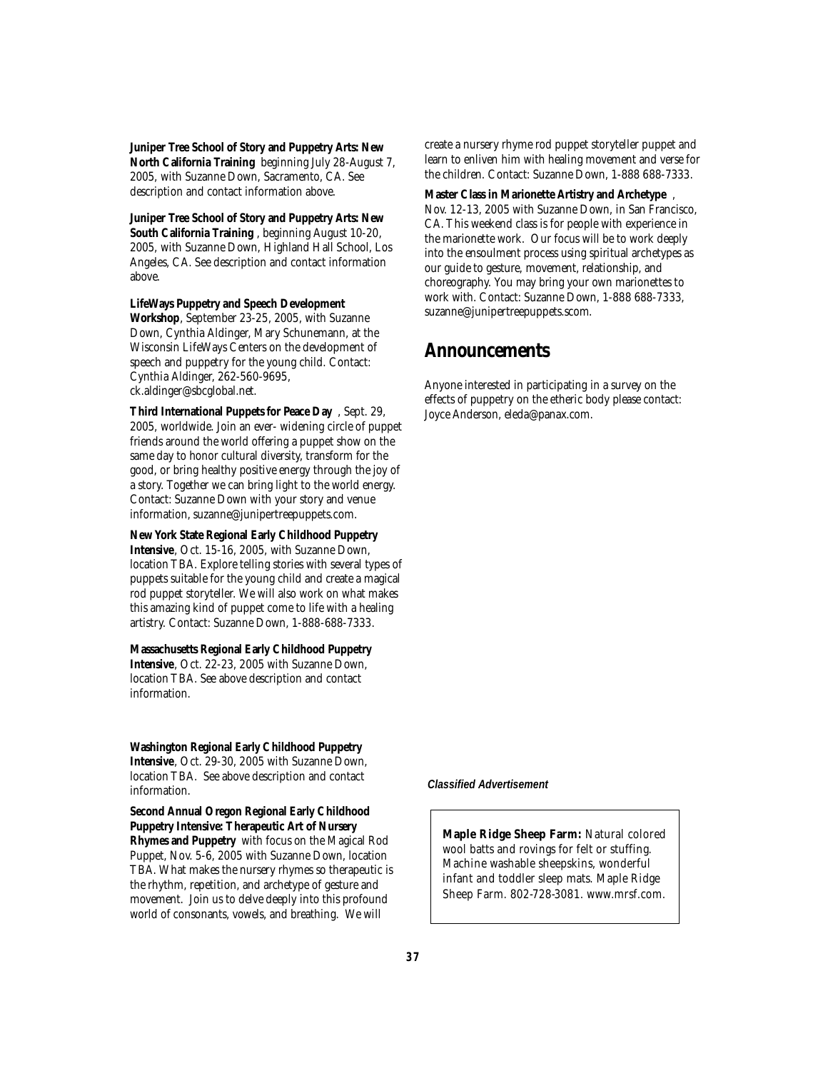**Juniper Tree School of Story and Puppetry Arts: New North California Training** beginning July 28-August 7, 2005, with Suzanne Down, Sacramento, CA. See description and contact information above.

**Juniper Tree School of Story and Puppetry Arts: New South California Training**, beginning August 10-20, 2005, with Suzanne Down, Highland Hall School, Los Angeles, CA. See description and contact information above.

**LifeWays Puppetry and Speech Development Workshop**, September 23-25, 2005, with Suzanne Down, Cynthia Aldinger, Mary Schunemann, at the Wisconsin LifeWays Centers on the development of speech and puppetry for the young child. Contact: Cynthia Aldinger, 262-560-9695, ck.aldinger@sbcglobal.net.

**Third International Puppets for Peace Day**, Sept. 29, 2005, worldwide. Join an ever- widening circle of puppet friends around the world offering a puppet show on the same day to honor cultural diversity, transform for the good, or bring healthy positive energy through the joy of a story. Together we can bring light to the world energy. Contact: Suzanne Down with your story and venue information, suzanne@junipertreepuppets.com.

**New York State Regional Early Childhood Puppetry Intensive**, Oct. 15-16, 2005, with Suzanne Down, location TBA. Explore telling stories with several types of puppets suitable for the young child and create a magical rod puppet storyteller. We will also work on what makes this amazing kind of puppet come to life with a healing artistry. Contact: Suzanne Down, 1-888-688-7333.

**Massachusetts Regional Early Childhood Puppetry Intensive**, Oct. 22-23, 2005 with Suzanne Down, location TBA. See above description and contact information.

**Washington Regional Early Childhood Puppetry Intensive**, Oct. 29-30, 2005 with Suzanne Down, location TBA. See above description and contact information.

**Second Annual Oregon Regional Early Childhood Puppetry Intensive: Therapeutic Art of Nursery Rhymes and Puppetry** with focus on the Magical Rod Puppet, Nov. 5-6, 2005 with Suzanne Down, location TBA. What makes the nursery rhymes so therapeutic is the rhythm, repetition, and archetype of gesture and movement. Join us to delve deeply into this profound world of consonants, vowels, and breathing. We will create a nursery rhyme rod puppet storyteller puppet and learn to enliven him with healing movement and verse for the children. Contact: Suzanne Down, 1-888 688-7333.

**Master Class in Marionette Artistry and Archetype**, Nov. 12-13, 2005 with Suzanne Down, in San Francisco, CA. This weekend class is for people with experience in the marionette work. Our focus will be to work deeply into the ensoulment process using spiritual archetypes as our guide to gesture, movement, relationship, and choreography. You may bring your own marionettes to work with. Contact: Suzanne Down, 1-888 688-7333, suzanne@junipertreepuppets.scom.

## Announcements

Anyone interested in participating in a survey on the effects of puppetry on the etheric body please contact: Joyce Anderson, eleda@panax.com.

***Classified Advertisement***

**Maple Ridge Sheep Farm:** Natural colored wool batts and rovings for felt or stuffing. Machine washable sheepskins, wonderful infant and toddler sleep mats. Maple Ridge Sheep Farm. 802-728-3081. www.mrsf.com.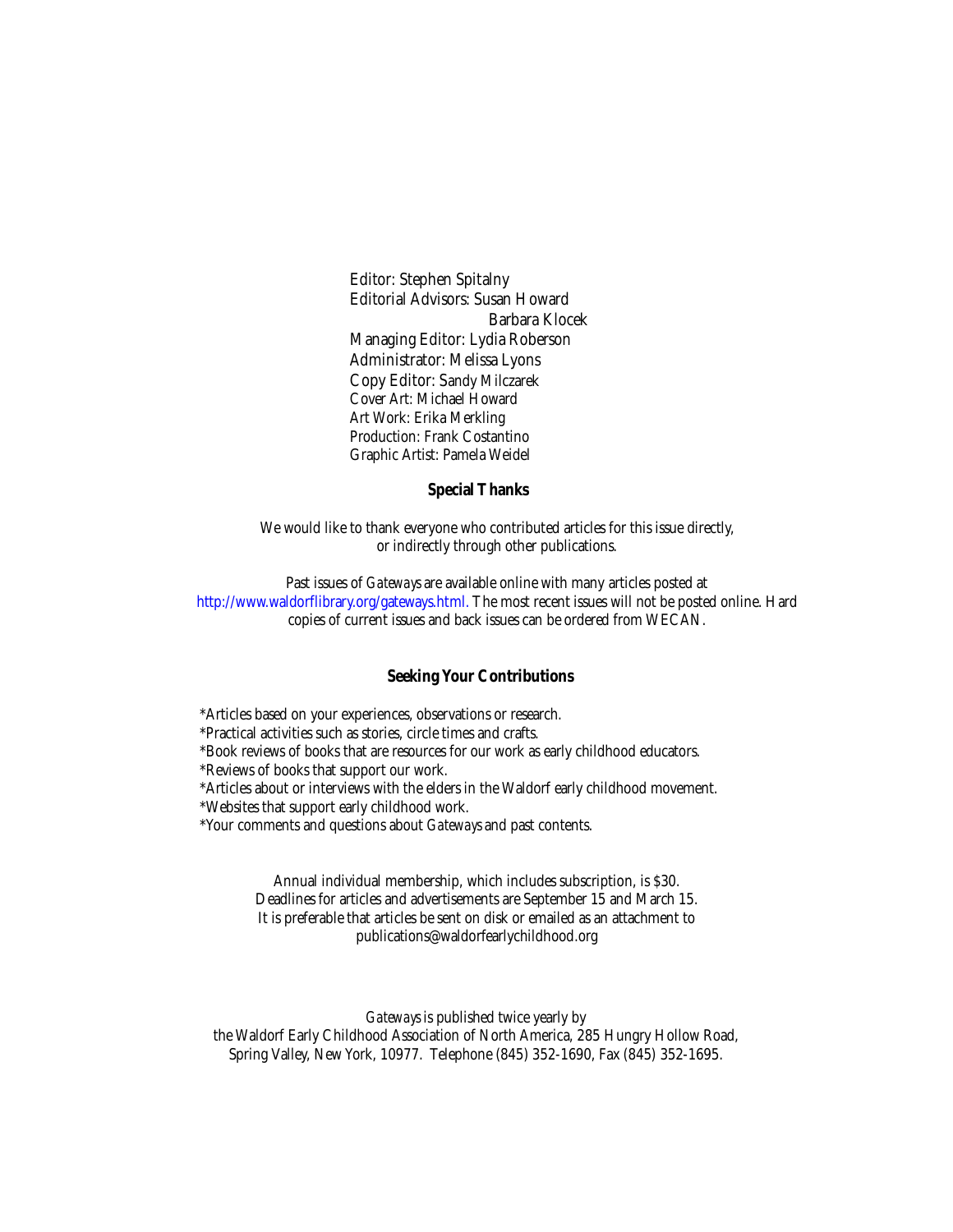Editor: Stephen Spitalny
Editorial Advisors: Susan Howard
Barbara Klocek
Managing Editor: Lydia Roberson
Administrator: Melissa Lyons
Copy Editor: Sandy Milczarek
Cover Art: Michael Howard
Art Work: Erika Merkling
Production: Frank Costantino
Graphic Artist: Pamela Weidel

**Special Thanks**

We would like to thank everyone who contributed articles for this issue directly, or indirectly through other publications.

Past issues of *Gateways* are available online with many articles posted at http://www.waldorflibrary.org/gateways.html. The most recent issues will not be posted online. Hard copies of current issues and back issues can be ordered from WECAN.

**Seeking Your Contributions**

*Articles based on your experiences, observations or research.
*Practical activities such as stories, circle times and crafts.
*Book reviews of books that are resources for our work as early childhood educators.
*Reviews of books that support our work.
*Articles about or interviews with the elders in the Waldorf early childhood movement.
*Websites that support early childhood work.
*Your comments and questions about *Gateways* and past contents.

Annual individual membership, which includes subscription, is $30.
Deadlines for articles and advertisements are September 15 and March 15.
It is preferable that articles be sent on disk or emailed as an attachment to publications@waldorfearlychildhood.org

*Gateways* is published twice yearly by
the Waldorf Early Childhood Association of North America, 285 Hungry Hollow Road, Spring Valley, New York, 10977. Telephone (845) 352-1690, Fax (845) 352-1695.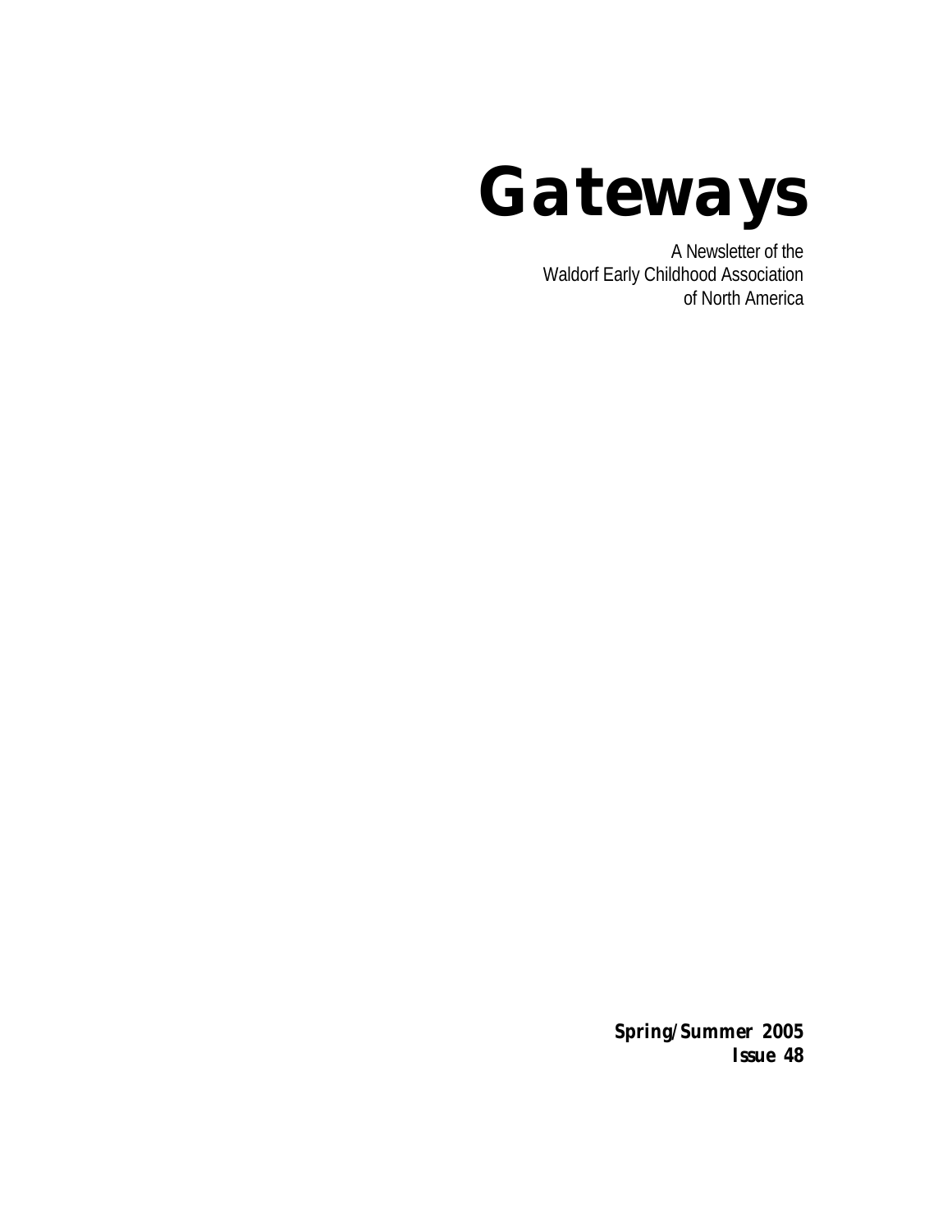# Gateways

A Newsletter of the
Waldorf Early Childhood Association
of North America

**Spring/Summer 2005**
**Issue 48**